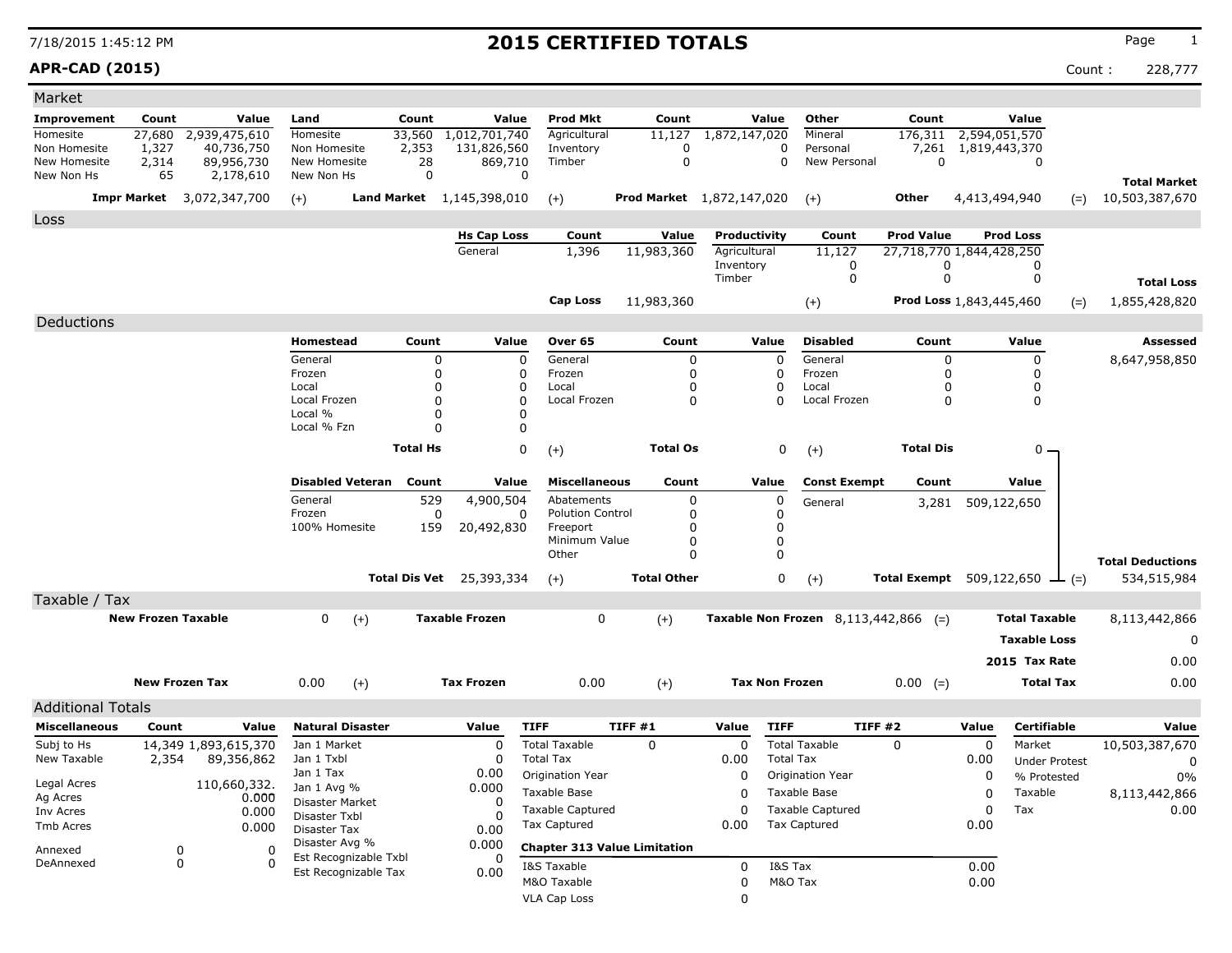# 2015 CERTIFIED TOTALS

7/18/2015 1:45:12 PM

**APR-CAD (2015)** Count : 228,777

## Market

| Improvement | Count | Value | Land | Count | Value | Prod Mkt | Count | Value | Other | Count | Value | |
|---|---|---|---|---|---|---|---|---|---|---|---|---|
| Homesite | 27,680 | 2,939,475,610 | Homesite | 33,560 | 1,012,701,740 | Agricultural | 11,127 | 1,872,147,020 | Mineral | 176,311 | 2,594,051,570 | |
| Non Homesite | 1,327 | 40,736,750 | Non Homesite | 2,353 | 131,826,560 | Inventory | 0 | 0 | Personal | 7,261 | 1,819,443,370 | |
| New Homesite | 2,314 | 89,956,730 | New Homesite | 28 | 869,710 | Timber | 0 | 0 | New Personal | 0 | 0 | |
| New Non Hs | 65 | 2,178,610 | New Non Hs | 0 | 0 | | | | | | | **Total Market** |
| **Impr Market** | | 3,072,347,700 | (+) **Land Market** | | 1,145,398,010 | (+) **Prod Market** | | 1,872,147,020 | (+) **Other** | | 4,413,494,940 | (=) 10,503,387,670 |

## Loss

| Hs Cap Loss | Count | Value | Productivity | Count | Prod Value | Prod Loss | |
|---|---|---|---|---|---|---|---|
| General | 1,396 | 11,983,360 | Agricultural | 11,127 | 27,718,770 | 1,844,428,250 | |
| | | | Inventory | 0 | 0 | 0 | |
| | | | Timber | 0 | 0 | 0 | **Total Loss** |
| **Cap Loss** | | 11,983,360 | (+) **Prod Loss** | | | 1,843,445,460 | (=) 1,855,428,820 |

## Deductions

| Homestead | Count | Value | Over 65 | Count | Value | Disabled | Count | Value | Assessed |
|---|---|---|---|---|---|---|---|---|---|
| General | 0 | 0 | General | 0 | 0 | General | 0 | 0 | 8,647,958,850 |
| Frozen | 0 | 0 | Frozen | 0 | 0 | Frozen | 0 | 0 | |
| Local | 0 | 0 | Local | 0 | 0 | Local | 0 | 0 | |
| Local Frozen | 0 | 0 | Local Frozen | 0 | 0 | Local Frozen | 0 | 0 | |
| Local % | 0 | 0 | | | | | | | |
| Local % Fzn | 0 | 0 | | | | | | | |
| **Total Hs** | | 0 | (+) **Total Os** | | 0 | (+) **Total Dis** | | 0 | |

| Disabled Veteran | Count | Value | Miscellaneous | Count | Value | Const Exempt | Count | Value | |
|---|---|---|---|---|---|---|---|---|---|
| General | 529 | 4,900,504 | Abatements | 0 | 0 | General | 3,281 | 509,122,650 | |
| Frozen | 0 | 0 | Polution Control | 0 | 0 | | | | |
| 100% Homesite | 159 | 20,492,830 | Freeport | 0 | 0 | | | | |
| | | | Minimum Value | 0 | 0 | | | | |
| | | | Other | 0 | 0 | | | | **Total Deductions** |
| **Total Dis Vet** | | 25,393,334 | (+) **Total Other** | | 0 | (+) **Total Exempt** | | 509,122,650 | (=) 534,515,984 |

## Taxable / Tax

| | | | | | | |
|---|---|---|---|---|---|---|
| **New Frozen Taxable** | 0 | (+) **Taxable Frozen** | 0 | (+) **Taxable Non Frozen** | 8,113,442,866 | (=) **Total Taxable** 8,113,442,866 |
| | | | | | | **Taxable Loss** 0 |
| | | | | | | **2015 Tax Rate** 0.00 |
| **New Frozen Tax** | 0.00 | (+) **Tax Frozen** | 0.00 | (+) **Tax Non Frozen** | 0.00 | (=) **Total Tax** 0.00 |

## Additional Totals

| Miscellaneous | Count | Value |
|---|---|---|
| Subj to Hs | 14,349 | 1,893,615,370 |
| New Taxable | 2,354 | 89,356,862 |
| Legal Acres | | 110,660,332. |
| Ag Acres | | 0.000 |
| Inv Acres | | 0.000 |
| Tmb Acres | | 0.000 |
| Annexed | 0 | 0 |
| DeAnnexed | 0 | 0 |

| Natural Disaster | Value |
|---|---|
| Jan 1 Market | 0 |
| Jan 1 Txbl | 0 |
| Jan 1 Tax | 0.00 |
| Jan 1 Avg % | 0.000 |
| Disaster Market | 0 |
| Disaster Txbl | 0 |
| Disaster Tax | 0.00 |
| Disaster Avg % | 0.000 |
| Est Recognizable Txbl | 0 |
| Est Recognizable Tax | 0.00 |

| TIFF | TIFF #1 | Value | TIFF | TIFF #2 | Value |
|---|---|---|---|---|---|
| Total Taxable | 0 | 0 | Total Taxable | 0 | 0 |
| Total Tax | | 0.00 | Total Tax | | 0.00 |
| Origination Year | | 0 | Origination Year | | 0 |
| Taxable Base | | 0 | Taxable Base | | 0 |
| Taxable Captured | | 0 | Taxable Captured | | 0 |
| Tax Captured | | 0.00 | Tax Captured | | 0.00 |

**Chapter 313 Value Limitation**

| | | | |
|---|---|---|---|
| I&S Taxable | 0 | I&S Tax | 0.00 |
| M&O Taxable | 0 | M&O Tax | 0.00 |
| VLA Cap Loss | 0 | | |

| Certifiable | Value |
|---|---|
| Market | 10,503,387,670 |
| Under Protest | 0 |
| % Protested | 0% |
| Taxable | 8,113,442,866 |
| Tax | 0.00 |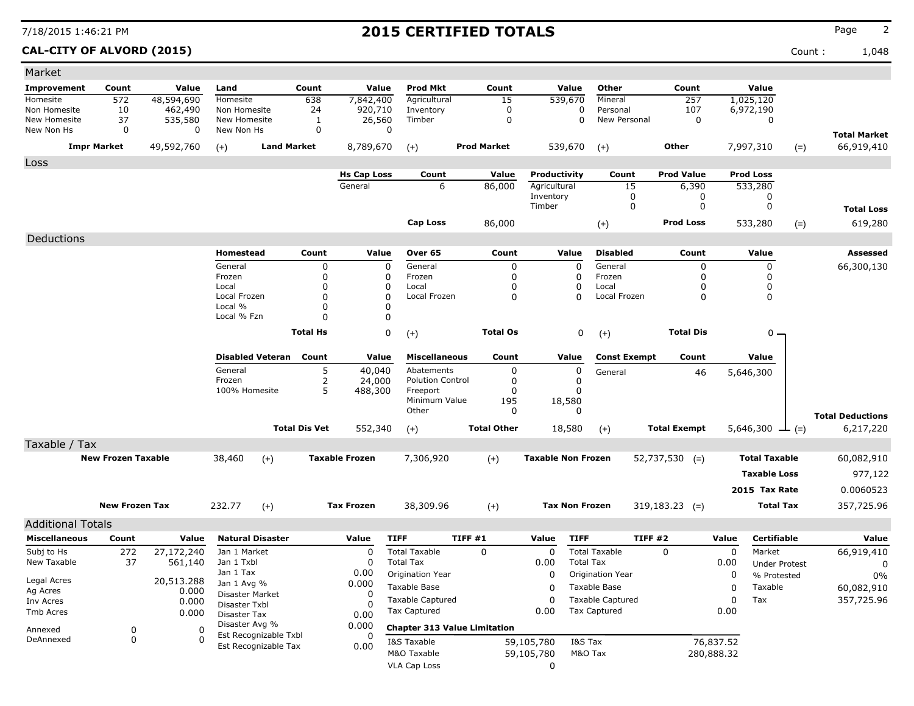# 2015 CERTIFIED TOTALS

**CAL-CITY OF ALVORD (2015)**

Count : 1,048

## Market

| Improvement | Count | Value | Land | Count | Value | Prod Mkt | Count | Value | Other | Count | Value | | Total Market |
|---|---|---|---|---|---|---|---|---|---|---|---|---|---|
| Homesite | 572 | 48,594,690 | Homesite | 638 | 7,842,400 | Agricultural | 15 | 539,670 | Mineral | 257 | 1,025,120 | | |
| Non Homesite | 10 | 462,490 | Non Homesite | 24 | 920,710 | Inventory | 0 | 0 | Personal | 107 | 6,972,190 | | |
| New Homesite | 37 | 535,580 | New Homesite | 1 | 26,560 | Timber | 0 | 0 | New Personal | 0 | 0 | | |
| New Non Hs | 0 | 0 | New Non Hs | 0 | 0 | | | | | | | | |
| **Impr Market** | | 49,592,760 | (+) **Land Market** | | 8,789,670 | (+) **Prod Market** | | 539,670 | (+) **Other** | | 7,997,310 | (=) | 66,919,410 |

## Loss

| Hs Cap Loss | Count | Value | Productivity | Count | Prod Value | Prod Loss | | Total Loss |
|---|---|---|---|---|---|---|---|---|
| General | 6 | 86,000 | Agricultural | 15 | 6,390 | 533,280 | | |
| | | | Inventory | 0 | 0 | 0 | | |
| | | | Timber | 0 | 0 | 0 | | |
| **Cap Loss** | | 86,000 | (+) | | **Prod Loss** | 533,280 | (=) | 619,280 |

## Deductions

| Homestead | Count | Value | Over 65 | Count | Value | Disabled | Count | Value | Assessed |
|---|---|---|---|---|---|---|---|---|---|
| General | 0 | 0 | General | 0 | 0 | General | 0 | 0 | 66,300,130 |
| Frozen | 0 | 0 | Frozen | 0 | 0 | Frozen | 0 | 0 | |
| Local | 0 | 0 | Local | 0 | 0 | Local | 0 | 0 | |
| Local Frozen | 0 | 0 | Local Frozen | 0 | 0 | Local Frozen | 0 | 0 | |
| Local % | 0 | 0 | | | | | | | |
| Local % Fzn | 0 | 0 | | | | | | | |
| **Total Hs** | | 0 | (+) **Total Os** | | 0 | (+) **Total Dis** | | 0 | |

| Disabled Veteran | Count | Value | Miscellaneous | Count | Value | Const Exempt | Count | Value | | Total Deductions |
|---|---|---|---|---|---|---|---|---|---|---|
| General | 5 | 40,040 | Abatements | 0 | 0 | General | 46 | 5,646,300 | | |
| Frozen | 2 | 24,000 | Polution Control | 0 | 0 | | | | | |
| 100% Homesite | 5 | 488,300 | Freeport | 0 | 0 | | | | | |
| | | | Minimum Value | 195 | 18,580 | | | | | |
| | | | Other | 0 | 0 | | | | | |
| **Total Dis Vet** | | 552,340 | (+) **Total Other** | | 18,580 | (+) **Total Exempt** | | 5,646,300 | (=) | 6,217,220 |

## Taxable / Tax

| | | | | | | | | | |
|---|---|---|---|---|---|---|---|---|---|
| **New Frozen Taxable** | 38,460 | (+) | **Taxable Frozen** | 7,306,920 | (+) | **Taxable Non Frozen** | 52,737,530 (=) | **Total Taxable** | 60,082,910 |
| | | | | | | | | **Taxable Loss** | 977,122 |
| | | | | | | | | **2015 Tax Rate** | 0.0060523 |
| **New Frozen Tax** | 232.77 | (+) | **Tax Frozen** | 38,309.96 | (+) | **Tax Non Frozen** | 319,183.23 (=) | **Total Tax** | 357,725.96 |

## Additional Totals

| Miscellaneous | Count | Value |
|---|---|---|
| Subj to Hs | 272 | 27,172,240 |
| New Taxable | 37 | 561,140 |
| Legal Acres | | 20,513.288 |
| Ag Acres | | 0.000 |
| Inv Acres | | 0.000 |
| Tmb Acres | | 0.000 |
| Annexed | 0 | 0 |
| DeAnnexed | 0 | 0 |

| Natural Disaster | Value |
|---|---|
| Jan 1 Market | 0 |
| Jan 1 Txbl | 0 |
| Jan 1 Tax | 0.00 |
| Jan 1 Avg % | 0.000 |
| Disaster Market | 0 |
| Disaster Txbl | 0 |
| Disaster Tax | 0.00 |
| Disaster Avg % | 0.000 |
| Est Recognizable Txbl | 0 |
| Est Recognizable Tax | 0.00 |

| TIFF | TIFF #1 | Value | TIFF | TIFF #2 | Value |
|---|---|---|---|---|---|
| Total Taxable | 0 | 0 | Total Taxable | 0 | 0 |
| Total Tax | | 0.00 | Total Tax | | 0.00 |
| Origination Year | | 0 | Origination Year | | 0 |
| Taxable Base | | 0 | Taxable Base | | 0 |
| Taxable Captured | | 0 | Taxable Captured | | 0 |
| Tax Captured | | 0.00 | Tax Captured | | 0.00 |

**Chapter 313 Value Limitation**

| | | | |
|---|---|---|---|
| I&S Taxable | 59,105,780 | I&S Tax | 76,837.52 |
| M&O Taxable | 59,105,780 | M&O Tax | 280,888.32 |
| VLA Cap Loss | 0 | | |

| Certifiable | Value |
|---|---|
| Market | 66,919,410 |
| Under Protest | 0 |
| % Protested | 0% |
| Taxable | 60,082,910 |
| Tax | 357,725.96 |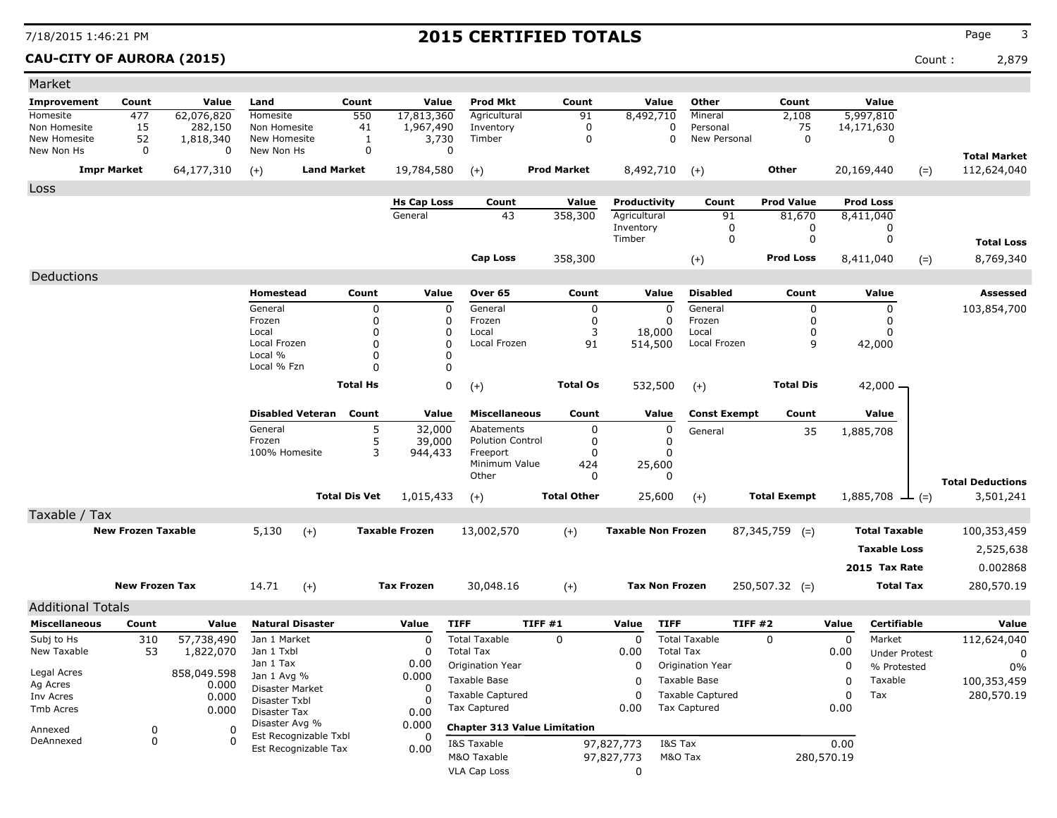# 2015 CERTIFIED TOTALS

**CAU-CITY OF AURORA (2015)** Count : 2,879

## Market

| Improvement | Count | Value | Land | Count | Value | Prod Mkt | Count | Value | Other | Count | Value | | |
|---|---|---|---|---|---|---|---|---|---|---|---|---|---|
| Homesite | 477 | 62,076,820 | Homesite | 550 | 17,813,360 | Agricultural | 91 | 8,492,710 | Mineral | 2,108 | 5,997,810 | | |
| Non Homesite | 15 | 282,150 | Non Homesite | 41 | 1,967,490 | Inventory | 0 | 0 | Personal | 75 | 14,171,630 | | |
| New Homesite | 52 | 1,818,340 | New Homesite | 1 | 3,730 | Timber | 0 | 0 | New Personal | 0 | 0 | | |
| New Non Hs | 0 | 0 | New Non Hs | 0 | 0 | | | | | | | | **Total Market** |
| **Impr Market** | | 64,177,310 | (+) | **Land Market** | 19,784,580 | (+) | **Prod Market** | 8,492,710 | (+) | **Other** | 20,169,440 | (=) | 112,624,040 |

## Loss

| Hs Cap Loss | Count | Value | Productivity | Count | Prod Value | Prod Loss | | |
|---|---|---|---|---|---|---|---|---|
| General | 43 | 358,300 | Agricultural | 91 | 81,670 | 8,411,040 | | |
| | | | Inventory | 0 | 0 | 0 | | |
| | | | Timber | 0 | 0 | 0 | | **Total Loss** |
| **Cap Loss** | | 358,300 | (+) | | **Prod Loss** | 8,411,040 | (=) | 8,769,340 |

## Deductions

| Homestead | Count | Value | Over 65 | Count | Value | Disabled | Count | Value | | Assessed |
|---|---|---|---|---|---|---|---|---|---|---|
| General | 0 | 0 | General | 0 | 0 | General | 0 | 0 | | 103,854,700 |
| Frozen | 0 | 0 | Frozen | 0 | 0 | Frozen | 0 | 0 | | |
| Local | 0 | 0 | Local | 3 | 18,000 | Local | 0 | 0 | | |
| Local Frozen | 0 | 0 | Local Frozen | 91 | 514,500 | Local Frozen | 9 | 42,000 | | |
| Local % | 0 | 0 | | | | | | | | |
| Local % Fzn | 0 | 0 | | | | | | | | |
| **Total Hs** | | 0 | (+) | **Total Os** | 532,500 | (+) | **Total Dis** | 42,000 | | |

| Disabled Veteran | Count | Value | Miscellaneous | Count | Value | Const Exempt | Count | Value | | |
|---|---|---|---|---|---|---|---|---|---|---|
| General | 5 | 32,000 | Abatements | 0 | 0 | General | 35 | 1,885,708 | | |
| Frozen | 5 | 39,000 | Polution Control | 0 | 0 | | | | | |
| 100% Homesite | 3 | 944,433 | Freeport | 0 | 0 | | | | | |
| | | | Minimum Value | 424 | 25,600 | | | | | |
| | | | Other | 0 | 0 | | | | | **Total Deductions** |
| **Total Dis Vet** | | 1,015,433 | (+) | **Total Other** | 25,600 | (+) | **Total Exempt** | 1,885,708 | (=) | 3,501,241 |

## Taxable / Tax

| | | | | | | | | | |
|---|---|---|---|---|---|---|---|---|---|
| **New Frozen Taxable** | 5,130 | (+) | **Taxable Frozen** | 13,002,570 | (+) | **Taxable Non Frozen** | 87,345,759 (=) | **Total Taxable** | 100,353,459 |
| | | | | | | | | **Taxable Loss** | 2,525,638 |
| | | | | | | | | **2015 Tax Rate** | 0.002868 |
| **New Frozen Tax** | 14.71 | (+) | **Tax Frozen** | 30,048.16 | (+) | **Tax Non Frozen** | 250,507.32 (=) | **Total Tax** | 280,570.19 |

## Additional Totals

| Miscellaneous | Count | Value | Natural Disaster | Value | TIFF | TIFF #1 | Value | TIFF | TIFF #2 | Value | Certifiable | Value |
|---|---|---|---|---|---|---|---|---|---|---|---|---|
| Subj to Hs | 310 | 57,738,490 | Jan 1 Market | 0 | Total Taxable | 0 | 0 | Total Taxable | 0 | 0 | Market | 112,624,040 |
| New Taxable | 53 | 1,822,070 | Jan 1 Txbl | 0 | Total Tax | | 0.00 | Total Tax | | 0.00 | Under Protest | 0 |
| | | | Jan 1 Tax | 0.00 | Origination Year | | 0 | Origination Year | | 0 | % Protested | 0% |
| Legal Acres | | 858,049.598 | Jan 1 Avg % | 0.000 | Taxable Base | | 0 | Taxable Base | | 0 | Taxable | 100,353,459 |
| Ag Acres | | 0.000 | Disaster Market | 0 | Taxable Captured | | 0 | Taxable Captured | | 0 | Tax | 280,570.19 |
| Inv Acres | | 0.000 | Disaster Txbl | 0 | Tax Captured | | 0.00 | Tax Captured | | 0.00 | | |
| Tmb Acres | | 0.000 | Disaster Tax | 0.00 | | | | | | | | |
| Annexed | 0 | 0 | Disaster Avg % | 0.000 | | | | | | | | |
| DeAnnexed | 0 | 0 | Est Recognizable Txbl | 0 | | | | | | | | |
| | | | Est Recognizable Tax | 0.00 | | | | | | | | |

**Chapter 313 Value Limitation**

| | | | |
|---|---|---|---|
| I&S Taxable | 97,827,773 | I&S Tax | 0.00 |
| M&O Taxable | 97,827,773 | M&O Tax | 280,570.19 |
| VLA Cap Loss | 0 | | |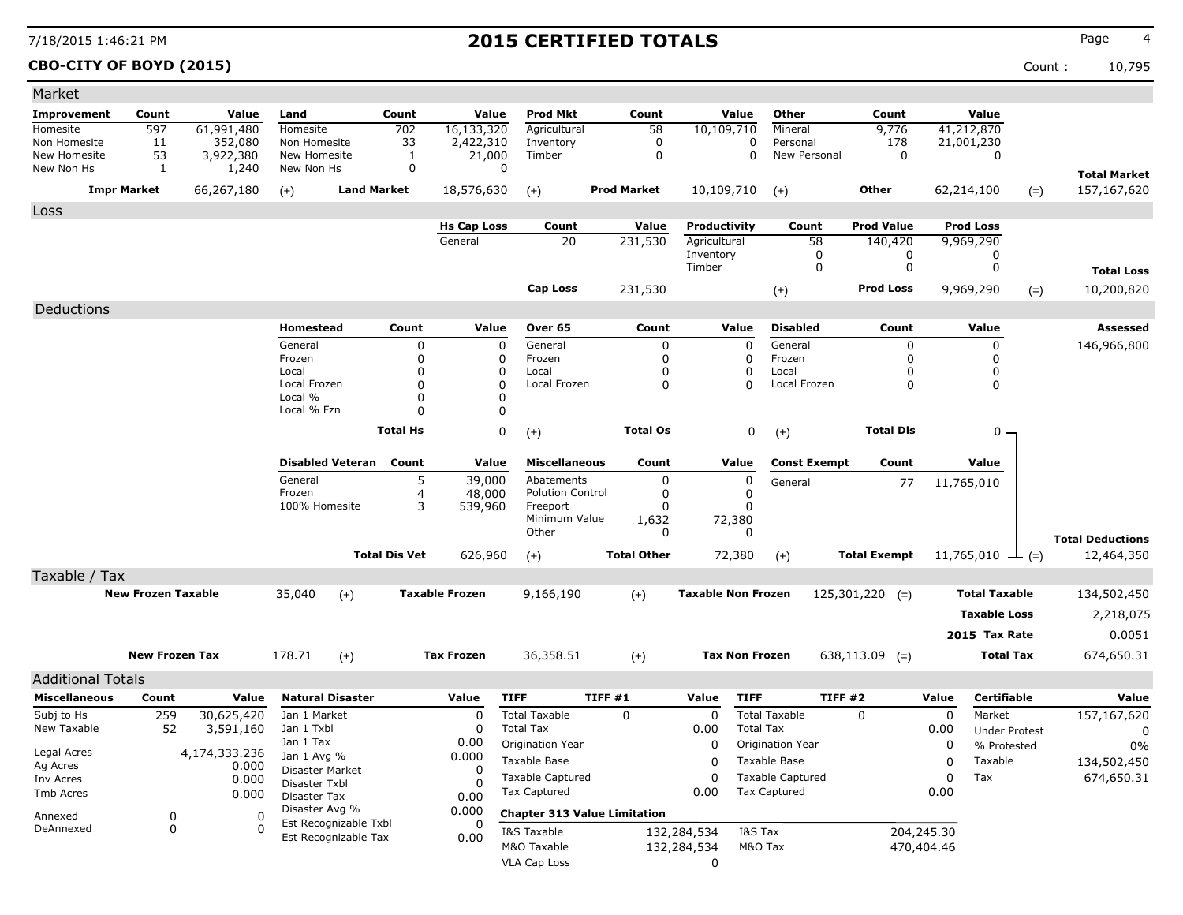# 2015 CERTIFIED TOTALS

**CBO-CITY OF BOYD (2015)** Count : 10,795

## Market

| Improvement | Count | Value | Land | Count | Value | Prod Mkt | Count | Value | Other | Count | Value | | |
|---|---|---|---|---|---|---|---|---|---|---|---|---|---|
| Homesite | 597 | 61,991,480 | Homesite | 702 | 16,133,320 | Agricultural | 58 | 10,109,710 | Mineral | 9,776 | 41,212,870 | | |
| Non Homesite | 11 | 352,080 | Non Homesite | 33 | 2,422,310 | Inventory | 0 | 0 | Personal | 178 | 21,001,230 | | |
| New Homesite | 53 | 3,922,380 | New Homesite | 1 | 21,000 | Timber | 0 | 0 | New Personal | 0 | 0 | | |
| New Non Hs | 1 | 1,240 | New Non Hs | 0 | 0 | | | | | | | | **Total Market** |
| **Impr Market** | | 66,267,180 | (+) **Land Market** | | 18,576,630 | (+) **Prod Market** | | 10,109,710 | (+) **Other** | | 62,214,100 | (=) | 157,167,620 |

## Loss

| Hs Cap Loss | Count | Value | Productivity | Count | Prod Value | Prod Loss | | |
|---|---|---|---|---|---|---|---|---|
| General | 20 | 231,530 | Agricultural | 58 | 140,420 | 9,969,290 | | |
| | | | Inventory | 0 | 0 | 0 | | |
| | | | Timber | 0 | 0 | 0 | | **Total Loss** |
| **Cap Loss** | | 231,530 | (+) | | **Prod Loss** | 9,969,290 | (=) | 10,200,820 |

## Deductions

| Homestead | Count | Value | Over 65 | Count | Value | Disabled | Count | Value | Assessed |
|---|---|---|---|---|---|---|---|---|---|
| General | 0 | 0 | General | 0 | 0 | General | 0 | 0 | 146,966,800 |
| Frozen | 0 | 0 | Frozen | 0 | 0 | Frozen | 0 | 0 | |
| Local | 0 | 0 | Local | 0 | 0 | Local | 0 | 0 | |
| Local Frozen | 0 | 0 | Local Frozen | 0 | 0 | Local Frozen | 0 | 0 | |
| Local % | 0 | 0 | | | | | | | |
| Local % Fzn | 0 | 0 | | | | | | | |
| | **Total Hs** | 0 | (+) | **Total Os** | 0 | (+) | **Total Dis** | 0 | |

| Disabled Veteran | Count | Value | Miscellaneous | Count | Value | Const Exempt | Count | Value | | |
|---|---|---|---|---|---|---|---|---|---|---|
| General | 5 | 39,000 | Abatements | 0 | 0 | General | 77 | 11,765,010 | | |
| Frozen | 4 | 48,000 | Polution Control | 0 | 0 | | | | | |
| 100% Homesite | 3 | 539,960 | Freeport | 0 | 0 | | | | | |
| | | | Minimum Value | 1,632 | 72,380 | | | | | |
| | | | Other | 0 | 0 | | | | | **Total Deductions** |
| | **Total Dis Vet** | 626,960 | (+) | **Total Other** | 72,380 | (+) | **Total Exempt** | 11,765,010 | (=) | 12,464,350 |

## Taxable / Tax

| | | | | | | | | | |
|---|---|---|---|---|---|---|---|---|---|
| **New Frozen Taxable** | 35,040 | (+) | **Taxable Frozen** | 9,166,190 | (+) | **Taxable Non Frozen** | 125,301,220 | (=) **Total Taxable** | 134,502,450 |
| | | | | | | | | **Taxable Loss** | 2,218,075 |
| | | | | | | | | **2015 Tax Rate** | 0.0051 |
| **New Frozen Tax** | 178.71 | (+) | **Tax Frozen** | 36,358.51 | (+) | **Tax Non Frozen** | 638,113.09 | (=) **Total Tax** | 674,650.31 |

## Additional Totals

| Miscellaneous | Count | Value | Natural Disaster | Value | TIFF | TIFF #1 | Value | TIFF | TIFF #2 | Value | Certifiable | Value |
|---|---|---|---|---|---|---|---|---|---|---|---|---|
| Subj to Hs | 259 | 30,625,420 | Jan 1 Market | 0 | Total Taxable | 0 | 0 | Total Taxable | 0 | 0 | Market | 157,167,620 |
| New Taxable | 52 | 3,591,160 | Jan 1 Txbl | 0 | Total Tax | | 0.00 | Total Tax | | 0.00 | Under Protest | 0 |
| | | | Jan 1 Tax | 0.00 | Origination Year | | 0 | Origination Year | | 0 | % Protested | 0% |
| Legal Acres | | 4,174,333.236 | Jan 1 Avg % | 0.000 | Taxable Base | | 0 | Taxable Base | | 0 | Taxable | 134,502,450 |
| Ag Acres | | 0.000 | Disaster Market | 0 | Taxable Captured | | 0 | Taxable Captured | | 0 | Tax | 674,650.31 |
| Inv Acres | | 0.000 | Disaster Txbl | 0 | Tax Captured | | 0.00 | Tax Captured | | 0.00 | | |
| Tmb Acres | | 0.000 | Disaster Tax | 0.00 | | | | | | | | |
| Annexed | 0 | 0 | Disaster Avg % | 0.000 | | | | | | | | |
| DeAnnexed | 0 | 0 | Est Recognizable Txbl | 0 | | | | | | | | |
| | | | Est Recognizable Tax | 0.00 | | | | | | | | |

**Chapter 313 Value Limitation**

| | | | |
|---|---|---|---|
| I&S Taxable | 132,284,534 | I&S Tax | 204,245.30 |
| M&O Taxable | 132,284,534 | M&O Tax | 470,404.46 |
| VLA Cap Loss | 0 | | |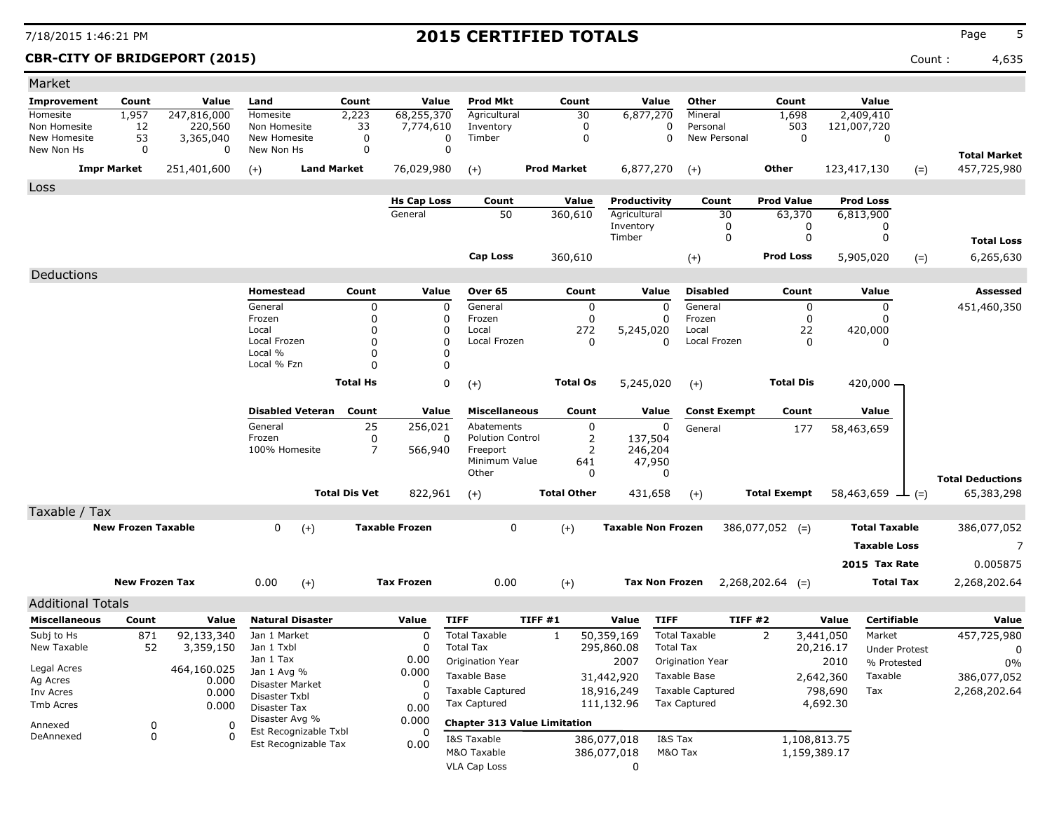# 2015 CERTIFIED TOTALS

**CBR-CITY OF BRIDGEPORT (2015)** Count : 4,635

## Market

| Improvement | Count | Value | Land | Count | Value | Prod Mkt | Count | Value | Other | Count | Value | | |
|---|---|---|---|---|---|---|---|---|---|---|---|---|---|
| Homesite | 1,957 | 247,816,000 | Homesite | 2,223 | 68,255,370 | Agricultural | 30 | 6,877,270 | Mineral | 1,698 | 2,409,410 | | |
| Non Homesite | 12 | 220,560 | Non Homesite | 33 | 7,774,610 | Inventory | 0 | 0 | Personal | 503 | 121,007,720 | | |
| New Homesite | 53 | 3,365,040 | New Homesite | 0 | 0 | Timber | 0 | 0 | New Personal | 0 | 0 | | |
| New Non Hs | 0 | 0 | New Non Hs | 0 | 0 | | | | | | | | **Total Market** |
| **Impr Market** | | 251,401,600 | (+) **Land Market** | | 76,029,980 | (+) **Prod Market** | | 6,877,270 | (+) **Other** | | 123,417,130 | (=) | 457,725,980 |

## Loss

| Hs Cap Loss | Count | Value | Productivity | Count | Prod Value | Prod Loss | | |
|---|---|---|---|---|---|---|---|---|
| General | 50 | 360,610 | Agricultural | 30 | 63,370 | 6,813,900 | | |
| | | | Inventory | 0 | 0 | 0 | | |
| | | | Timber | 0 | 0 | 0 | | **Total Loss** |
| **Cap Loss** | | 360,610 | (+) | | **Prod Loss** | 5,905,020 | (=) | 6,265,630 |

## Deductions

| Homestead | Count | Value | Over 65 | Count | Value | Disabled | Count | Value | | **Assessed** |
|---|---|---|---|---|---|---|---|---|---|---|
| General | 0 | 0 | General | 0 | 0 | General | 0 | 0 | | 451,460,350 |
| Frozen | 0 | 0 | Frozen | 0 | 0 | Frozen | 0 | 0 | | |
| Local | 0 | 0 | Local | 272 | 5,245,020 | Local | 22 | 420,000 | | |
| Local Frozen | 0 | 0 | Local Frozen | 0 | 0 | Local Frozen | 0 | 0 | | |
| Local % | 0 | 0 | | | | | | | | |
| Local % Fzn | 0 | 0 | | | | | | | | |
| **Total Hs** | | 0 | (+) **Total Os** | | 5,245,020 | (+) **Total Dis** | | 420,000 | | |

| Disabled Veteran | Count | Value | Miscellaneous | Count | Value | Const Exempt | Count | Value | | |
|---|---|---|---|---|---|---|---|---|---|---|
| General | 25 | 256,021 | Abatements | 0 | 0 | General | 177 | 58,463,659 | | |
| Frozen | 0 | 0 | Polution Control | 2 | 137,504 | | | | | |
| 100% Homesite | 7 | 566,940 | Freeport | 2 | 246,204 | | | | | |
| | | | Minimum Value | 641 | 47,950 | | | | | |
| | | | Other | 0 | 0 | | | | | **Total Deductions** |
| **Total Dis Vet** | | 822,961 | (+) **Total Other** | | 431,658 | (+) **Total Exempt** | | 58,463,659 | (=) | 65,383,298 |

## Taxable / Tax

| | | | | | | | | |
|---|---|---|---|---|---|---|---|---|
| **New Frozen Taxable** | 0 | (+) **Taxable Frozen** | 0 | (+) **Taxable Non Frozen** | 386,077,052 | (=) | **Total Taxable** | 386,077,052 |
| | | | | | | | **Taxable Loss** | 7 |
| | | | | | | | **2015 Tax Rate** | 0.005875 |
| **New Frozen Tax** | 0.00 | (+) **Tax Frozen** | 0.00 | (+) **Tax Non Frozen** | 2,268,202.64 | (=) | **Total Tax** | 2,268,202.64 |

## Additional Totals

| Miscellaneous | Count | Value |
|---|---|---|
| Subj to Hs | 871 | 92,133,340 |
| New Taxable | 52 | 3,359,150 |
| Legal Acres | | 464,160.025 |
| Ag Acres | | 0.000 |
| Inv Acres | | 0.000 |
| Tmb Acres | | 0.000 |
| Annexed | 0 | 0 |
| DeAnnexed | 0 | 0 |

| Natural Disaster | Value |
|---|---|
| Jan 1 Market | 0 |
| Jan 1 Txbl | 0 |
| Jan 1 Tax | 0.00 |
| Jan 1 Avg % | 0.000 |
| Disaster Market | 0 |
| Disaster Txbl | 0 |
| Disaster Tax | 0.00 |
| Disaster Avg % | 0.000 |
| Est Recognizable Txbl | 0 |
| Est Recognizable Tax | 0.00 |

| TIFF | TIFF #1 | Value | TIFF | TIFF #2 | Value |
|---|---|---|---|---|---|
| Total Taxable | 1 | 50,359,169 | Total Taxable | 2 | 3,441,050 |
| Total Tax | | 295,860.08 | Total Tax | | 20,216.17 |
| Origination Year | | 2007 | Origination Year | | 2010 |
| Taxable Base | | 31,442,920 | Taxable Base | | 2,642,360 |
| Taxable Captured | | 18,916,249 | Taxable Captured | | 798,690 |
| Tax Captured | | 111,132.96 | Tax Captured | | 4,692.30 |

| Chapter 313 Value Limitation | | | |
|---|---|---|---|
| I&S Taxable | 386,077,018 | I&S Tax | 1,108,813.75 |
| M&O Taxable | 386,077,018 | M&O Tax | 1,159,389.17 |
| VLA Cap Loss | 0 | | |

| Certifiable | Value |
|---|---|
| Market | 457,725,980 |
| Under Protest | 0 |
| % Protested | 0% |
| Taxable | 386,077,052 |
| Tax | 2,268,202.64 |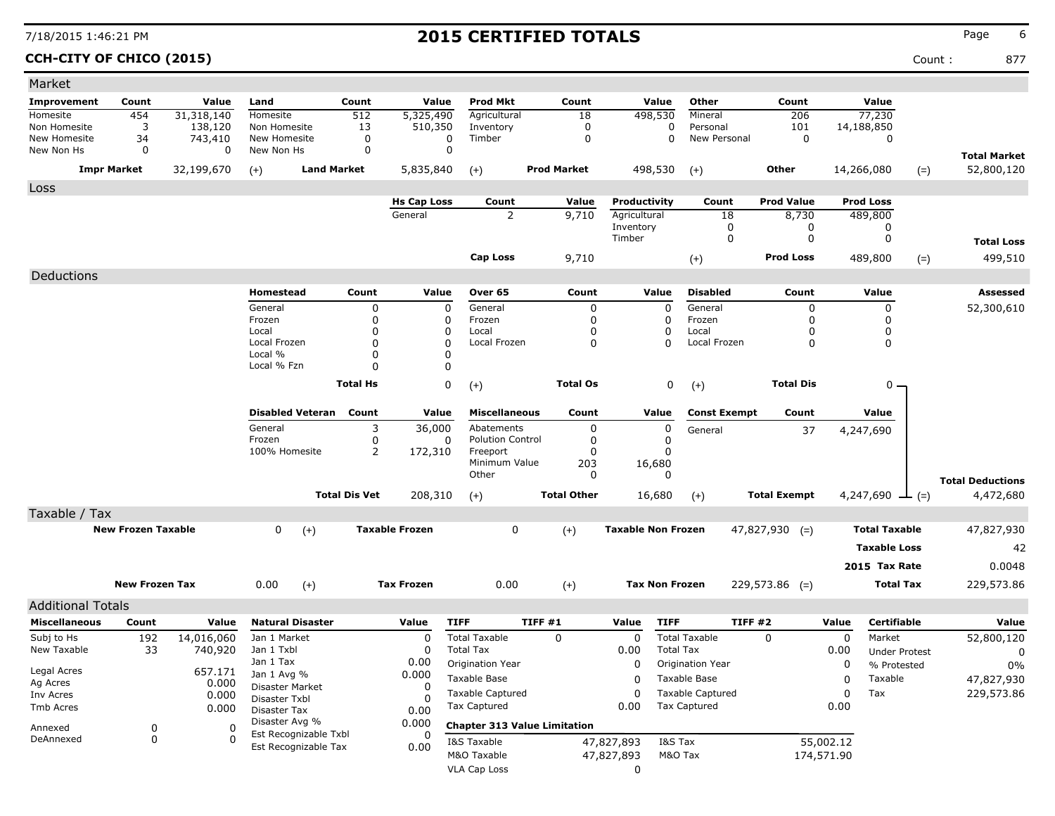# 2015 CERTIFIED TOTALS

**CCH-CITY OF CHICO (2015)**

Count : 877

## Market

| Improvement | Count | Value | Land | Count | Value | Prod Mkt | Count | Value | Other | Count | Value | | |
|---|---|---|---|---|---|---|---|---|---|---|---|---|---|
| Homesite | 454 | 31,318,140 | Homesite | 512 | 5,325,490 | Agricultural | 18 | 498,530 | Mineral | 206 | 77,230 | | |
| Non Homesite | 3 | 138,120 | Non Homesite | 13 | 510,350 | Inventory | 0 | 0 | Personal | 101 | 14,188,850 | | |
| New Homesite | 34 | 743,410 | New Homesite | 0 | 0 | Timber | 0 | 0 | New Personal | 0 | 0 | | |
| New Non Hs | 0 | 0 | New Non Hs | 0 | 0 | | | | | | | | **Total Market** |
| **Impr Market** | | 32,199,670 | (+) | **Land Market** | 5,835,840 | (+) | **Prod Market** | 498,530 | (+) | **Other** | 14,266,080 | (=) | 52,800,120 |

## Loss

| Hs Cap Loss | Count | Value | Productivity | Count | Prod Value | Prod Loss | | |
|---|---|---|---|---|---|---|---|---|
| General | 2 | 9,710 | Agricultural | 18 | 8,730 | 489,800 | | |
| | | | Inventory | 0 | 0 | 0 | | |
| | | | Timber | 0 | 0 | 0 | | **Total Loss** |
| **Cap Loss** | | 9,710 | (+) | | **Prod Loss** | 489,800 | (=) | 499,510 |

## Deductions

| Homestead | Count | Value | Over 65 | Count | Value | Disabled | Count | Value | | Assessed |
|---|---|---|---|---|---|---|---|---|---|---|
| General | 0 | 0 | General | 0 | 0 | General | 0 | 0 | | 52,300,610 |
| Frozen | 0 | 0 | Frozen | 0 | 0 | Frozen | 0 | 0 | | |
| Local | 0 | 0 | Local | 0 | 0 | Local | 0 | 0 | | |
| Local Frozen | 0 | 0 | Local Frozen | 0 | 0 | Local Frozen | 0 | 0 | | |
| Local % | 0 | 0 | | | | | | | | |
| Local % Fzn | 0 | 0 | | | | | | | | |
| **Total Hs** | | 0 | (+) **Total Os** | | 0 | (+) **Total Dis** | | 0 | | |

| Disabled Veteran | Count | Value | Miscellaneous | Count | Value | Const Exempt | Count | Value | | Total Deductions |
|---|---|---|---|---|---|---|---|---|---|---|
| General | 3 | 36,000 | Abatements | 0 | 0 | General | 37 | 4,247,690 | | |
| Frozen | 0 | 0 | Polution Control | 0 | 0 | | | | | |
| 100% Homesite | 2 | 172,310 | Freeport | 0 | 0 | | | | | |
| | | | Minimum Value | 203 | 16,680 | | | | | |
| | | | Other | 0 | 0 | | | | | |
| **Total Dis Vet** | | 208,310 | (+) **Total Other** | | 16,680 | (+) **Total Exempt** | | 4,247,690 | (=) | 4,472,680 |

## Taxable / Tax

| | | | | | | | | | |
|---|---|---|---|---|---|---|---|---|---|
| **New Frozen Taxable** | 0 | (+) | **Taxable Frozen** | 0 | (+) | **Taxable Non Frozen** | 47,827,930 (=) | **Total Taxable** | 47,827,930 |
| | | | | | | | | **Taxable Loss** | 42 |
| | | | | | | | | **2015 Tax Rate** | 0.0048 |
| **New Frozen Tax** | 0.00 | (+) | **Tax Frozen** | 0.00 | (+) | **Tax Non Frozen** | 229,573.86 (=) | **Total Tax** | 229,573.86 |

## Additional Totals

| Miscellaneous | Count | Value | Natural Disaster | Value | TIFF | TIFF #1 | Value | TIFF | TIFF #2 | Value | Certifiable | Value |
|---|---|---|---|---|---|---|---|---|---|---|---|---|
| Subj to Hs | 192 | 14,016,060 | Jan 1 Market | 0 | Total Taxable | 0 | 0 | Total Taxable | 0 | 0 | Market | 52,800,120 |
| New Taxable | 33 | 740,920 | Jan 1 Txbl | 0 | Total Tax | | 0.00 | Total Tax | | 0.00 | Under Protest | 0 |
| | | | Jan 1 Tax | 0.00 | Origination Year | | 0 | Origination Year | | 0 | % Protested | 0% |
| Legal Acres | | 657.171 | Jan 1 Avg % | 0.000 | Taxable Base | | 0 | Taxable Base | | 0 | Taxable | 47,827,930 |
| Ag Acres | | 0.000 | Disaster Market | 0 | Taxable Captured | | 0 | Taxable Captured | | 0 | Tax | 229,573.86 |
| Inv Acres | | 0.000 | Disaster Txbl | 0 | Tax Captured | | 0.00 | Tax Captured | | 0.00 | | |
| Tmb Acres | | 0.000 | Disaster Tax | 0.00 | | | | | | | | |
| Annexed | 0 | 0 | Disaster Avg % | 0.000 | | | | | | | | |
| DeAnnexed | 0 | 0 | Est Recognizable Txbl | 0 | | | | | | | | |
| | | | Est Recognizable Tax | 0.00 | | | | | | | | |

**Chapter 313 Value Limitation**

| | | | |
|---|---|---|---|
| I&S Taxable | 47,827,893 | I&S Tax | 55,002.12 |
| M&O Taxable | 47,827,893 | M&O Tax | 174,571.90 |
| VLA Cap Loss | 0 | | |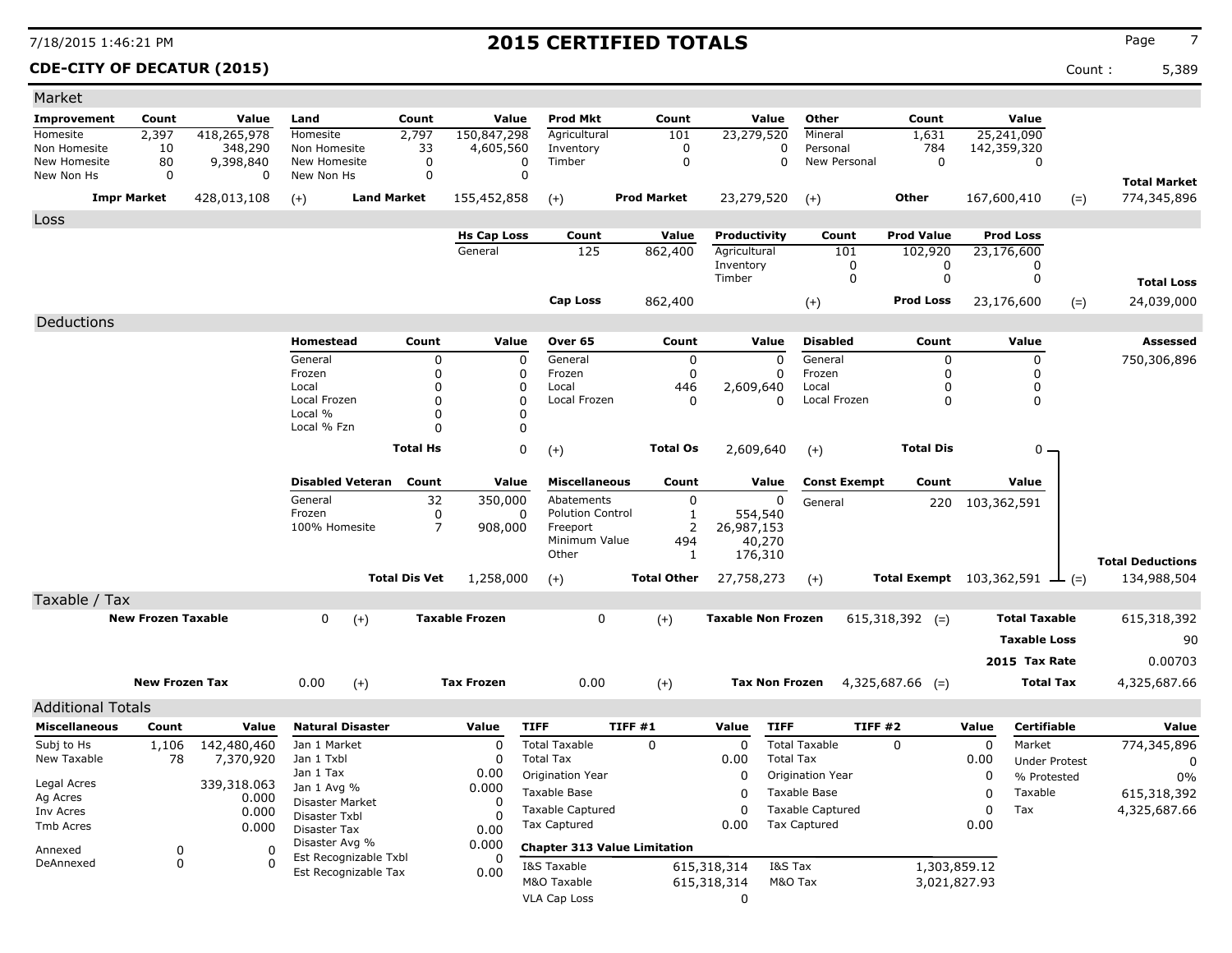# 2015 CERTIFIED TOTALS

**CDE-CITY OF DECATUR (2015)**

Count : 5,389

## Market

| Improvement | Count | Value | Land | Count | Value | Prod Mkt | Count | Value | Other | Count | Value | | |
|---|---|---|---|---|---|---|---|---|---|---|---|---|---|
| Homesite | 2,397 | 418,265,978 | Homesite | 2,797 | 150,847,298 | Agricultural | 101 | 23,279,520 | Mineral | 1,631 | 25,241,090 | | |
| Non Homesite | 10 | 348,290 | Non Homesite | 33 | 4,605,560 | Inventory | 0 | 0 | Personal | 784 | 142,359,320 | | |
| New Homesite | 80 | 9,398,840 | New Homesite | 0 | 0 | Timber | 0 | 0 | New Personal | 0 | 0 | | |
| New Non Hs | 0 | 0 | New Non Hs | 0 | 0 | | | | | | | | **Total Market** |
| **Impr Market** | | 428,013,108 | (+) **Land Market** | | 155,452,858 | (+) **Prod Market** | | 23,279,520 | (+) **Other** | | 167,600,410 | (=) | 774,345,896 |

## Loss

| Hs Cap Loss | Count | Value | Productivity | Count | Prod Value | Prod Loss | | |
|---|---|---|---|---|---|---|---|---|
| General | 125 | 862,400 | Agricultural | 101 | 102,920 | 23,176,600 | | |
| | | | Inventory | 0 | 0 | 0 | | |
| | | | Timber | 0 | 0 | 0 | | **Total Loss** |
| **Cap Loss** | | 862,400 | (+) **Prod Loss** | | | 23,176,600 | (=) | 24,039,000 |

## Deductions

**Assessed:** 750,306,896

| Homestead | Count | Value | Over 65 | Count | Value | Disabled | Count | Value |
|---|---|---|---|---|---|---|---|---|
| General | 0 | 0 | General | 0 | 0 | General | 0 | 0 |
| Frozen | 0 | 0 | Frozen | 0 | 0 | Frozen | 0 | 0 |
| Local | 0 | 0 | Local | 446 | 2,609,640 | Local | 0 | 0 |
| Local Frozen | 0 | 0 | Local Frozen | 0 | 0 | Local Frozen | 0 | 0 |
| Local % | 0 | 0 | | | | | | |
| Local % Fzn | 0 | 0 | | | | | | |
| **Total Hs** | | 0 | (+) **Total Os** | | 2,609,640 | (+) **Total Dis** | | 0 |

| Disabled Veteran | Count | Value | Miscellaneous | Count | Value | Const Exempt | Count | Value | | |
|---|---|---|---|---|---|---|---|---|---|---|
| General | 32 | 350,000 | Abatements | 0 | 0 | General | 220 | 103,362,591 | | |
| Frozen | 0 | 0 | Polution Control | 1 | 554,540 | | | | | |
| 100% Homesite | 7 | 908,000 | Freeport | 2 | 26,987,153 | | | | | |
| | | | Minimum Value | 494 | 40,270 | | | | | |
| | | | Other | 1 | 176,310 | | | | | **Total Deductions** |
| **Total Dis Vet** | | 1,258,000 | (+) **Total Other** | | 27,758,273 | (+) **Total Exempt** | | 103,362,591 | (=) | 134,988,504 |

## Taxable / Tax

| | | | | | | | |
|---|---|---|---|---|---|---|---|
| **New Frozen Taxable** | 0 | (+) **Taxable Frozen** | 0 | (+) **Taxable Non Frozen** | 615,318,392 (=) | **Total Taxable** | 615,318,392 |
| | | | | | | **Taxable Loss** | 90 |
| | | | | | | **2015 Tax Rate** | 0.00703 |
| **New Frozen Tax** | 0.00 | (+) **Tax Frozen** | 0.00 | (+) **Tax Non Frozen** | 4,325,687.66 (=) | **Total Tax** | 4,325,687.66 |

## Additional Totals

| Miscellaneous | Count | Value |
|---|---|---|
| Subj to Hs | 1,106 | 142,480,460 |
| New Taxable | 78 | 7,370,920 |
| Legal Acres | | 339,318.063 |
| Ag Acres | | 0.000 |
| Inv Acres | | 0.000 |
| Tmb Acres | | 0.000 |
| Annexed | 0 | 0 |
| DeAnnexed | 0 | 0 |

| Natural Disaster | Value |
|---|---|
| Jan 1 Market | 0 |
| Jan 1 Txbl | 0 |
| Jan 1 Tax | 0.00 |
| Jan 1 Avg % | 0.000 |
| Disaster Market | 0 |
| Disaster Txbl | 0 |
| Disaster Tax | 0.00 |
| Disaster Avg % | 0.000 |
| Est Recognizable Txbl | 0 |
| Est Recognizable Tax | 0.00 |

| TIFF | TIFF #1 | Value | TIFF | TIFF #2 | Value |
|---|---|---|---|---|---|
| Total Taxable | 0 | 0 | Total Taxable | 0 | 0 |
| Total Tax | | 0.00 | Total Tax | | 0.00 |
| Origination Year | | 0 | Origination Year | | 0 |
| Taxable Base | | 0 | Taxable Base | | 0 |
| Taxable Captured | | 0 | Taxable Captured | | 0 |
| Tax Captured | | 0.00 | Tax Captured | | 0.00 |

**Chapter 313 Value Limitation**

| | | | |
|---|---|---|---|
| I&S Taxable | 615,318,314 | I&S Tax | 1,303,859.12 |
| M&O Taxable | 615,318,314 | M&O Tax | 3,021,827.93 |
| VLA Cap Loss | 0 | | |

| Certifiable | Value |
|---|---|
| Market | 774,345,896 |
| Under Protest | 0 |
| % Protested | 0% |
| Taxable | 615,318,392 |
| Tax | 4,325,687.66 |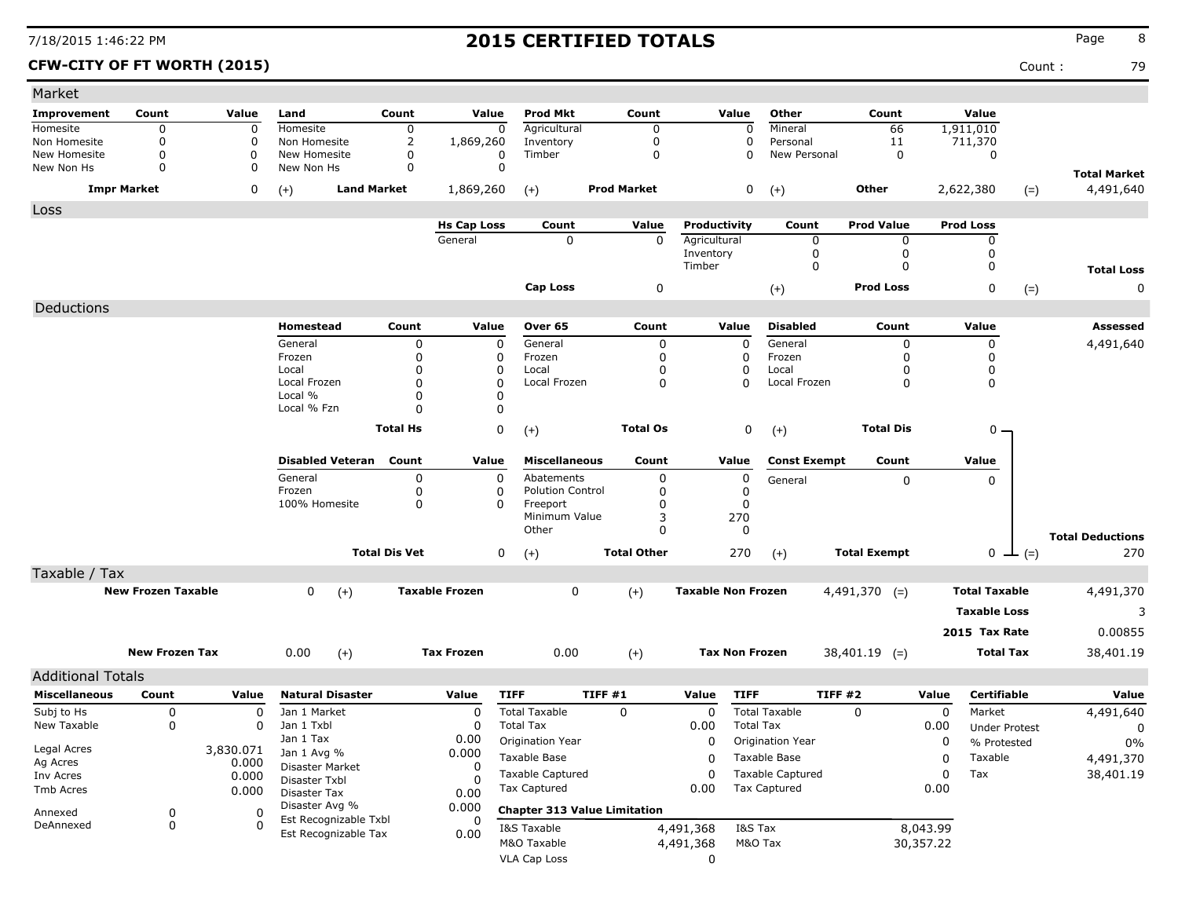# 2015 CERTIFIED TOTALS

**CFW-CITY OF FT WORTH (2015)**

Count : 79

## Market

| Improvement | Count | Value | Land | Count | Value | Prod Mkt | Count | Value | Other | Count | Value | | |
|---|---|---|---|---|---|---|---|---|---|---|---|---|---|
| Homesite | 0 | 0 | Homesite | 0 | 0 | Agricultural | 0 | 0 | Mineral | 66 | 1,911,010 | | |
| Non Homesite | 0 | 0 | Non Homesite | 2 | 1,869,260 | Inventory | 0 | 0 | Personal | 11 | 711,370 | | |
| New Homesite | 0 | 0 | New Homesite | 0 | 0 | Timber | 0 | 0 | New Personal | 0 | 0 | | |
| New Non Hs | 0 | 0 | New Non Hs | 0 | 0 | | | | | | | | **Total Market** |
| **Impr Market** | | 0 | (+) **Land Market** | | 1,869,260 | (+) **Prod Market** | | 0 | (+) **Other** | | 2,622,380 | (=) | 4,491,640 |

## Loss

| Hs Cap Loss | Count | Value | Productivity | Count | Prod Value | Prod Loss | | |
|---|---|---|---|---|---|---|---|---|
| General | 0 | 0 | Agricultural | 0 | 0 | 0 | | |
| | | | Inventory | 0 | 0 | 0 | | |
| | | | Timber | 0 | 0 | 0 | | **Total Loss** |
| **Cap Loss** | | 0 | (+) **Prod Loss** | | | 0 | (=) | 0 |

## Deductions

| Homestead | Count | Value | Over 65 | Count | Value | Disabled | Count | Value | Assessed |
|---|---|---|---|---|---|---|---|---|---|
| General | 0 | 0 | General | 0 | 0 | General | 0 | 0 | 4,491,640 |
| Frozen | 0 | 0 | Frozen | 0 | 0 | Frozen | 0 | 0 | |
| Local | 0 | 0 | Local | 0 | 0 | Local | 0 | 0 | |
| Local Frozen | 0 | 0 | Local Frozen | 0 | 0 | Local Frozen | 0 | 0 | |
| Local % | 0 | 0 | | | | | | | |
| Local % Fzn | 0 | 0 | | | | | | | |
| **Total Hs** | | 0 | (+) **Total Os** | | 0 | (+) **Total Dis** | | 0 | |

| Disabled Veteran | Count | Value | Miscellaneous | Count | Value | Const Exempt | Count | Value | |
|---|---|---|---|---|---|---|---|---|---|
| General | 0 | 0 | Abatements | 0 | 0 | General | 0 | 0 | |
| Frozen | 0 | 0 | Polution Control | 0 | 0 | | | | |
| 100% Homesite | 0 | 0 | Freeport | 0 | 0 | | | | |
| | | | Minimum Value | 3 | 270 | | | | |
| | | | Other | 0 | 0 | | | | **Total Deductions** |
| **Total Dis Vet** | | 0 | (+) **Total Other** | | 270 | (+) **Total Exempt** | | 0 (=) | 270 |

## Taxable / Tax

| | | | | | | | |
|---|---|---|---|---|---|---|---|
| **New Frozen Taxable** | 0 | (+) **Taxable Frozen** | 0 | (+) **Taxable Non Frozen** | 4,491,370 (=) | **Total Taxable** | 4,491,370 |
| | | | | | | **Taxable Loss** | 3 |
| | | | | | | **2015 Tax Rate** | 0.00855 |
| **New Frozen Tax** | 0.00 | (+) **Tax Frozen** | 0.00 | (+) **Tax Non Frozen** | 38,401.19 (=) | **Total Tax** | 38,401.19 |

## Additional Totals

| Miscellaneous | Count | Value |
|---|---|---|
| Subj to Hs | 0 | 0 |
| New Taxable | 0 | 0 |
| Legal Acres | | 3,830.071 |
| Ag Acres | | 0.000 |
| Inv Acres | | 0.000 |
| Tmb Acres | | 0.000 |
| Annexed | 0 | 0 |
| DeAnnexed | 0 | 0 |

| Natural Disaster | Value |
|---|---|
| Jan 1 Market | 0 |
| Jan 1 Txbl | 0 |
| Jan 1 Tax | 0.00 |
| Jan 1 Avg % | 0.000 |
| Disaster Market | 0 |
| Disaster Txbl | 0 |
| Disaster Tax | 0.00 |
| Disaster Avg % | 0.000 |
| Est Recognizable Txbl | 0 |
| Est Recognizable Tax | 0.00 |

| TIFF | TIFF #1 | Value | TIFF | TIFF #2 | Value |
|---|---|---|---|---|---|
| Total Taxable | 0 | 0 | Total Taxable | 0 | 0 |
| Total Tax | | 0.00 | Total Tax | | 0.00 |
| Origination Year | | 0 | Origination Year | | 0 |
| Taxable Base | | 0 | Taxable Base | | 0 |
| Taxable Captured | | 0 | Taxable Captured | | 0 |
| Tax Captured | | 0.00 | Tax Captured | | 0.00 |

**Chapter 313 Value Limitation**

| | | | |
|---|---|---|---|
| I&S Taxable | 4,491,368 | I&S Tax | 8,043.99 |
| M&O Taxable | 4,491,368 | M&O Tax | 30,357.22 |
| VLA Cap Loss | 0 | | |

| Certifiable | Value |
|---|---|
| Market | 4,491,640 |
| Under Protest | 0 |
| % Protested | 0% |
| Taxable | 4,491,370 |
| Tax | 38,401.19 |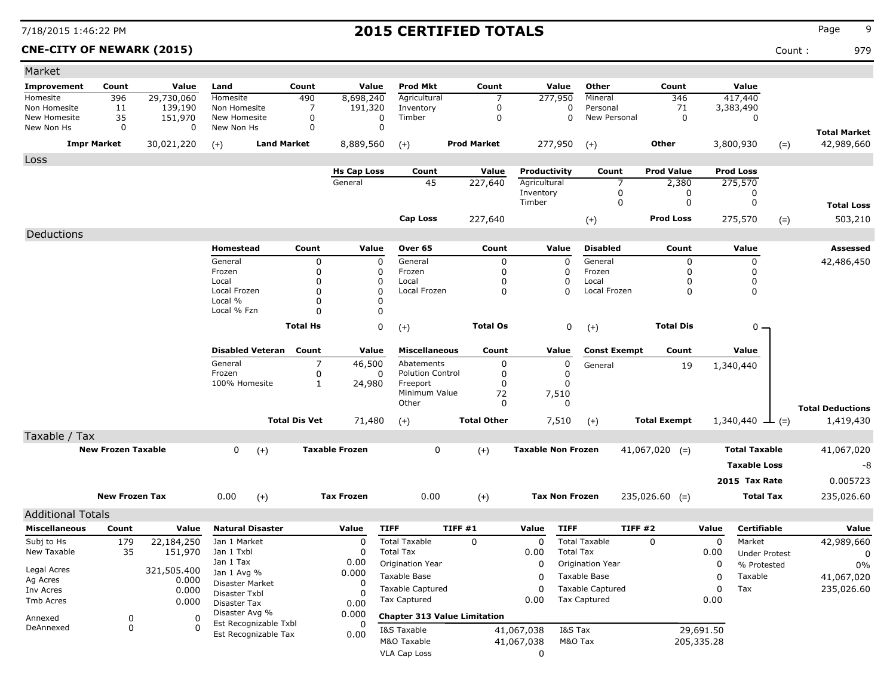# 2015 CERTIFIED TOTALS

**CNE-CITY OF NEWARK (2015)** Count : 979

## Market

| Improvement | Count | Value | Land | Count | Value | Prod Mkt | Count | Value | Other | Count | Value | | |
|---|---|---|---|---|---|---|---|---|---|---|---|---|---|
| Homesite | 396 | 29,730,060 | Homesite | 490 | 8,698,240 | Agricultural | 7 | 277,950 | Mineral | 346 | 417,440 | | |
| Non Homesite | 11 | 139,190 | Non Homesite | 7 | 191,320 | Inventory | 0 | 0 | Personal | 71 | 3,383,490 | | |
| New Homesite | 35 | 151,970 | New Homesite | 0 | 0 | Timber | 0 | 0 | New Personal | 0 | 0 | | |
| New Non Hs | 0 | 0 | New Non Hs | 0 | 0 | | | | | | | | **Total Market** |
| **Impr Market** | | 30,021,220 | (+) **Land Market** | | 8,889,560 | (+) **Prod Market** | | 277,950 | (+) **Other** | | 3,800,930 | (=) | 42,989,660 |

## Loss

| Hs Cap Loss | Count | Value | Productivity | Count | Prod Value | Prod Loss | | |
|---|---|---|---|---|---|---|---|---|
| General | 45 | 227,640 | Agricultural | 7 | 2,380 | 275,570 | | |
| | | | Inventory | 0 | 0 | 0 | | |
| | | | Timber | 0 | 0 | 0 | | **Total Loss** |
| **Cap Loss** | | 227,640 | (+) | | **Prod Loss** | 275,570 | (=) | 503,210 |

## Deductions

| Homestead | Count | Value | Over 65 | Count | Value | Disabled | Count | Value | Assessed |
|---|---|---|---|---|---|---|---|---|---|
| General | 0 | 0 | General | 0 | 0 | General | 0 | 0 | 42,486,450 |
| Frozen | 0 | 0 | Frozen | 0 | 0 | Frozen | 0 | 0 | |
| Local | 0 | 0 | Local | 0 | 0 | Local | 0 | 0 | |
| Local Frozen | 0 | 0 | Local Frozen | 0 | 0 | Local Frozen | 0 | 0 | |
| Local % | 0 | 0 | | | | | | | |
| Local % Fzn | 0 | 0 | | | | | | | |
| **Total Hs** | | 0 | (+) **Total Os** | | 0 | (+) **Total Dis** | | 0 | |

| Disabled Veteran | Count | Value | Miscellaneous | Count | Value | Const Exempt | Count | Value | | |
|---|---|---|---|---|---|---|---|---|---|---|
| General | 7 | 46,500 | Abatements | 0 | 0 | General | 19 | 1,340,440 | | |
| Frozen | 0 | 0 | Polution Control | 0 | 0 | | | | | |
| 100% Homesite | 1 | 24,980 | Freeport | 0 | 0 | | | | | |
| | | | Minimum Value | 72 | 7,510 | | | | | |
| | | | Other | 0 | 0 | | | | | **Total Deductions** |
| **Total Dis Vet** | | 71,480 | (+) **Total Other** | | 7,510 | (+) **Total Exempt** | | 1,340,440 | (=) | 1,419,430 |

## Taxable / Tax

| New Frozen Taxable | | | Taxable Frozen | | | Taxable Non Frozen | | | | |
|---|---|---|---|---|---|---|---|---|---|---|
| | 0 | (+) | | 0 | (+) | | 41,067,020 | (=) | **Total Taxable** | 41,067,020 |
| | | | | | | | | | **Taxable Loss** | -8 |
| | | | | | | | | | **2015 Tax Rate** | 0.005723 |
| **New Frozen Tax** | 0.00 | (+) | **Tax Frozen** | 0.00 | (+) | **Tax Non Frozen** | 235,026.60 | (=) | **Total Tax** | 235,026.60 |

## Additional Totals

| Miscellaneous | Count | Value |
|---|---|---|
| Subj to Hs | 179 | 22,184,250 |
| New Taxable | 35 | 151,970 |
| Legal Acres | | 321,505.400 |
| Ag Acres | | 0.000 |
| Inv Acres | | 0.000 |
| Tmb Acres | | 0.000 |
| Annexed | 0 | 0 |
| DeAnnexed | 0 | 0 |

| Natural Disaster | Value |
|---|---|
| Jan 1 Market | 0 |
| Jan 1 Txbl | 0 |
| Jan 1 Tax | 0.00 |
| Jan 1 Avg % | 0.000 |
| Disaster Market | 0 |
| Disaster Txbl | 0 |
| Disaster Tax | 0.00 |
| Disaster Avg % | 0.000 |
| Est Recognizable Txbl | 0 |
| Est Recognizable Tax | 0.00 |

| TIFF | TIFF #1 | Value | TIFF | TIFF #2 | Value |
|---|---|---|---|---|---|
| Total Taxable | 0 | 0 | Total Taxable | 0 | 0 |
| Total Tax | | 0.00 | Total Tax | | 0.00 |
| Origination Year | | 0 | Origination Year | | 0 |
| Taxable Base | | 0 | Taxable Base | | 0 |
| Taxable Captured | | 0 | Taxable Captured | | 0 |
| Tax Captured | | 0.00 | Tax Captured | | 0.00 |

**Chapter 313 Value Limitation**

| | Value | | Value |
|---|---|---|---|
| I&S Taxable | 41,067,038 | I&S Tax | 29,691.50 |
| M&O Taxable | 41,067,038 | M&O Tax | 205,335.28 |
| VLA Cap Loss | 0 | | |

| Certifiable | Value |
|---|---|
| Market | 42,989,660 |
| Under Protest | 0 |
| % Protested | 0% |
| Taxable | 41,067,020 |
| Tax | 235,026.60 |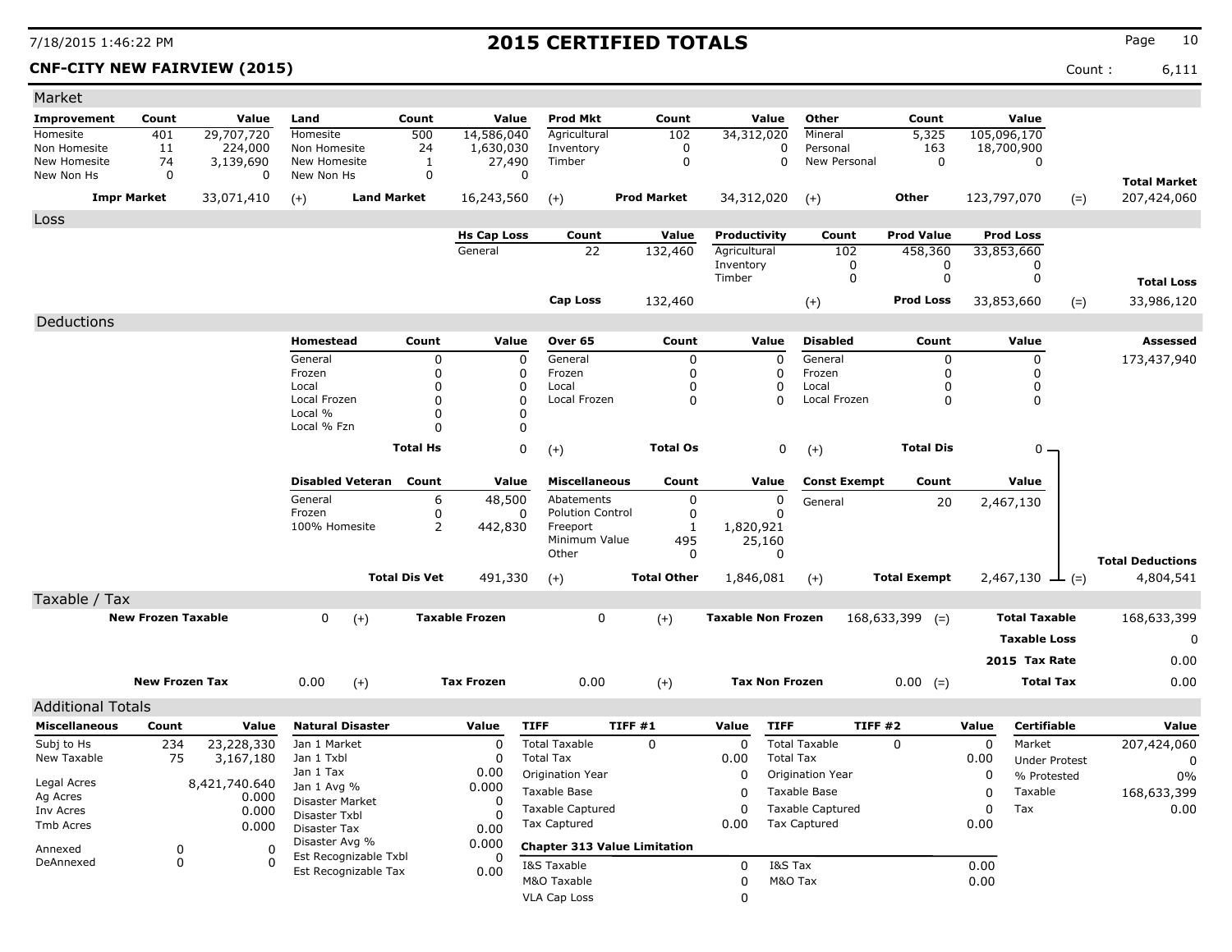# 2015 CERTIFIED TOTALS

**CNF-CITY NEW FAIRVIEW (2015)** Count : 6,111

## Market

| Improvement | Count | Value | Land | Count | Value | Prod Mkt | Count | Value | Other | Count | Value | | |
|---|---|---|---|---|---|---|---|---|---|---|---|---|---|
| Homesite | 401 | 29,707,720 | Homesite | 500 | 14,586,040 | Agricultural | 102 | 34,312,020 | Mineral | 5,325 | 105,096,170 | | |
| Non Homesite | 11 | 224,000 | Non Homesite | 24 | 1,630,030 | Inventory | 0 | 0 | Personal | 163 | 18,700,900 | | |
| New Homesite | 74 | 3,139,690 | New Homesite | 1 | 27,490 | Timber | 0 | 0 | New Personal | 0 | 0 | | |
| New Non Hs | 0 | 0 | New Non Hs | 0 | 0 | | | | | | | | **Total Market** |
| **Impr Market** | | 33,071,410 | (+) **Land Market** | | 16,243,560 | (+) **Prod Market** | | 34,312,020 | (+) **Other** | | 123,797,070 | (=) | 207,424,060 |

## Loss

| Hs Cap Loss | Count | Value | Productivity | Count | Prod Value | Prod Loss | | |
|---|---|---|---|---|---|---|---|---|
| General | 22 | 132,460 | Agricultural | 102 | 458,360 | 33,853,660 | | |
| | | | Inventory | 0 | 0 | 0 | | |
| | | | Timber | 0 | 0 | 0 | | **Total Loss** |
| **Cap Loss** | | 132,460 | (+) | | **Prod Loss** | 33,853,660 | (=) | 33,986,120 |

## Deductions

| Homestead | Count | Value | Over 65 | Count | Value | Disabled | Count | Value | Assessed |
|---|---|---|---|---|---|---|---|---|---|
| General | 0 | 0 | General | 0 | 0 | General | 0 | 0 | 173,437,940 |
| Frozen | 0 | 0 | Frozen | 0 | 0 | Frozen | 0 | 0 | |
| Local | 0 | 0 | Local | 0 | 0 | Local | 0 | 0 | |
| Local Frozen | 0 | 0 | Local Frozen | 0 | 0 | Local Frozen | 0 | 0 | |
| Local % | 0 | 0 | | | | | | | |
| Local % Fzn | 0 | 0 | | | | | | | |
| **Total Hs** | | 0 | (+) **Total Os** | | 0 | (+) **Total Dis** | | 0 | |

| Disabled Veteran | Count | Value | Miscellaneous | Count | Value | Const Exempt | Count | Value | |
|---|---|---|---|---|---|---|---|---|---|
| General | 6 | 48,500 | Abatements | 0 | 0 | General | 20 | 2,467,130 | |
| Frozen | 0 | 0 | Polution Control | 0 | 0 | | | | |
| 100% Homesite | 2 | 442,830 | Freeport | 1 | 1,820,921 | | | | |
| | | | Minimum Value | 495 | 25,160 | | | | |
| | | | Other | 0 | 0 | | | | **Total Deductions** |
| **Total Dis Vet** | | 491,330 | (+) **Total Other** | | 1,846,081 | (+) **Total Exempt** | | 2,467,130 | (=) 4,804,541 |

## Taxable / Tax

| | | | | | | | |
|---|---|---|---|---|---|---|---|
| **New Frozen Taxable** | 0 (+) | **Taxable Frozen** | 0 (+) | **Taxable Non Frozen** | 168,633,399 (=) | **Total Taxable** | 168,633,399 |
| | | | | | | **Taxable Loss** | 0 |
| | | | | | | **2015 Tax Rate** | 0.00 |
| **New Frozen Tax** | 0.00 (+) | **Tax Frozen** | 0.00 (+) | **Tax Non Frozen** | 0.00 (=) | **Total Tax** | 0.00 |

## Additional Totals

| Miscellaneous | Count | Value | Natural Disaster | Value | TIFF | TIFF #1 | Value | TIFF | TIFF #2 | Value | Certifiable | Value |
|---|---|---|---|---|---|---|---|---|---|---|---|---|
| Subj to Hs | 234 | 23,228,330 | Jan 1 Market | 0 | Total Taxable | 0 | 0 | Total Taxable | 0 | 0 | Market | 207,424,060 |
| New Taxable | 75 | 3,167,180 | Jan 1 Txbl | 0 | Total Tax | | 0.00 | Total Tax | | 0.00 | Under Protest | 0 |
| | | | Jan 1 Tax | 0.00 | Origination Year | | 0 | Origination Year | | 0 | % Protested | 0% |
| Legal Acres | | 8,421,740.640 | Jan 1 Avg % | 0.000 | Taxable Base | | 0 | Taxable Base | | 0 | Taxable | 168,633,399 |
| Ag Acres | | 0.000 | Disaster Market | 0 | | | | | | | | |
| Inv Acres | | 0.000 | Disaster Txbl | 0 | Taxable Captured | | 0 | Taxable Captured | | 0 | Tax | 0.00 |
| Tmb Acres | | 0.000 | Disaster Tax | 0.00 | Tax Captured | | 0.00 | Tax Captured | | 0.00 | | |
| | | | Disaster Avg % | 0.000 | | | | | | | | |
| Annexed | 0 | 0 | Est Recognizable Txbl | 0 | | | | | | | | |
| DeAnnexed | 0 | 0 | Est Recognizable Tax | 0.00 | | | | | | | | |

**Chapter 313 Value Limitation**

| | | | |
|---|---|---|---|
| I&S Taxable | 0 | I&S Tax | 0.00 |
| M&O Taxable | 0 | M&O Tax | 0.00 |
| VLA Cap Loss | 0 | | |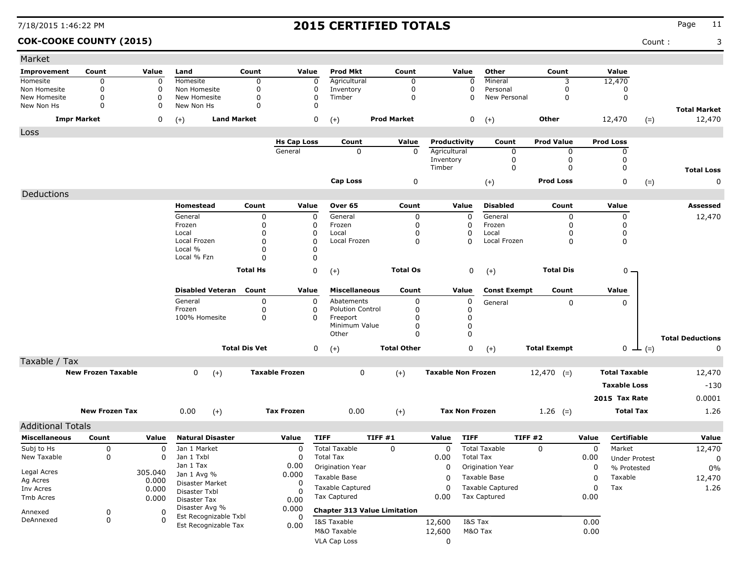# 2015 CERTIFIED TOTALS

**COK-COOKE COUNTY (2015)** Count : 3

## Market

| Improvement | Count | Value | Land | Count | Value | Prod Mkt | Count | Value | Other | Count | Value | | Total Market |
|---|---|---|---|---|---|---|---|---|---|---|---|---|---|
| Homesite | 0 | 0 | Homesite | 0 | 0 | Agricultural | 0 | 0 | Mineral | 3 | 12,470 | | |
| Non Homesite | 0 | 0 | Non Homesite | 0 | 0 | Inventory | 0 | 0 | Personal | 0 | 0 | | |
| New Homesite | 0 | 0 | New Homesite | 0 | 0 | Timber | 0 | 0 | New Personal | 0 | 0 | | |
| New Non Hs | 0 | 0 | New Non Hs | 0 | 0 | | | | | | | | |
| **Impr Market** | | 0 | (+) **Land Market** | | 0 | (+) **Prod Market** | | 0 | (+) **Other** | | 12,470 | (=) | 12,470 |

## Loss

| Hs Cap Loss | Count | Value | Productivity | Count | Prod Value | Prod Loss | | Total Loss |
|---|---|---|---|---|---|---|---|---|
| General | 0 | 0 | Agricultural | 0 | 0 | 0 | | |
| | | | Inventory | 0 | 0 | 0 | | |
| | | | Timber | 0 | 0 | 0 | | |
| **Cap Loss** | | 0 | (+) | | **Prod Loss** | 0 | (=) | 0 |

## Deductions

| Homestead | Count | Value | Over 65 | Count | Value | Disabled | Count | Value | Assessed |
|---|---|---|---|---|---|---|---|---|---|
| General | 0 | 0 | General | 0 | 0 | General | 0 | 0 | 12,470 |
| Frozen | 0 | 0 | Frozen | 0 | 0 | Frozen | 0 | 0 | |
| Local | 0 | 0 | Local | 0 | 0 | Local | 0 | 0 | |
| Local Frozen | 0 | 0 | Local Frozen | 0 | 0 | Local Frozen | 0 | 0 | |
| Local % | 0 | 0 | | | | | | | |
| Local % Fzn | 0 | 0 | | | | | | | |
| **Total Hs** | | 0 | (+) **Total Os** | | 0 | (+) **Total Dis** | | 0 | |

| Disabled Veteran | Count | Value | Miscellaneous | Count | Value | Const Exempt | Count | Value | | Total Deductions |
|---|---|---|---|---|---|---|---|---|---|---|
| General | 0 | 0 | Abatements | 0 | 0 | General | 0 | 0 | | |
| Frozen | 0 | 0 | Polution Control | 0 | 0 | | | | | |
| 100% Homesite | 0 | 0 | Freeport | 0 | 0 | | | | | |
| | | | Minimum Value | 0 | 0 | | | | | |
| | | | Other | 0 | 0 | | | | | |
| **Total Dis Vet** | | 0 | (+) **Total Other** | | 0 | (+) **Total Exempt** | | 0 | (=) | 0 |

## Taxable / Tax

| New Frozen Taxable | | | Taxable Frozen | | | Taxable Non Frozen | | | Total Taxable | |
|---|---|---|---|---|---|---|---|---|---|---|
| | 0 | (+) | | 0 | (+) | | 12,470 | (=) | | 12,470 |
| | | | | | | | | | Taxable Loss | -130 |
| | | | | | | | | | 2015 Tax Rate | 0.0001 |
| **New Frozen Tax** | 0.00 | (+) | **Tax Frozen** | 0.00 | (+) | **Tax Non Frozen** | 1.26 | (=) | **Total Tax** | 1.26 |

## Additional Totals

| Miscellaneous | Count | Value |
|---|---|---|
| Subj to Hs | 0 | 0 |
| New Taxable | 0 | 0 |
| Legal Acres | | 305.040 |
| Ag Acres | | 0.000 |
| Inv Acres | | 0.000 |
| Tmb Acres | | 0.000 |
| Annexed | 0 | 0 |
| DeAnnexed | 0 | 0 |

| Natural Disaster | Value |
|---|---|
| Jan 1 Market | 0 |
| Jan 1 Txbl | 0 |
| Jan 1 Tax | 0.00 |
| Jan 1 Avg % | 0.000 |
| Disaster Market | 0 |
| Disaster Txbl | 0 |
| Disaster Tax | 0.00 |
| Disaster Avg % | 0.000 |
| Est Recognizable Txbl | 0 |
| Est Recognizable Tax | 0.00 |

| TIFF | TIFF #1 | Value | TIFF | TIFF #2 | Value |
|---|---|---|---|---|---|
| Total Taxable | 0 | 0 | Total Taxable | 0 | 0 |
| Total Tax | | 0.00 | Total Tax | | 0.00 |
| Origination Year | | 0 | Origination Year | | 0 |
| Taxable Base | | 0 | Taxable Base | | 0 |
| Taxable Captured | | 0 | Taxable Captured | | 0 |
| Tax Captured | | 0.00 | Tax Captured | | 0.00 |

**Chapter 313 Value Limitation**

| | Value | | Value |
|---|---|---|---|
| I&S Taxable | 12,600 | I&S Tax | 0.00 |
| M&O Taxable | 12,600 | M&O Tax | 0.00 |
| VLA Cap Loss | 0 | | |

| Certifiable | Value |
|---|---|
| Market | 12,470 |
| Under Protest | 0 |
| % Protested | 0% |
| Taxable | 12,470 |
| Tax | 1.26 |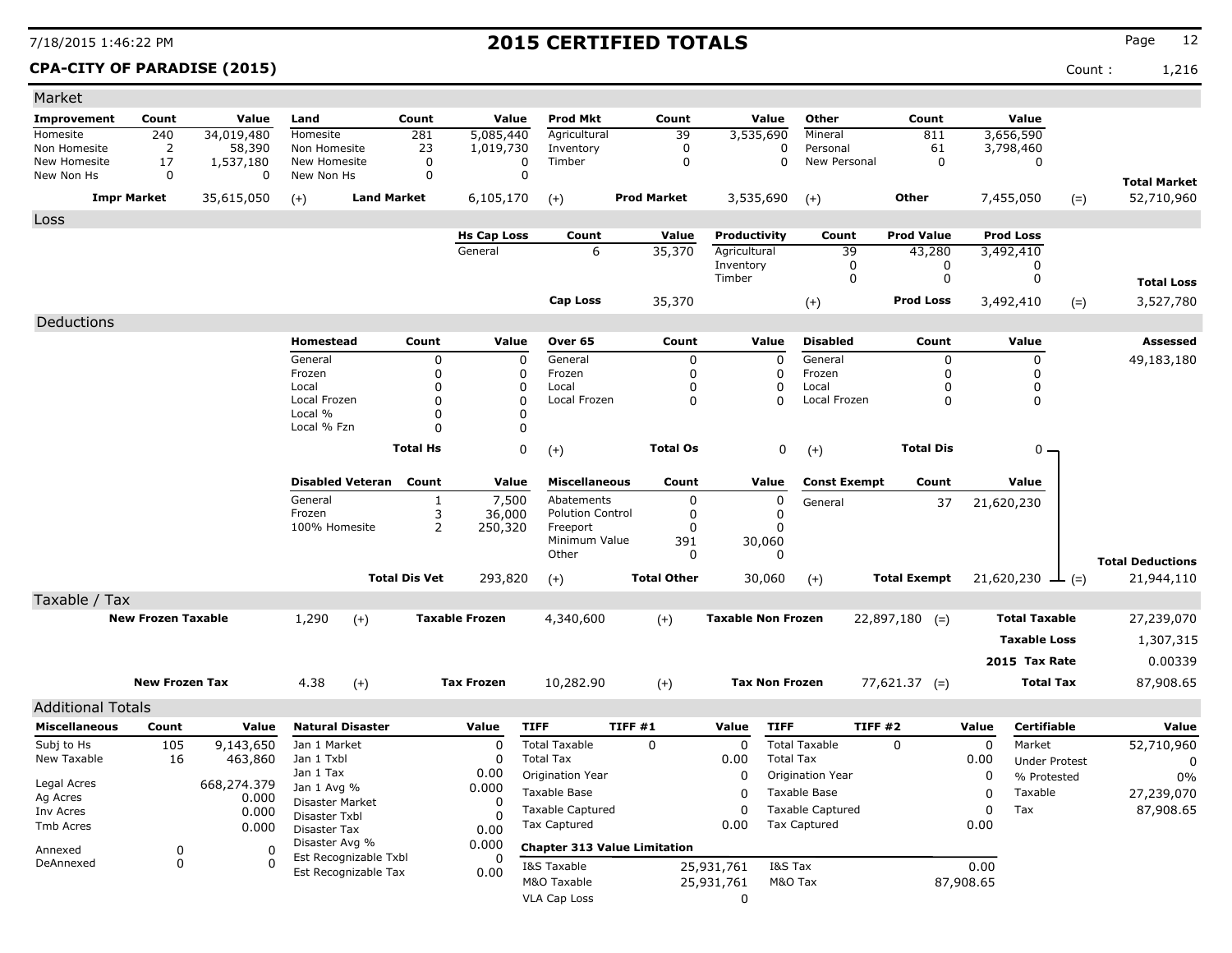# 2015 CERTIFIED TOTALS

7/18/2015 1:46:22 PM

**CPA-CITY OF PARADISE (2015)** Count : 1,216

## Market

| Improvement | Count | Value | Land | Count | Value | Prod Mkt | Count | Value | Other | Count | Value | | Total Market |
|---|---|---|---|---|---|---|---|---|---|---|---|---|---|
| Homesite | 240 | 34,019,480 | Homesite | 281 | 5,085,440 | Agricultural | 39 | 3,535,690 | Mineral | 811 | 3,656,590 | | |
| Non Homesite | 2 | 58,390 | Non Homesite | 23 | 1,019,730 | Inventory | 0 | 0 | Personal | 61 | 3,798,460 | | |
| New Homesite | 17 | 1,537,180 | New Homesite | 0 | 0 | Timber | 0 | 0 | New Personal | 0 | 0 | | |
| New Non Hs | 0 | 0 | New Non Hs | 0 | 0 | | | | | | | | |
| **Impr Market** | | 35,615,050 | (+) **Land Market** | | 6,105,170 | (+) **Prod Market** | | 3,535,690 | (+) **Other** | | 7,455,050 | (=) | 52,710,960 |

## Loss

| Hs Cap Loss | Count | Value | Productivity | Count | Prod Value | Prod Loss | | Total Loss |
|---|---|---|---|---|---|---|---|---|
| General | 6 | 35,370 | Agricultural | 39 | 43,280 | 3,492,410 | | |
| | | | Inventory | 0 | 0 | 0 | | |
| | | | Timber | 0 | 0 | 0 | | |
| **Cap Loss** | | 35,370 | (+) | | **Prod Loss** | 3,492,410 | (=) | 3,527,780 |

## Deductions

| Homestead | Count | Value | Over 65 | Count | Value | Disabled | Count | Value | Assessed |
|---|---|---|---|---|---|---|---|---|---|
| General | 0 | 0 | General | 0 | 0 | General | 0 | 0 | 49,183,180 |
| Frozen | 0 | 0 | Frozen | 0 | 0 | Frozen | 0 | 0 | |
| Local | 0 | 0 | Local | 0 | 0 | Local | 0 | 0 | |
| Local Frozen | 0 | 0 | Local Frozen | 0 | 0 | Local Frozen | 0 | 0 | |
| Local % | 0 | 0 | | | | | | | |
| Local % Fzn | 0 | 0 | | | | | | | |
| **Total Hs** | | 0 | (+) **Total Os** | | 0 | (+) **Total Dis** | | 0 | |

| Disabled Veteran | Count | Value | Miscellaneous | Count | Value | Const Exempt | Count | Value | | Total Deductions |
|---|---|---|---|---|---|---|---|---|---|---|
| General | 1 | 7,500 | Abatements | 0 | 0 | General | 37 | 21,620,230 | | |
| Frozen | 3 | 36,000 | Polution Control | 0 | 0 | | | | | |
| 100% Homesite | 2 | 250,320 | Freeport | 0 | 0 | | | | | |
| | | | Minimum Value | 391 | 30,060 | | | | | |
| | | | Other | 0 | 0 | | | | | |
| **Total Dis Vet** | | 293,820 | (+) **Total Other** | | 30,060 | (+) **Total Exempt** | | 21,620,230 | (=) | 21,944,110 |

## Taxable / Tax

| New Frozen Taxable | | Taxable Frozen | | Taxable Non Frozen | | | |
|---|---|---|---|---|---|---|---|
| 1,290 | (+) | 4,340,600 | (+) | 22,897,180 | (=) | **Total Taxable** | 27,239,070 |
| | | | | | | **Taxable Loss** | 1,307,315 |
| | | | | | | **2015 Tax Rate** | 0.00339 |
| **New Frozen Tax** | | **Tax Frozen** | | **Tax Non Frozen** | | | |
| 4.38 | (+) | 10,282.90 | (+) | 77,621.37 | (=) | **Total Tax** | 87,908.65 |

## Additional Totals

| Miscellaneous | Count | Value |
|---|---|---|
| Subj to Hs | 105 | 9,143,650 |
| New Taxable | 16 | 463,860 |
| Legal Acres | | 668,274.379 |
| Ag Acres | | 0.000 |
| Inv Acres | | 0.000 |
| Tmb Acres | | 0.000 |
| Annexed | 0 | 0 |
| DeAnnexed | 0 | 0 |

| Natural Disaster | Value |
|---|---|
| Jan 1 Market | 0 |
| Jan 1 Txbl | 0 |
| Jan 1 Tax | 0.00 |
| Jan 1 Avg % | 0.000 |
| Disaster Market | 0 |
| Disaster Txbl | 0 |
| Disaster Tax | 0.00 |
| Disaster Avg % | 0.000 |
| Est Recognizable Txbl | 0 |
| Est Recognizable Tax | 0.00 |

| TIFF | TIFF #1 | Value | TIFF | TIFF #2 | Value |
|---|---|---|---|---|---|
| Total Taxable | 0 | 0 | Total Taxable | 0 | 0 |
| Total Tax | | 0.00 | Total Tax | | 0.00 |
| Origination Year | | 0 | Origination Year | | 0 |
| Taxable Base | | 0 | Taxable Base | | 0 |
| Taxable Captured | | 0 | Taxable Captured | | 0 |
| Tax Captured | | 0.00 | Tax Captured | | 0.00 |

**Chapter 313 Value Limitation**

| | Value | | Value |
|---|---|---|---|
| I&S Taxable | 25,931,761 | I&S Tax | 0.00 |
| M&O Taxable | 25,931,761 | M&O Tax | 87,908.65 |
| VLA Cap Loss | 0 | | |

| Certifiable | Value |
|---|---|
| Market | 52,710,960 |
| Under Protest | 0 |
| % Protested | 0% |
| Taxable | 27,239,070 |
| Tax | 87,908.65 |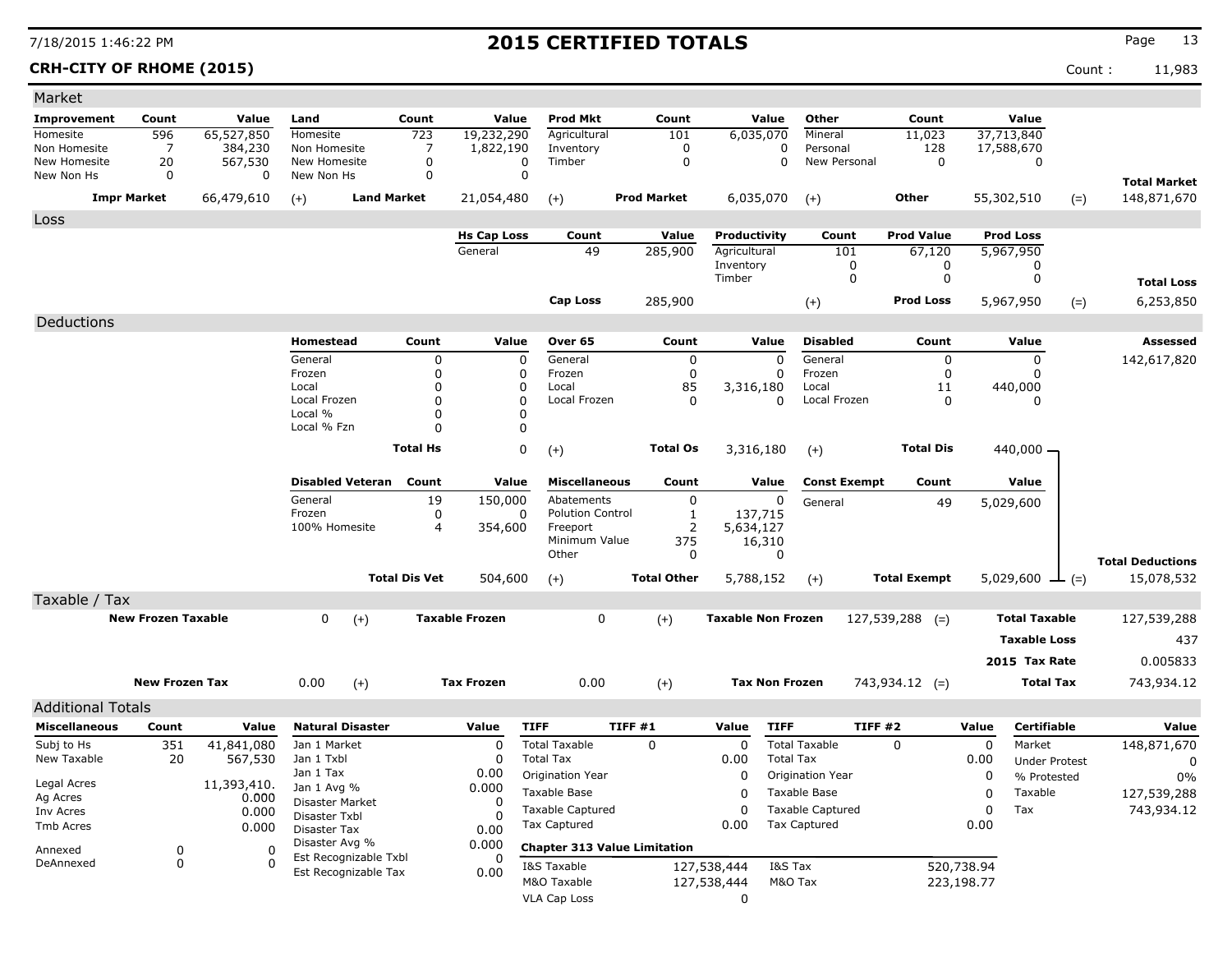# 2015 CERTIFIED TOTALS

**CRH-CITY OF RHOME (2015)** Count : 11,983

## Market

| Improvement | Count | Value | Land | Count | Value | Prod Mkt | Count | Value | Other | Count | Value | | |
|---|---|---|---|---|---|---|---|---|---|---|---|---|---|
| Homesite | 596 | 65,527,850 | Homesite | 723 | 19,232,290 | Agricultural | 101 | 6,035,070 | Mineral | 11,023 | 37,713,840 | | |
| Non Homesite | 7 | 384,230 | Non Homesite | 7 | 1,822,190 | Inventory | 0 | 0 | Personal | 128 | 17,588,670 | | |
| New Homesite | 20 | 567,530 | New Homesite | 0 | 0 | Timber | 0 | 0 | New Personal | 0 | 0 | | |
| New Non Hs | 0 | 0 | New Non Hs | 0 | 0 | | | | | | | | **Total Market** |
| **Impr Market** | | 66,479,610 | (+) **Land Market** | | 21,054,480 | (+) **Prod Market** | | 6,035,070 | (+) **Other** | | 55,302,510 | (=) | 148,871,670 |

## Loss

| Hs Cap Loss | Count | Value | Productivity | Count | Prod Value | Prod Loss | | |
|---|---|---|---|---|---|---|---|---|
| General | 49 | 285,900 | Agricultural | 101 | 67,120 | 5,967,950 | | |
| | | | Inventory | 0 | 0 | 0 | | |
| | | | Timber | 0 | 0 | 0 | | **Total Loss** |
| **Cap Loss** | | 285,900 | (+) | | **Prod Loss** | 5,967,950 | (=) | 6,253,850 |

## Deductions

| Homestead | Count | Value | Over 65 | Count | Value | Disabled | Count | Value | Assessed |
|---|---|---|---|---|---|---|---|---|---|
| General | 0 | 0 | General | 0 | 0 | General | 0 | 0 | 142,617,820 |
| Frozen | 0 | 0 | Frozen | 0 | 0 | Frozen | 0 | 0 | |
| Local | 0 | 0 | Local | 85 | 3,316,180 | Local | 11 | 440,000 | |
| Local Frozen | 0 | 0 | Local Frozen | 0 | 0 | Local Frozen | 0 | 0 | |
| Local % | 0 | 0 | | | | | | | |
| Local % Fzn | 0 | 0 | | | | | | | |
| **Total Hs** | | 0 | (+) **Total Os** | | 3,316,180 | (+) **Total Dis** | | 440,000 | |

| Disabled Veteran | Count | Value | Miscellaneous | Count | Value | Const Exempt | Count | Value | |
|---|---|---|---|---|---|---|---|---|---|
| General | 19 | 150,000 | Abatements | 0 | 0 | General | 49 | 5,029,600 | |
| Frozen | 0 | 0 | Polution Control | 1 | 137,715 | | | | |
| 100% Homesite | 4 | 354,600 | Freeport | 2 | 5,634,127 | | | | |
| | | | Minimum Value | 375 | 16,310 | | | | |
| | | | Other | 0 | 0 | | | | **Total Deductions** |
| **Total Dis Vet** | | 504,600 | (+) **Total Other** | | 5,788,152 | (+) **Total Exempt** | | 5,029,600 | (=) 15,078,532 |

## Taxable / Tax

| | | | | | | | |
|---|---|---|---|---|---|---|---|
| **New Frozen Taxable** | 0 | (+) **Taxable Frozen** | 0 | (+) **Taxable Non Frozen** | 127,539,288 | (=) **Total Taxable** | 127,539,288 |
| | | | | | | **Taxable Loss** | 437 |
| | | | | | | **2015 Tax Rate** | 0.005833 |
| **New Frozen Tax** | 0.00 | (+) **Tax Frozen** | 0.00 | (+) **Tax Non Frozen** | 743,934.12 | (=) **Total Tax** | 743,934.12 |

## Additional Totals

| Miscellaneous | Count | Value | Natural Disaster | Value | TIFF | TIFF #1 | Value | TIFF | TIFF #2 | Value | Certifiable | Value |
|---|---|---|---|---|---|---|---|---|---|---|---|---|
| Subj to Hs | 351 | 41,841,080 | Jan 1 Market | 0 | Total Taxable | 0 | 0 | Total Taxable | 0 | 0 | Market | 148,871,670 |
| New Taxable | 20 | 567,530 | Jan 1 Txbl | 0 | Total Tax | | 0.00 | Total Tax | | 0.00 | Under Protest | 0 |
| | | | Jan 1 Tax | 0.00 | Origination Year | | 0 | Origination Year | | 0 | % Protested | 0% |
| Legal Acres | | 11,393,410. | Jan 1 Avg % | 0.000 | Taxable Base | | 0 | Taxable Base | | 0 | Taxable | 127,539,288 |
| Ag Acres | | 0.000 | Disaster Market | 0 | Taxable Captured | | 0 | Taxable Captured | | 0 | Tax | 743,934.12 |
| Inv Acres | | 0.000 | Disaster Txbl | 0 | Tax Captured | | 0.00 | Tax Captured | | 0.00 | | |
| Tmb Acres | | 0.000 | Disaster Tax | 0.00 | | | | | | | | |
| Annexed | 0 | 0 | Disaster Avg % | 0.000 | | | | | | | | |
| DeAnnexed | 0 | 0 | Est Recognizable Txbl | 0 | | | | | | | | |
| | | | Est Recognizable Tax | 0.00 | | | | | | | | |

**Chapter 313 Value Limitation**

| | | | |
|---|---|---|---|
| I&S Taxable | 127,538,444 | I&S Tax | 520,738.94 |
| M&O Taxable | 127,538,444 | M&O Tax | 223,198.77 |
| VLA Cap Loss | 0 | | |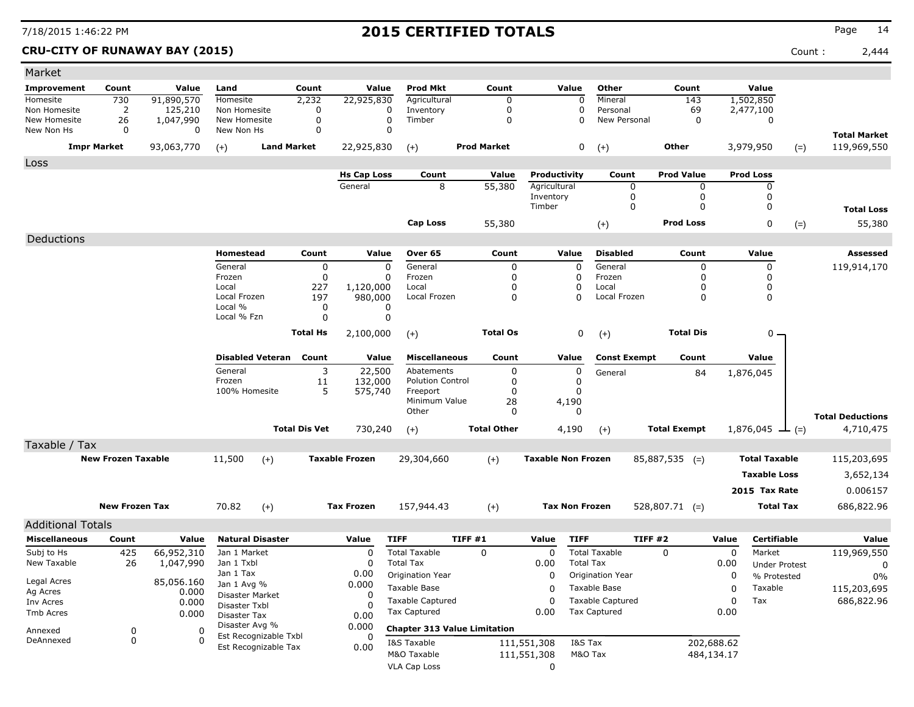# 2015 CERTIFIED TOTALS

7/18/2015 1:46:22 PM

**CRU-CITY OF RUNAWAY BAY (2015)** Count : 2,444

## Market

| Improvement | Count | Value | Land | Count | Value | Prod Mkt | Count | Value | Other | Count | Value | | |
|---|---|---|---|---|---|---|---|---|---|---|---|---|---|
| Homesite | 730 | 91,890,570 | Homesite | 2,232 | 22,925,830 | Agricultural | 0 | 0 | Mineral | 143 | 1,502,850 | | |
| Non Homesite | 2 | 125,210 | Non Homesite | 0 | 0 | Inventory | 0 | 0 | Personal | 69 | 2,477,100 | | |
| New Homesite | 26 | 1,047,990 | New Homesite | 0 | 0 | Timber | 0 | 0 | New Personal | 0 | 0 | | |
| New Non Hs | 0 | 0 | New Non Hs | 0 | 0 | | | | | | | | **Total Market** |
| **Impr Market** | | 93,063,770 | (+) | **Land Market** | 22,925,830 | (+) | **Prod Market** | 0 | (+) | **Other** | 3,979,950 | (=) | 119,969,550 |

## Loss

| Hs Cap Loss | Count | Value | Productivity | Count | Prod Value | Prod Loss | | |
|---|---|---|---|---|---|---|---|---|
| General | 8 | 55,380 | Agricultural | 0 | 0 | 0 | | |
| | | | Inventory | 0 | 0 | 0 | | |
| | | | Timber | 0 | 0 | 0 | | **Total Loss** |
| **Cap Loss** | | 55,380 | | (+) | **Prod Loss** | 0 | (=) | 55,380 |

## Deductions

| Homestead | Count | Value | Over 65 | Count | Value | Disabled | Count | Value | Assessed |
|---|---|---|---|---|---|---|---|---|---|
| General | 0 | 0 | General | 0 | 0 | General | 0 | 0 | 119,914,170 |
| Frozen | 0 | 0 | Frozen | 0 | 0 | Frozen | 0 | 0 | |
| Local | 227 | 1,120,000 | Local | 0 | 0 | Local | 0 | 0 | |
| Local Frozen | 197 | 980,000 | Local Frozen | 0 | 0 | Local Frozen | 0 | 0 | |
| Local % | 0 | 0 | | | | | | | |
| Local % Fzn | 0 | 0 | | | | | | | |
| **Total Hs** | | 2,100,000 | (+) **Total Os** | | 0 | (+) **Total Dis** | | 0 | |

| Disabled Veteran | Count | Value | Miscellaneous | Count | Value | Const Exempt | Count | Value | |
|---|---|---|---|---|---|---|---|---|---|
| General | 3 | 22,500 | Abatements | 0 | 0 | General | 84 | 1,876,045 | |
| Frozen | 11 | 132,000 | Polution Control | 0 | 0 | | | | |
| 100% Homesite | 5 | 575,740 | Freeport | 0 | 0 | | | | |
| | | | Minimum Value | 28 | 4,190 | | | | |
| | | | Other | 0 | 0 | | | | **Total Deductions** |
| **Total Dis Vet** | | 730,240 | (+) **Total Other** | | 4,190 | (+) **Total Exempt** | | 1,876,045 | (=) 4,710,475 |

## Taxable / Tax

| | | | | | | | | |
|---|---|---|---|---|---|---|---|---|
| **New Frozen Taxable** | 11,500 | (+) | **Taxable Frozen** | 29,304,660 | (+) | **Taxable Non Frozen** | 85,887,535 (=) | **Total Taxable** 115,203,695 |
| | | | | | | | | **Taxable Loss** 3,652,134 |
| | | | | | | | | **2015 Tax Rate** 0.006157 |
| **New Frozen Tax** | 70.82 | (+) | **Tax Frozen** | 157,944.43 | (+) | **Tax Non Frozen** | 528,807.71 (=) | **Total Tax** 686,822.96 |

## Additional Totals

| Miscellaneous | Count | Value |
|---|---|---|
| Subj to Hs | 425 | 66,952,310 |
| New Taxable | 26 | 1,047,990 |
| Legal Acres | | 85,056.160 |
| Ag Acres | | 0.000 |
| Inv Acres | | 0.000 |
| Tmb Acres | | 0.000 |
| Annexed | 0 | 0 |
| DeAnnexed | 0 | 0 |

| Natural Disaster | Value |
|---|---|
| Jan 1 Market | 0 |
| Jan 1 Txbl | 0 |
| Jan 1 Tax | 0.00 |
| Jan 1 Avg % | 0.000 |
| Disaster Market | 0 |
| Disaster Txbl | 0 |
| Disaster Tax | 0.00 |
| Disaster Avg % | 0.000 |
| Est Recognizable Txbl | 0 |
| Est Recognizable Tax | 0.00 |

| TIFF | TIFF #1 | Value | TIFF | TIFF #2 | Value |
|---|---|---|---|---|---|
| Total Taxable | 0 | 0 | Total Taxable | 0 | 0 |
| Total Tax | | 0.00 | Total Tax | | 0.00 |
| Origination Year | | 0 | Origination Year | | 0 |
| Taxable Base | | 0 | Taxable Base | | 0 |
| Taxable Captured | | 0 | Taxable Captured | | 0 |
| Tax Captured | | 0.00 | Tax Captured | | 0.00 |

**Chapter 313 Value Limitation**

| | | | |
|---|---|---|---|
| I&S Taxable | 111,551,308 | I&S Tax | 202,688.62 |
| M&O Taxable | 111,551,308 | M&O Tax | 484,134.17 |
| VLA Cap Loss | 0 | | |

| Certifiable | Value |
|---|---|
| Market | 119,969,550 |
| Under Protest | 0 |
| % Protested | 0% |
| Taxable | 115,203,695 |
| Tax | 686,822.96 |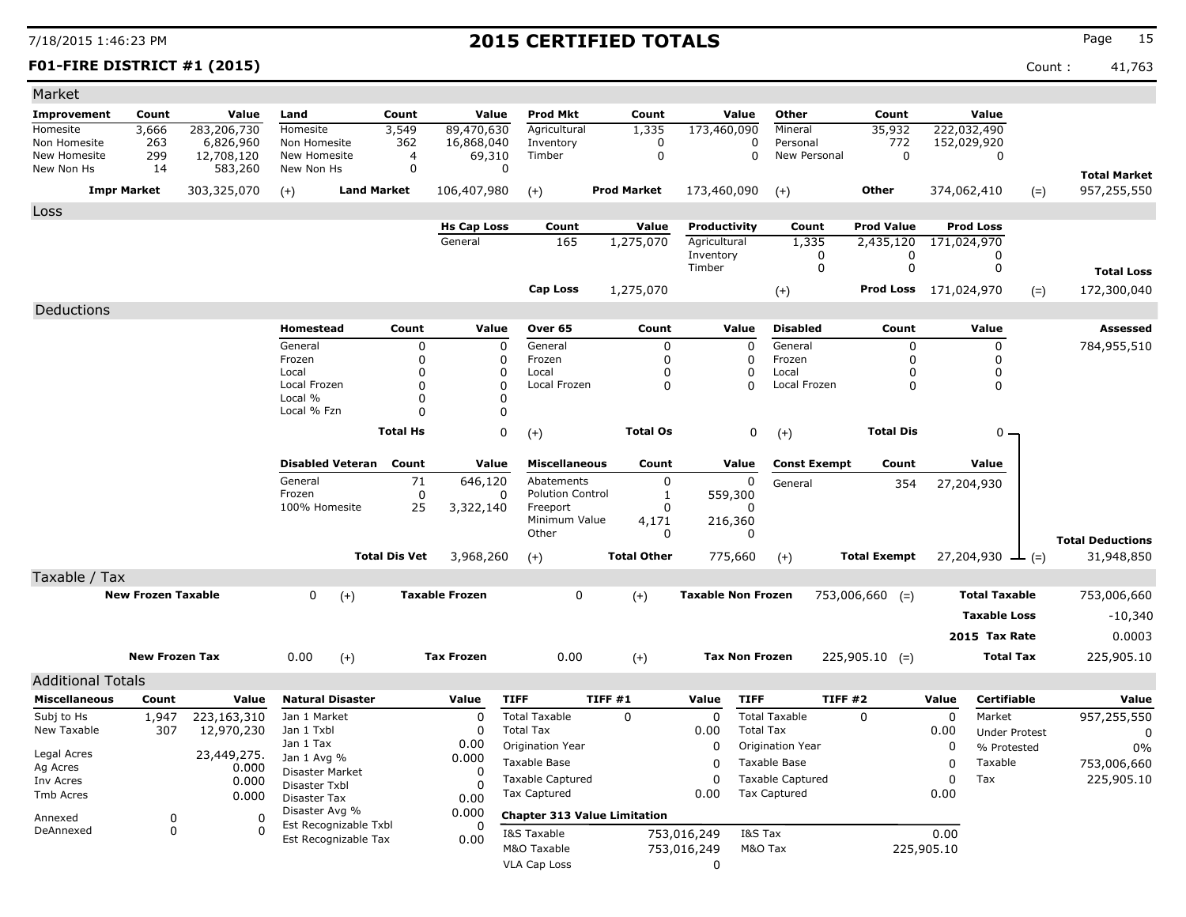# 2015 CERTIFIED TOTALS

7/18/2015 1:46:23 PM

**F01-FIRE DISTRICT #1 (2015)** Count : 41,763

## Market

| Improvement | Count | Value | Land | Count | Value | Prod Mkt | Count | Value | Other | Count | Value | | |
|---|---|---|---|---|---|---|---|---|---|---|---|---|---|
| Homesite | 3,666 | 283,206,730 | Homesite | 3,549 | 89,470,630 | Agricultural | 1,335 | 173,460,090 | Mineral | 35,932 | 222,032,490 | | |
| Non Homesite | 263 | 6,826,960 | Non Homesite | 362 | 16,868,040 | Inventory | 0 | 0 | Personal | 772 | 152,029,920 | | |
| New Homesite | 299 | 12,708,120 | New Homesite | 4 | 69,310 | Timber | 0 | 0 | New Personal | 0 | 0 | | |
| New Non Hs | 14 | 583,260 | New Non Hs | 0 | 0 | | | | | | | | **Total Market** |
| **Impr Market** | | 303,325,070 | (+) **Land Market** | | 106,407,980 | (+) **Prod Market** | | 173,460,090 | (+) **Other** | | 374,062,410 | (=) | 957,255,550 |

## Loss

| Hs Cap Loss | Count | Value | Productivity | Count | Prod Value | Prod Loss | | |
|---|---|---|---|---|---|---|---|---|
| General | 165 | 1,275,070 | Agricultural | 1,335 | 2,435,120 | 171,024,970 | | |
| | | | Inventory | 0 | 0 | 0 | | |
| | | | Timber | 0 | 0 | 0 | | **Total Loss** |
| **Cap Loss** | | 1,275,070 | (+) | | **Prod Loss** | 171,024,970 | (=) | 172,300,040 |

## Deductions

| Homestead | Count | Value | Over 65 | Count | Value | Disabled | Count | Value | Assessed |
|---|---|---|---|---|---|---|---|---|---|
| General | 0 | 0 | General | 0 | 0 | General | 0 | 0 | 784,955,510 |
| Frozen | 0 | 0 | Frozen | 0 | 0 | Frozen | 0 | 0 | |
| Local | 0 | 0 | Local | 0 | 0 | Local | 0 | 0 | |
| Local Frozen | 0 | 0 | Local Frozen | 0 | 0 | Local Frozen | 0 | 0 | |
| Local % | 0 | 0 | | | | | | | |
| Local % Fzn | 0 | 0 | | | | | | | |
| **Total Hs** | | 0 | (+) **Total Os** | | 0 | (+) **Total Dis** | | 0 | |

| Disabled Veteran | Count | Value | Miscellaneous | Count | Value | Const Exempt | Count | Value | |
|---|---|---|---|---|---|---|---|---|---|
| General | 71 | 646,120 | Abatements | 0 | 0 | General | 354 | 27,204,930 | |
| Frozen | 0 | 0 | Polution Control | 1 | 559,300 | | | | |
| 100% Homesite | 25 | 3,322,140 | Freeport | 0 | 0 | | | | |
| | | | Minimum Value | 4,171 | 216,360 | | | | |
| | | | Other | 0 | 0 | | | | **Total Deductions** |
| **Total Dis Vet** | | 3,968,260 | (+) **Total Other** | | 775,660 | (+) **Total Exempt** | | 27,204,930 | (=) 31,948,850 |

## Taxable / Tax

| | | | | | | | |
|---|---|---|---|---|---|---|---|
| **New Frozen Taxable** | 0 | (+) **Taxable Frozen** | 0 | (+) **Taxable Non Frozen** | 753,006,660 (=) | **Total Taxable** | 753,006,660 |
| | | | | | | **Taxable Loss** | -10,340 |
| | | | | | | **2015 Tax Rate** | 0.0003 |
| **New Frozen Tax** | 0.00 | (+) **Tax Frozen** | 0.00 | (+) **Tax Non Frozen** | 225,905.10 (=) | **Total Tax** | 225,905.10 |

## Additional Totals

| Miscellaneous | Count | Value | Natural Disaster | Value | TIFF | TIFF #1 | Value | TIFF | TIFF #2 | Value | Certifiable | Value |
|---|---|---|---|---|---|---|---|---|---|---|---|---|
| Subj to Hs | 1,947 | 223,163,310 | Jan 1 Market | 0 | Total Taxable | 0 | 0 | Total Taxable | 0 | 0 | Market | 957,255,550 |
| New Taxable | 307 | 12,970,230 | Jan 1 Txbl | 0 | Total Tax | | 0.00 | Total Tax | | 0.00 | Under Protest | 0 |
| | | | Jan 1 Tax | 0.00 | Origination Year | | 0 | Origination Year | | 0 | % Protested | 0% |
| Legal Acres | | 23,449,275. | Jan 1 Avg % | 0.000 | Taxable Base | | 0 | Taxable Base | | 0 | Taxable | 753,006,660 |
| Ag Acres | | 0.000 | Disaster Market | 0 | Taxable Captured | | 0 | Taxable Captured | | 0 | Tax | 225,905.10 |
| Inv Acres | | 0.000 | Disaster Txbl | 0 | Tax Captured | | 0.00 | Tax Captured | | 0.00 | | |
| Tmb Acres | | 0.000 | Disaster Tax | 0.00 | | | | | | | | |
| Annexed | 0 | 0 | Disaster Avg % | 0.000 | | | | | | | | |
| DeAnnexed | 0 | 0 | Est Recognizable Txbl | 0 | | | | | | | | |
| | | | Est Recognizable Tax | 0.00 | | | | | | | | |

**Chapter 313 Value Limitation**

| | | | |
|---|---|---|---|
| I&S Taxable | 753,016,249 | I&S Tax | 0.00 |
| M&O Taxable | 753,016,249 | M&O Tax | 225,905.10 |
| VLA Cap Loss | 0 | | |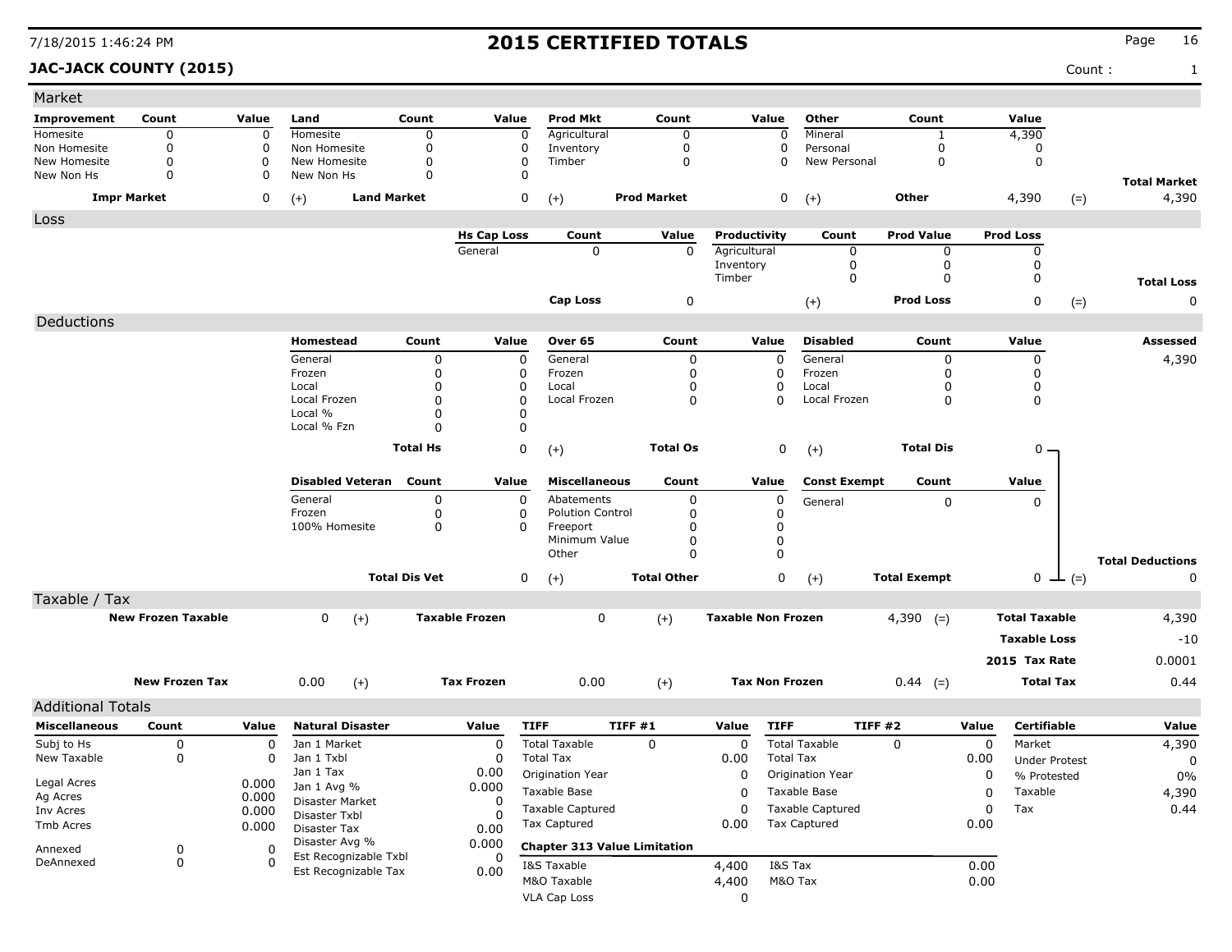# 2015 CERTIFIED TOTALS

**JAC-JACK COUNTY (2015)** Count : 1

## Market

| Improvement | Count | Value | Land | Count | Value | Prod Mkt | Count | Value | Other | Count | Value | |
|---|---|---|---|---|---|---|---|---|---|---|---|---|
| Homesite | 0 | 0 | Homesite | 0 | 0 | Agricultural | 0 | 0 | Mineral | 1 | 4,390 | |
| Non Homesite | 0 | 0 | Non Homesite | 0 | 0 | Inventory | 0 | 0 | Personal | 0 | 0 | |
| New Homesite | 0 | 0 | New Homesite | 0 | 0 | Timber | 0 | 0 | New Personal | 0 | 0 | |
| New Non Hs | 0 | 0 | New Non Hs | 0 | 0 | | | | | | | **Total Market** |
| **Impr Market** | | 0 | (+) **Land Market** | | 0 | (+) **Prod Market** | | 0 | (+) **Other** | | 4,390 | (=) 4,390 |

## Loss

| Hs Cap Loss | Count | Value | Productivity | Count | Prod Value | Prod Loss | |
|---|---|---|---|---|---|---|---|
| General | 0 | 0 | Agricultural | 0 | 0 | 0 | |
| | | | Inventory | 0 | 0 | 0 | |
| | | | Timber | 0 | 0 | 0 | **Total Loss** |
| **Cap Loss** | | 0 | (+) **Prod Loss** | | | 0 | (=) 0 |

## Deductions

| Homestead | Count | Value | Over 65 | Count | Value | Disabled | Count | Value | Assessed |
|---|---|---|---|---|---|---|---|---|---|
| General | 0 | 0 | General | 0 | 0 | General | 0 | 0 | 4,390 |
| Frozen | 0 | 0 | Frozen | 0 | 0 | Frozen | 0 | 0 | |
| Local | 0 | 0 | Local | 0 | 0 | Local | 0 | 0 | |
| Local Frozen | 0 | 0 | Local Frozen | 0 | 0 | Local Frozen | 0 | 0 | |
| Local % | 0 | 0 | | | | | | | |
| Local % Fzn | 0 | 0 | | | | | | | |
| **Total Hs** | | 0 | (+) **Total Os** | | 0 | (+) **Total Dis** | | 0 | |

| Disabled Veteran | Count | Value | Miscellaneous | Count | Value | Const Exempt | Count | Value | |
|---|---|---|---|---|---|---|---|---|---|
| General | 0 | 0 | Abatements | 0 | 0 | General | 0 | 0 | |
| Frozen | 0 | 0 | Polution Control | 0 | 0 | | | | |
| 100% Homesite | 0 | 0 | Freeport | 0 | 0 | | | | |
| | | | Minimum Value | 0 | 0 | | | | |
| | | | Other | 0 | 0 | | | | **Total Deductions** |
| **Total Dis Vet** | | 0 | (+) **Total Other** | | 0 | (+) **Total Exempt** | | 0 | (=) 0 |

## Taxable / Tax

| | | | | | | |
|---|---|---|---|---|---|---|
| **New Frozen Taxable** | 0 (+) | **Taxable Frozen** | 0 (+) | **Taxable Non Frozen** | 4,390 (=) | **Total Taxable** 4,390 |
| | | | | | | **Taxable Loss** -10 |
| | | | | | | **2015 Tax Rate** 0.0001 |
| **New Frozen Tax** | 0.00 (+) | **Tax Frozen** | 0.00 (+) | **Tax Non Frozen** | 0.44 (=) | **Total Tax** 0.44 |

## Additional Totals

| Miscellaneous | Count | Value | Natural Disaster | Value | TIFF | TIFF #1 | Value | TIFF | TIFF #2 | Value | Certifiable | Value |
|---|---|---|---|---|---|---|---|---|---|---|---|---|
| Subj to Hs | 0 | 0 | Jan 1 Market | 0 | Total Taxable | 0 | 0 | Total Taxable | 0 | 0 | Market | 4,390 |
| New Taxable | 0 | 0 | Jan 1 Txbl | 0 | Total Tax | | 0.00 | Total Tax | | 0.00 | Under Protest | 0 |
| | | | Jan 1 Tax | 0.00 | Origination Year | | 0 | Origination Year | | 0 | % Protested | 0% |
| Legal Acres | | 0.000 | Jan 1 Avg % | 0.000 | Taxable Base | | 0 | Taxable Base | | 0 | Taxable | 4,390 |
| Ag Acres | | 0.000 | Disaster Market | 0 | Taxable Captured | | 0 | Taxable Captured | | 0 | Tax | 0.44 |
| Inv Acres | | 0.000 | Disaster Txbl | 0 | Tax Captured | | 0.00 | Tax Captured | | 0.00 | | |
| Tmb Acres | | 0.000 | Disaster Tax | 0.00 | | | | | | | | |
| Annexed | 0 | 0 | Disaster Avg % | 0.000 | | | | | | | | |
| DeAnnexed | 0 | 0 | Est Recognizable Txbl | 0 | | | | | | | | |
| | | | Est Recognizable Tax | 0.00 | | | | | | | | |

**Chapter 313 Value Limitation**

| | | | |
|---|---|---|---|
| I&S Taxable | 4,400 | I&S Tax | 0.00 |
| M&O Taxable | 4,400 | M&O Tax | 0.00 |
| VLA Cap Loss | 0 | | |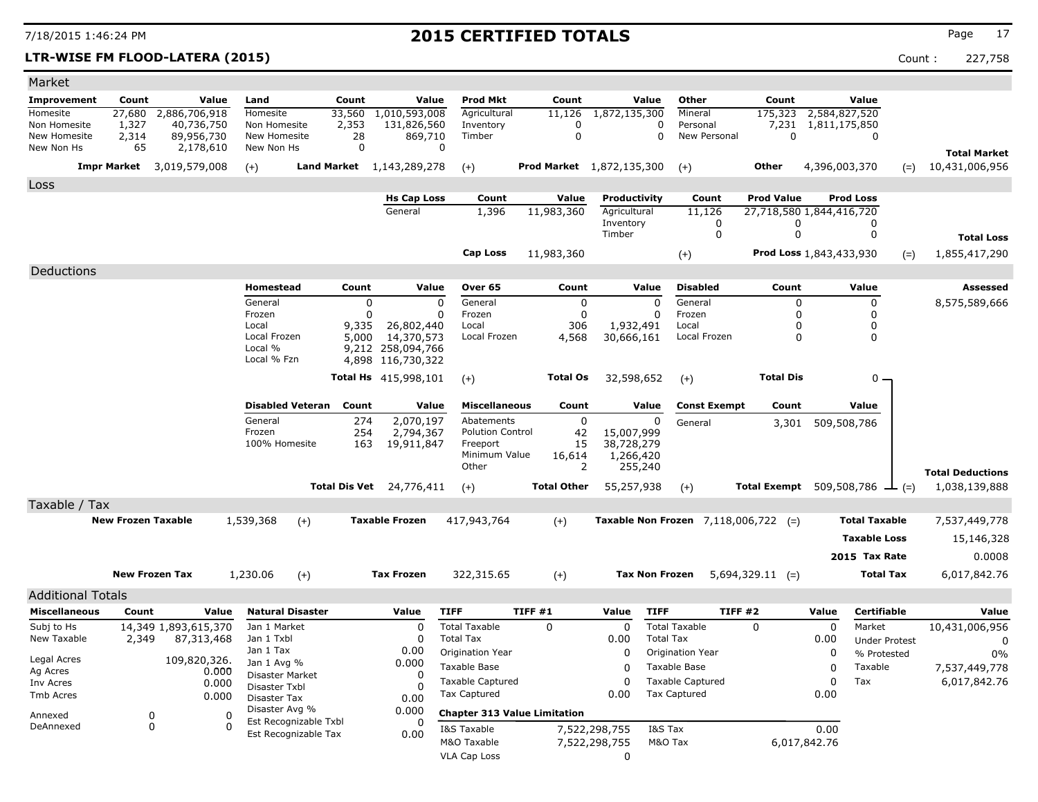# 2015 CERTIFIED TOTALS

7/18/2015 1:46:24 PM

**LTR-WISE FM FLOOD-LATERA (2015)** Count : 227,758

## Market

| Improvement | Count | Value | Land | Count | Value | Prod Mkt | Count | Value | Other | Count | Value | | |
|---|---|---|---|---|---|---|---|---|---|---|---|---|---|
| Homesite | 27,680 | 2,886,706,918 | Homesite | 33,560 | 1,010,593,008 | Agricultural | 11,126 | 1,872,135,300 | Mineral | 175,323 | 2,584,827,520 | | |
| Non Homesite | 1,327 | 40,736,750 | Non Homesite | 2,353 | 131,826,560 | Inventory | 0 | 0 | Personal | 7,231 | 1,811,175,850 | | |
| New Homesite | 2,314 | 89,956,730 | New Homesite | 28 | 869,710 | Timber | 0 | 0 | New Personal | 0 | 0 | | |
| New Non Hs | 65 | 2,178,610 | New Non Hs | 0 | 0 | | | | | | | | **Total Market** |
| **Impr Market** | | 3,019,579,008 | (+) **Land Market** | | 1,143,289,278 | (+) **Prod Market** | | 1,872,135,300 | (+) **Other** | | 4,396,003,370 | (=) | 10,431,006,956 |

## Loss

| Hs Cap Loss | Count | Value | Productivity | Count | Prod Value | Prod Loss | | |
|---|---|---|---|---|---|---|---|---|
| General | 1,396 | 11,983,360 | Agricultural | 11,126 | 27,718,580 | 1,844,416,720 | | |
| | | | Inventory | 0 | 0 | 0 | | |
| | | | Timber | 0 | 0 | 0 | | **Total Loss** |
| **Cap Loss** | | 11,983,360 | (+) | | **Prod Loss** | 1,843,433,930 | (=) | 1,855,417,290 |

## Deductions

| Homestead | Count | Value | Over 65 | Count | Value | Disabled | Count | Value | Assessed |
|---|---|---|---|---|---|---|---|---|---|
| General | 0 | 0 | General | 0 | 0 | General | 0 | 0 | 8,575,589,666 |
| Frozen | 0 | 0 | Frozen | 0 | 0 | Frozen | 0 | 0 | |
| Local | 9,335 | 26,802,440 | Local | 306 | 1,932,491 | Local | 0 | 0 | |
| Local Frozen | 5,000 | 14,370,573 | Local Frozen | 4,568 | 30,666,161 | Local Frozen | 0 | 0 | |
| Local % | 9,212 | 258,094,766 | | | | | | | |
| Local % Fzn | 4,898 | 116,730,322 | | | | | | | |
| **Total Hs** | | 415,998,101 | (+) **Total Os** | | 32,598,652 | (+) **Total Dis** | | 0 | |

| Disabled Veteran | Count | Value | Miscellaneous | Count | Value | Const Exempt | Count | Value | | |
|---|---|---|---|---|---|---|---|---|---|---|
| General | 274 | 2,070,197 | Abatements | 0 | 0 | General | 3,301 | 509,508,786 | | |
| Frozen | 254 | 2,794,367 | Polution Control | 42 | 15,007,999 | | | | | |
| 100% Homesite | 163 | 19,911,847 | Freeport | 15 | 38,728,279 | | | | | |
| | | | Minimum Value | 16,614 | 1,266,420 | | | | | |
| | | | Other | 2 | 255,240 | | | | | **Total Deductions** |
| **Total Dis Vet** | | 24,776,411 | (+) **Total Other** | | 55,257,938 | (+) **Total Exempt** | | 509,508,786 | (=) | 1,038,139,888 |

## Taxable / Tax

| | | | | | | | | |
|---|---|---|---|---|---|---|---|---|
| **New Frozen Taxable** | 1,539,368 | (+) | **Taxable Frozen** | 417,943,764 | (+) | **Taxable Non Frozen** 7,118,006,722 (=) | **Total Taxable** | 7,537,449,778 |
| | | | | | | | **Taxable Loss** | 15,146,328 |
| | | | | | | | **2015 Tax Rate** | 0.0008 |
| **New Frozen Tax** | 1,230.06 | (+) | **Tax Frozen** | 322,315.65 | (+) | **Tax Non Frozen** 5,694,329.11 (=) | **Total Tax** | 6,017,842.76 |

## Additional Totals

| Miscellaneous | Count | Value |
|---|---|---|
| Subj to Hs | 14,349 | 1,893,615,370 |
| New Taxable | 2,349 | 87,313,468 |
| Legal Acres | | 109,820,326. |
| Ag Acres | | 0.000 |
| Inv Acres | | 0.000 |
| Tmb Acres | | 0.000 |
| Annexed | 0 | 0 |
| DeAnnexed | 0 | 0 |

| Natural Disaster | Value |
|---|---|
| Jan 1 Market | 0 |
| Jan 1 Txbl | 0 |
| Jan 1 Tax | 0.00 |
| Jan 1 Avg % | 0.000 |
| Disaster Market | 0 |
| Disaster Txbl | 0 |
| Disaster Tax | 0.00 |
| Disaster Avg % | 0.000 |
| Est Recognizable Txbl | 0 |
| Est Recognizable Tax | 0.00 |

| TIFF | TIFF #1 | Value | TIFF | TIFF #2 | Value |
|---|---|---|---|---|---|
| Total Taxable | 0 | 0 | Total Taxable | 0 | 0 |
| Total Tax | | 0.00 | Total Tax | | 0.00 |
| Origination Year | | 0 | Origination Year | | 0 |
| Taxable Base | | 0 | Taxable Base | | 0 |
| Taxable Captured | | 0 | Taxable Captured | | 0 |
| Tax Captured | | 0.00 | Tax Captured | | 0.00 |

| Chapter 313 Value Limitation | | | |
|---|---|---|---|
| I&S Taxable | 7,522,298,755 | I&S Tax | 0.00 |
| M&O Taxable | 7,522,298,755 | M&O Tax | 6,017,842.76 |
| VLA Cap Loss | 0 | | |

| Certifiable | Value |
|---|---|
| Market | 10,431,006,956 |
| Under Protest | 0 |
| % Protested | 0% |
| Taxable | 7,537,449,778 |
| Tax | 6,017,842.76 |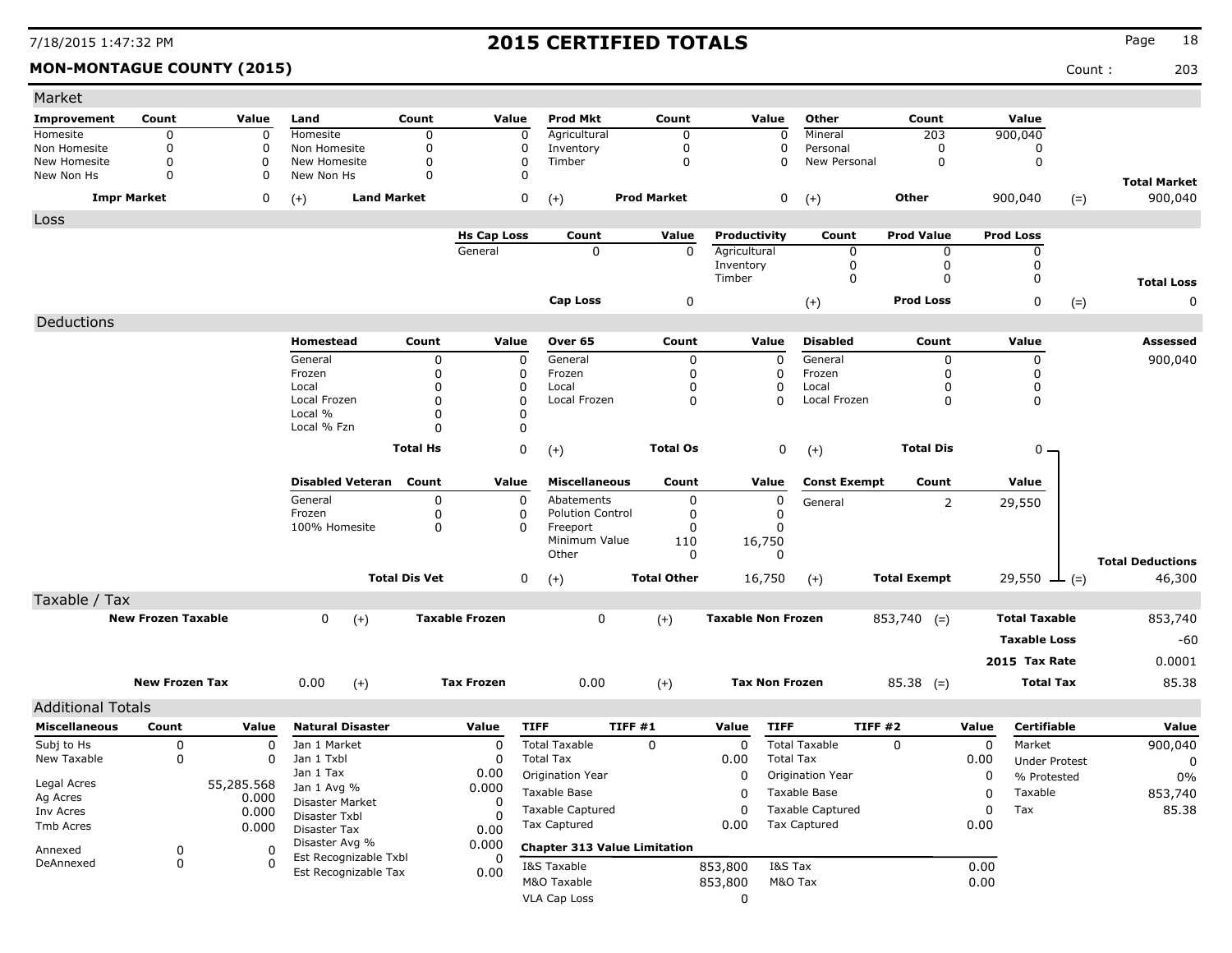# 2015 CERTIFIED TOTALS

**MON-MONTAGUE COUNTY (2015)** Count : 203

## Market

| Improvement | Count | Value | Land | Count | Value | Prod Mkt | Count | Value | Other | Count | Value | | |
|---|---|---|---|---|---|---|---|---|---|---|---|---|---|
| Homesite | 0 | 0 | Homesite | 0 | 0 | Agricultural | 0 | 0 | Mineral | 203 | 900,040 | | |
| Non Homesite | 0 | 0 | Non Homesite | 0 | 0 | Inventory | 0 | 0 | Personal | 0 | 0 | | |
| New Homesite | 0 | 0 | New Homesite | 0 | 0 | Timber | 0 | 0 | New Personal | 0 | 0 | | |
| New Non Hs | 0 | 0 | New Non Hs | 0 | 0 | | | | | | | | **Total Market** |
| **Impr Market** | | 0 | (+) **Land Market** | | 0 | (+) **Prod Market** | | 0 | (+) **Other** | | 900,040 | (=) | 900,040 |

## Loss

| Hs Cap Loss | Count | Value | Productivity | Count | Prod Value | Prod Loss | | |
|---|---|---|---|---|---|---|---|---|
| General | 0 | 0 | Agricultural | 0 | 0 | 0 | | |
| | | | Inventory | 0 | 0 | 0 | | |
| | | | Timber | 0 | 0 | 0 | | **Total Loss** |
| **Cap Loss** | | 0 | (+) **Prod Loss** | | | 0 | (=) | 0 |

## Deductions

| Homestead | Count | Value | Over 65 | Count | Value | Disabled | Count | Value | Assessed |
|---|---|---|---|---|---|---|---|---|---|
| General | 0 | 0 | General | 0 | 0 | General | 0 | 0 | 900,040 |
| Frozen | 0 | 0 | Frozen | 0 | 0 | Frozen | 0 | 0 | |
| Local | 0 | 0 | Local | 0 | 0 | Local | 0 | 0 | |
| Local Frozen | 0 | 0 | Local Frozen | 0 | 0 | Local Frozen | 0 | 0 | |
| Local % | 0 | 0 | | | | | | | |
| Local % Fzn | 0 | 0 | | | | | | | |
| **Total Hs** | | 0 | (+) **Total Os** | | 0 | (+) **Total Dis** | | 0 | |

| Disabled Veteran | Count | Value | Miscellaneous | Count | Value | Const Exempt | Count | Value | | |
|---|---|---|---|---|---|---|---|---|---|---|
| General | 0 | 0 | Abatements | 0 | 0 | General | 2 | 29,550 | | |
| Frozen | 0 | 0 | Polution Control | 0 | 0 | | | | | |
| 100% Homesite | 0 | 0 | Freeport | 0 | 0 | | | | | |
| | | | Minimum Value | 110 | 16,750 | | | | | |
| | | | Other | 0 | 0 | | | | | **Total Deductions** |
| **Total Dis Vet** | | 0 | (+) **Total Other** | | 16,750 | (+) **Total Exempt** | | 29,550 | (=) | 46,300 |

## Taxable / Tax

| | | | | | | | | | |
|---|---|---|---|---|---|---|---|---|---|
| **New Frozen Taxable** | 0 | (+) | **Taxable Frozen** | 0 | (+) | **Taxable Non Frozen** | 853,740 | (=) **Total Taxable** | 853,740 |
| | | | | | | | | **Taxable Loss** | -60 |
| | | | | | | | | **2015 Tax Rate** | 0.0001 |
| **New Frozen Tax** | 0.00 | (+) | **Tax Frozen** | 0.00 | (+) | **Tax Non Frozen** | 85.38 | (=) **Total Tax** | 85.38 |

## Additional Totals

| Miscellaneous | Count | Value |
|---|---|---|
| Subj to Hs | 0 | 0 |
| New Taxable | 0 | 0 |
| Legal Acres | | 55,285.568 |
| Ag Acres | | 0.000 |
| Inv Acres | | 0.000 |
| Tmb Acres | | 0.000 |
| Annexed | 0 | 0 |
| DeAnnexed | 0 | 0 |

| Natural Disaster | Value |
|---|---|
| Jan 1 Market | 0 |
| Jan 1 Txbl | 0 |
| Jan 1 Tax | 0.00 |
| Jan 1 Avg % | 0.000 |
| Disaster Market | 0 |
| Disaster Txbl | 0 |
| Disaster Tax | 0.00 |
| Disaster Avg % | 0.000 |
| Est Recognizable Txbl | 0 |
| Est Recognizable Tax | 0.00 |

| TIFF | TIFF #1 | Value | TIFF | TIFF #2 | Value |
|---|---|---|---|---|---|
| Total Taxable | 0 | 0 | Total Taxable | 0 | 0 |
| Total Tax | | 0.00 | Total Tax | | 0.00 |
| Origination Year | | 0 | Origination Year | | 0 |
| Taxable Base | | 0 | Taxable Base | | 0 |
| Taxable Captured | | 0 | Taxable Captured | | 0 |
| Tax Captured | | 0.00 | Tax Captured | | 0.00 |

**Chapter 313 Value Limitation**

| | | | |
|---|---|---|---|
| I&S Taxable | 853,800 | I&S Tax | 0.00 |
| M&O Taxable | 853,800 | M&O Tax | 0.00 |
| VLA Cap Loss | 0 | | |

| Certifiable | Value |
|---|---|
| Market | 900,040 |
| Under Protest | 0 |
| % Protested | 0% |
| Taxable | 853,740 |
| Tax | 85.38 |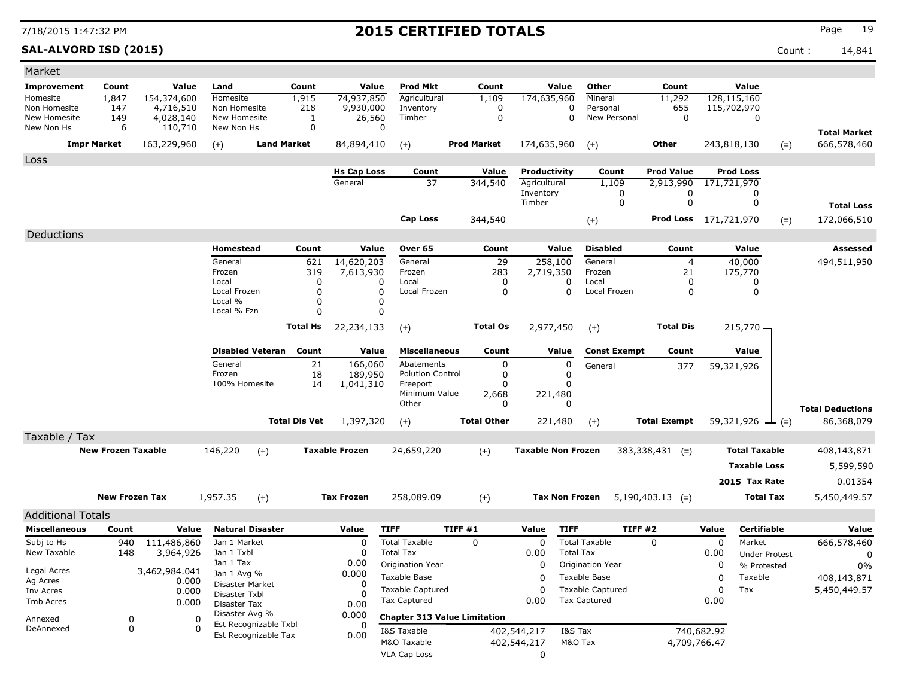# 2015 CERTIFIED TOTALS

7/18/2015 1:47:32 PM

**SAL-ALVORD ISD (2015)** Count : 14,841

## Market

| Improvement | Count | Value | Land | Count | Value | Prod Mkt | Count | Value | Other | Count | Value | | |
|---|---|---|---|---|---|---|---|---|---|---|---|---|---|
| Homesite | 1,847 | 154,374,600 | Homesite | 1,915 | 74,937,850 | Agricultural | 1,109 | 174,635,960 | Mineral | 11,292 | 128,115,160 | | |
| Non Homesite | 147 | 4,716,510 | Non Homesite | 218 | 9,930,000 | Inventory | 0 | 0 | Personal | 655 | 115,702,970 | | |
| New Homesite | 149 | 4,028,140 | New Homesite | 1 | 26,560 | Timber | 0 | 0 | New Personal | 0 | 0 | | |
| New Non Hs | 6 | 110,710 | New Non Hs | 0 | 0 | | | | | | | | **Total Market** |
| **Impr Market** | | 163,229,960 | (+) **Land Market** | | 84,894,410 | (+) **Prod Market** | | 174,635,960 | (+) **Other** | | 243,818,130 | (=) | 666,578,460 |

## Loss

| Hs Cap Loss | Count | Value | Productivity | Count | Prod Value | Prod Loss | | |
|---|---|---|---|---|---|---|---|---|
| General | 37 | 344,540 | Agricultural | 1,109 | 2,913,990 | 171,721,970 | | |
| | | | Inventory | 0 | 0 | 0 | | |
| | | | Timber | 0 | 0 | 0 | | **Total Loss** |
| **Cap Loss** | | 344,540 | (+) | | **Prod Loss** | 171,721,970 | (=) | 172,066,510 |

## Deductions

| Homestead | Count | Value | Over 65 | Count | Value | Disabled | Count | Value | Assessed |
|---|---|---|---|---|---|---|---|---|---|
| General | 621 | 14,620,203 | General | 29 | 258,100 | General | 4 | 40,000 | 494,511,950 |
| Frozen | 319 | 7,613,930 | Frozen | 283 | 2,719,350 | Frozen | 21 | 175,770 | |
| Local | 0 | 0 | Local | 0 | 0 | Local | 0 | 0 | |
| Local Frozen | 0 | 0 | Local Frozen | 0 | 0 | Local Frozen | 0 | 0 | |
| Local % | 0 | 0 | | | | | | | |
| Local % Fzn | 0 | 0 | | | | | | | |
| | **Total Hs** | 22,234,133 | (+) | **Total Os** | 2,977,450 | (+) | **Total Dis** | 215,770 | |

| Disabled Veteran | Count | Value | Miscellaneous | Count | Value | Const Exempt | Count | Value | | |
|---|---|---|---|---|---|---|---|---|---|---|
| General | 21 | 166,060 | Abatements | 0 | 0 | General | 377 | 59,321,926 | | |
| Frozen | 18 | 189,950 | Polution Control | 0 | 0 | | | | | |
| 100% Homesite | 14 | 1,041,310 | Freeport | 0 | 0 | | | | | |
| | | | Minimum Value | 2,668 | 221,480 | | | | | |
| | | | Other | 0 | 0 | | | | | **Total Deductions** |
| | **Total Dis Vet** | 1,397,320 | (+) | **Total Other** | 221,480 | (+) | **Total Exempt** | 59,321,926 | (=) | 86,368,079 |

## Taxable / Tax

| | | | | | | | | |
|---|---|---|---|---|---|---|---|---|
| **New Frozen Taxable** | 146,220 | (+) | **Taxable Frozen** | 24,659,220 | (+) | **Taxable Non Frozen** | 383,338,431 (=) | **Total Taxable** 408,143,871 |
| | | | | | | | | **Taxable Loss** 5,599,590 |
| | | | | | | | | **2015 Tax Rate** 0.01354 |
| **New Frozen Tax** | 1,957.35 | (+) | **Tax Frozen** | 258,089.09 | (+) | **Tax Non Frozen** | 5,190,403.13 (=) | **Total Tax** 5,450,449.57 |

## Additional Totals

| Miscellaneous | Count | Value |
|---|---|---|
| Subj to Hs | 940 | 111,486,860 |
| New Taxable | 148 | 3,964,926 |
| Legal Acres | | 3,462,984.041 |
| Ag Acres | | 0.000 |
| Inv Acres | | 0.000 |
| Tmb Acres | | 0.000 |
| Annexed | 0 | 0 |
| DeAnnexed | 0 | 0 |

| Natural Disaster | Value |
|---|---|
| Jan 1 Market | 0 |
| Jan 1 Txbl | 0 |
| Jan 1 Tax | 0.00 |
| Jan 1 Avg % | 0.000 |
| Disaster Market | 0 |
| Disaster Txbl | 0 |
| Disaster Tax | 0.00 |
| Disaster Avg % | 0.000 |
| Est Recognizable Txbl | 0 |
| Est Recognizable Tax | 0.00 |

| TIFF | TIFF #1 | Value | TIFF | TIFF #2 | Value |
|---|---|---|---|---|---|
| Total Taxable | 0 | 0 | Total Taxable | 0 | 0 |
| Total Tax | | 0.00 | Total Tax | | 0.00 |
| Origination Year | | 0 | Origination Year | | 0 |
| Taxable Base | | 0 | Taxable Base | | 0 |
| Taxable Captured | | 0 | Taxable Captured | | 0 |
| Tax Captured | | 0.00 | Tax Captured | | 0.00 |

**Chapter 313 Value Limitation**

| | | | |
|---|---|---|---|
| I&S Taxable | 402,544,217 | I&S Tax | 740,682.92 |
| M&O Taxable | 402,544,217 | M&O Tax | 4,709,766.47 |
| VLA Cap Loss | 0 | | |

| Certifiable | Value |
|---|---|
| Market | 666,578,460 |
| Under Protest | 0 |
| % Protested | 0% |
| Taxable | 408,143,871 |
| Tax | 5,450,449.57 |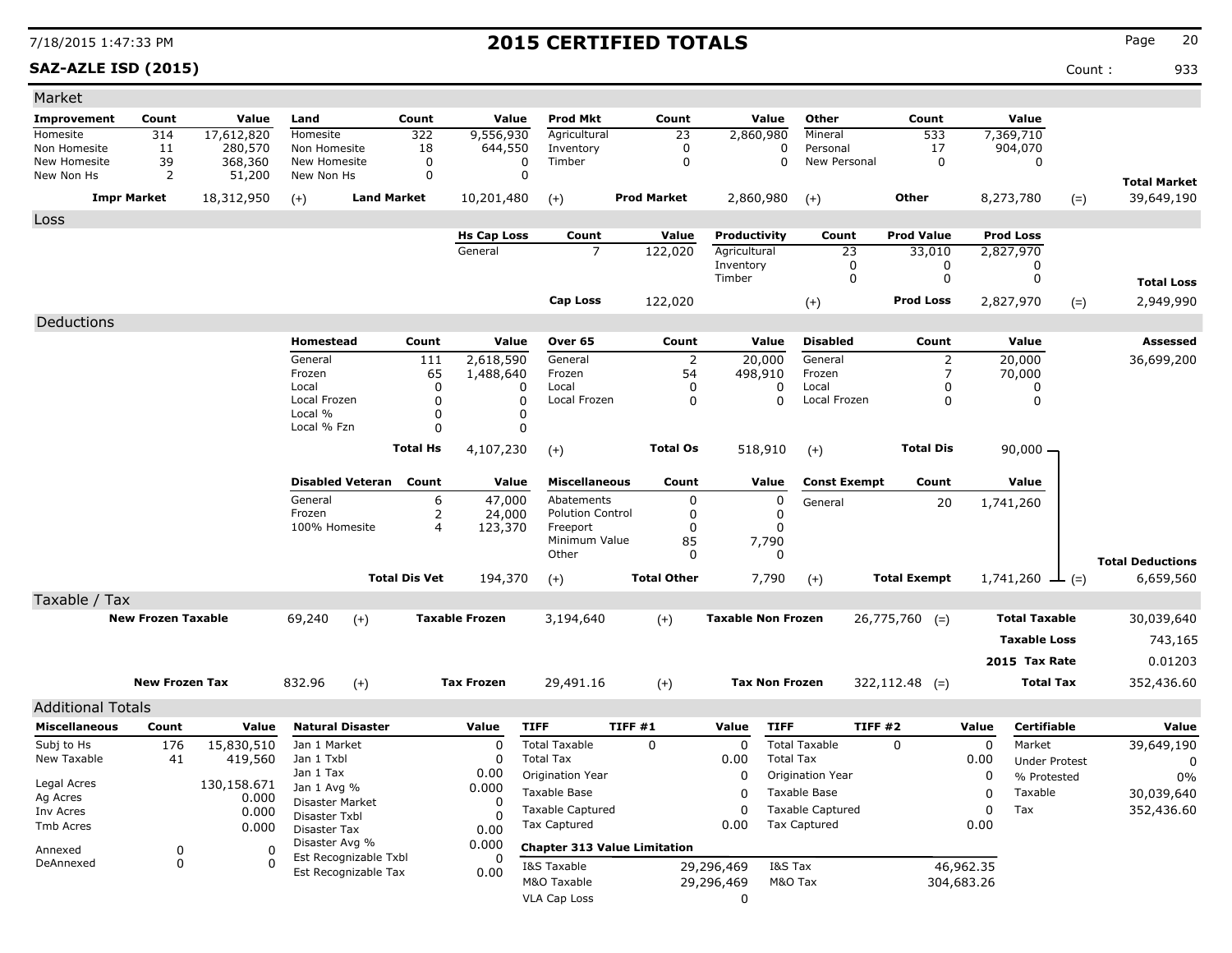# 2015 CERTIFIED TOTALS

**SAZ-AZLE ISD (2015)**

Count : 933

## Market

| Improvement | Count | Value | Land | Count | Value | Prod Mkt | Count | Value | Other | Count | Value | | |
|---|---|---|---|---|---|---|---|---|---|---|---|---|---|
| Homesite | 314 | 17,612,820 | Homesite | 322 | 9,556,930 | Agricultural | 23 | 2,860,980 | Mineral | 533 | 7,369,710 | | |
| Non Homesite | 11 | 280,570 | Non Homesite | 18 | 644,550 | Inventory | 0 | 0 | Personal | 17 | 904,070 | | |
| New Homesite | 39 | 368,360 | New Homesite | 0 | 0 | Timber | 0 | 0 | New Personal | 0 | 0 | | |
| New Non Hs | 2 | 51,200 | New Non Hs | 0 | 0 | | | | | | | | **Total Market** |
| **Impr Market** | | 18,312,950 | (+) | **Land Market** | 10,201,480 | (+) | **Prod Market** | 2,860,980 | (+) | **Other** | 8,273,780 | (=) | 39,649,190 |

## Loss

| Hs Cap Loss | Count | Value | Productivity | Count | Prod Value | Prod Loss | | |
|---|---|---|---|---|---|---|---|---|
| General | 7 | 122,020 | Agricultural | 23 | 33,010 | 2,827,970 | | |
| | | | Inventory | 0 | 0 | 0 | | |
| | | | Timber | 0 | 0 | 0 | | **Total Loss** |
| **Cap Loss** | | 122,020 | (+) | | **Prod Loss** | 2,827,970 | (=) | 2,949,990 |

## Deductions

| Homestead | Count | Value | Over 65 | Count | Value | Disabled | Count | Value | Assessed |
|---|---|---|---|---|---|---|---|---|---|
| General | 111 | 2,618,590 | General | 2 | 20,000 | General | 2 | 20,000 | 36,699,200 |
| Frozen | 65 | 1,488,640 | Frozen | 54 | 498,910 | Frozen | 7 | 70,000 | |
| Local | 0 | 0 | Local | 0 | 0 | Local | 0 | 0 | |
| Local Frozen | 0 | 0 | Local Frozen | 0 | 0 | Local Frozen | 0 | 0 | |
| Local % | 0 | 0 | | | | | | | |
| Local % Fzn | 0 | 0 | | | | | | | |
| **Total Hs** | | 4,107,230 | (+) **Total Os** | | 518,910 | (+) **Total Dis** | | 90,000 | |

| Disabled Veteran | Count | Value | Miscellaneous | Count | Value | Const Exempt | Count | Value | |
|---|---|---|---|---|---|---|---|---|---|
| General | 6 | 47,000 | Abatements | 0 | 0 | General | 20 | 1,741,260 | |
| Frozen | 2 | 24,000 | Polution Control | 0 | 0 | | | | |
| 100% Homesite | 4 | 123,370 | Freeport | 0 | 0 | | | | |
| | | | Minimum Value | 85 | 7,790 | | | | |
| | | | Other | 0 | 0 | | | | **Total Deductions** |
| **Total Dis Vet** | | 194,370 | (+) **Total Other** | | 7,790 | (+) **Total Exempt** | | 1,741,260 | (=) 6,659,560 |

## Taxable / Tax

| | | | | | | | | | |
|---|---|---|---|---|---|---|---|---|---|
| **New Frozen Taxable** | 69,240 | (+) | **Taxable Frozen** | 3,194,640 | (+) | **Taxable Non Frozen** | 26,775,760 (=) | **Total Taxable** | 30,039,640 |
| | | | | | | | | **Taxable Loss** | 743,165 |
| | | | | | | | | **2015 Tax Rate** | 0.01203 |
| **New Frozen Tax** | 832.96 | (+) | **Tax Frozen** | 29,491.16 | (+) | **Tax Non Frozen** | 322,112.48 (=) | **Total Tax** | 352,436.60 |

## Additional Totals

| Miscellaneous | Count | Value |
|---|---|---|
| Subj to Hs | 176 | 15,830,510 |
| New Taxable | 41 | 419,560 |
| Legal Acres | | 130,158.671 |
| Ag Acres | | 0.000 |
| Inv Acres | | 0.000 |
| Tmb Acres | | 0.000 |
| Annexed | 0 | 0 |
| DeAnnexed | 0 | 0 |

| Natural Disaster | Value |
|---|---|
| Jan 1 Market | 0 |
| Jan 1 Txbl | 0 |
| Jan 1 Tax | 0.00 |
| Jan 1 Avg % | 0.000 |
| Disaster Market | 0 |
| Disaster Txbl | 0 |
| Disaster Tax | 0.00 |
| Disaster Avg % | 0.000 |
| Est Recognizable Txbl | 0 |
| Est Recognizable Tax | 0.00 |

| TIFF | TIFF #1 | Value | TIFF | TIFF #2 | Value |
|---|---|---|---|---|---|
| Total Taxable | 0 | 0 | Total Taxable | 0 | 0 |
| Total Tax | | 0.00 | Total Tax | | 0.00 |
| Origination Year | | 0 | Origination Year | | 0 |
| Taxable Base | | 0 | Taxable Base | | 0 |
| Taxable Captured | | 0 | Taxable Captured | | 0 |
| Tax Captured | | 0.00 | Tax Captured | | 0.00 |

**Chapter 313 Value Limitation**

| | | | |
|---|---|---|---|
| I&S Taxable | 29,296,469 | I&S Tax | 46,962.35 |
| M&O Taxable | 29,296,469 | M&O Tax | 304,683.26 |
| VLA Cap Loss | 0 | | |

| Certifiable | Value |
|---|---|
| Market | 39,649,190 |
| Under Protest | 0 |
| % Protested | 0% |
| Taxable | 30,039,640 |
| Tax | 352,436.60 |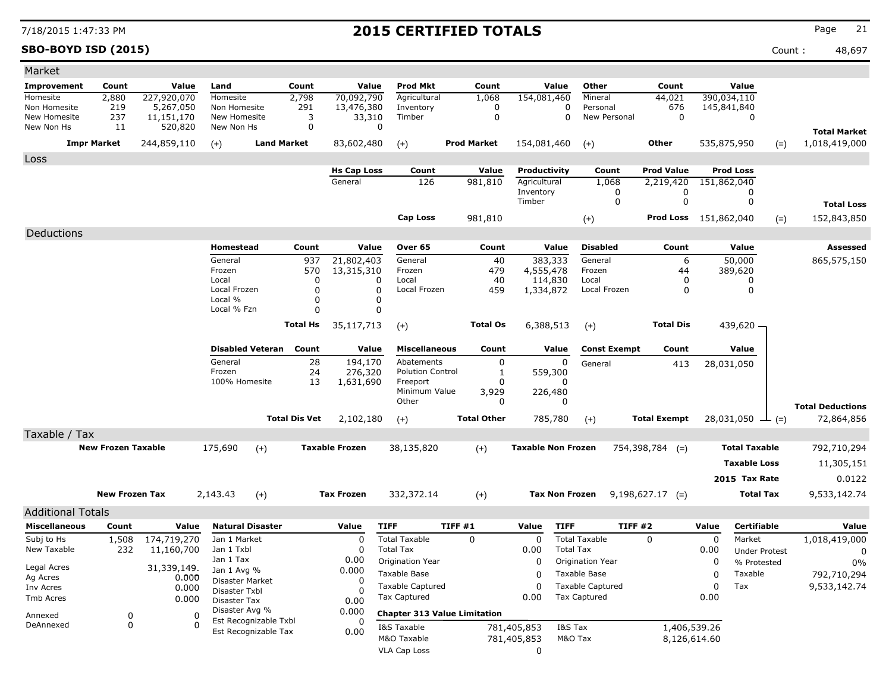# 2015 CERTIFIED TOTALS

**SBO-BOYD ISD (2015)** Count : 48,697

## Market

| Improvement | Count | Value | Land | Count | Value | Prod Mkt | Count | Value | Other | Count | Value | | |
|---|---|---|---|---|---|---|---|---|---|---|---|---|---|
| Homesite | 2,880 | 227,920,070 | Homesite | 2,798 | 70,092,790 | Agricultural | 1,068 | 154,081,460 | Mineral | 44,021 | 390,034,110 | | |
| Non Homesite | 219 | 5,267,050 | Non Homesite | 291 | 13,476,380 | Inventory | 0 | 0 | Personal | 676 | 145,841,840 | | |
| New Homesite | 237 | 11,151,170 | New Homesite | 3 | 33,310 | Timber | 0 | 0 | New Personal | 0 | 0 | | |
| New Non Hs | 11 | 520,820 | New Non Hs | 0 | 0 | | | | | | | | **Total Market** |
| **Impr Market** | | 244,859,110 | (+) | **Land Market** | 83,602,480 | (+) | **Prod Market** | 154,081,460 | (+) | **Other** | 535,875,950 | (=) | 1,018,419,000 |

## Loss

| Hs Cap Loss | Count | Value | Productivity | Count | Prod Value | Prod Loss | | |
|---|---|---|---|---|---|---|---|---|
| General | 126 | 981,810 | Agricultural | 1,068 | 2,219,420 | 151,862,040 | | |
| | | | Inventory | 0 | 0 | 0 | | |
| | | | Timber | 0 | 0 | 0 | | **Total Loss** |
| | **Cap Loss** | 981,810 | | (+) | **Prod Loss** | 151,862,040 | (=) | 152,843,850 |

## Deductions

| Homestead | Count | Value | Over 65 | Count | Value | Disabled | Count | Value | Assessed |
|---|---|---|---|---|---|---|---|---|---|
| General | 937 | 21,802,403 | General | 40 | 383,333 | General | 6 | 50,000 | 865,575,150 |
| Frozen | 570 | 13,315,310 | Frozen | 479 | 4,555,478 | Frozen | 44 | 389,620 | |
| Local | 0 | 0 | Local | 40 | 114,830 | Local | 0 | 0 | |
| Local Frozen | 0 | 0 | Local Frozen | 459 | 1,334,872 | Local Frozen | 0 | 0 | |
| Local % | 0 | 0 | | | | | | | |
| Local % Fzn | 0 | 0 | | | | | | | |
| | **Total Hs** | 35,117,713 | (+) | **Total Os** | 6,388,513 | (+) | **Total Dis** | 439,620 | |

| Disabled Veteran | Count | Value | Miscellaneous | Count | Value | Const Exempt | Count | Value | | |
|---|---|---|---|---|---|---|---|---|---|---|
| General | 28 | 194,170 | Abatements | 0 | 0 | General | 413 | 28,031,050 | | |
| Frozen | 24 | 276,320 | Polution Control | 1 | 559,300 | | | | | |
| 100% Homesite | 13 | 1,631,690 | Freeport | 0 | 0 | | | | | |
| | | | Minimum Value | 3,929 | 226,480 | | | | | |
| | | | Other | 0 | 0 | | | | | **Total Deductions** |
| | **Total Dis Vet** | 2,102,180 | (+) | **Total Other** | 785,780 | (+) | **Total Exempt** | 28,031,050 | (=) | 72,864,856 |

## Taxable / Tax

| | | | | | | | | |
|---|---|---|---|---|---|---|---|---|
| **New Frozen Taxable** | 175,690 | (+) | **Taxable Frozen** | 38,135,820 | (+) | **Taxable Non Frozen** | 754,398,784 (=) | **Total Taxable** 792,710,294 |
| | | | | | | | | **Taxable Loss** 11,305,151 |
| | | | | | | | | **2015 Tax Rate** 0.0122 |
| **New Frozen Tax** | 2,143.43 | (+) | **Tax Frozen** | 332,372.14 | (+) | **Tax Non Frozen** | 9,198,627.17 (=) | **Total Tax** 9,533,142.74 |

## Additional Totals

| Miscellaneous | Count | Value | Natural Disaster | Value |
|---|---|---|---|---|
| Subj to Hs | 1,508 | 174,719,270 | Jan 1 Market | 0 |
| New Taxable | 232 | 11,160,700 | Jan 1 Txbl | 0 |
| | | | Jan 1 Tax | 0.00 |
| Legal Acres | | 31,339,149. | Jan 1 Avg % | 0.000 |
| Ag Acres | | 0.000 | Disaster Market | 0 |
| Inv Acres | | 0.000 | Disaster Txbl | 0 |
| Tmb Acres | | 0.000 | Disaster Tax | 0.00 |
| | | | Disaster Avg % | 0.000 |
| Annexed | 0 | 0 | Est Recognizable Txbl | 0 |
| DeAnnexed | 0 | 0 | Est Recognizable Tax | 0.00 |

| TIFF | TIFF #1 | Value | TIFF | TIFF #2 | Value |
|---|---|---|---|---|---|
| Total Taxable | 0 | 0 | Total Taxable | 0 | 0 |
| Total Tax | | 0.00 | Total Tax | | 0.00 |
| Origination Year | | 0 | Origination Year | | 0 |
| Taxable Base | | 0 | Taxable Base | | 0 |
| Taxable Captured | | 0 | Taxable Captured | | 0 |
| Tax Captured | | 0.00 | Tax Captured | | 0.00 |

**Chapter 313 Value Limitation**

| | | | |
|---|---|---|---|
| I&S Taxable | 781,405,853 | I&S Tax | 1,406,539.26 |
| M&O Taxable | 781,405,853 | M&O Tax | 8,126,614.60 |
| VLA Cap Loss | 0 | | |

| Certifiable | Value |
|---|---|
| Market | 1,018,419,000 |
| Under Protest | 0 |
| % Protested | 0% |
| Taxable | 792,710,294 |
| Tax | 9,533,142.74 |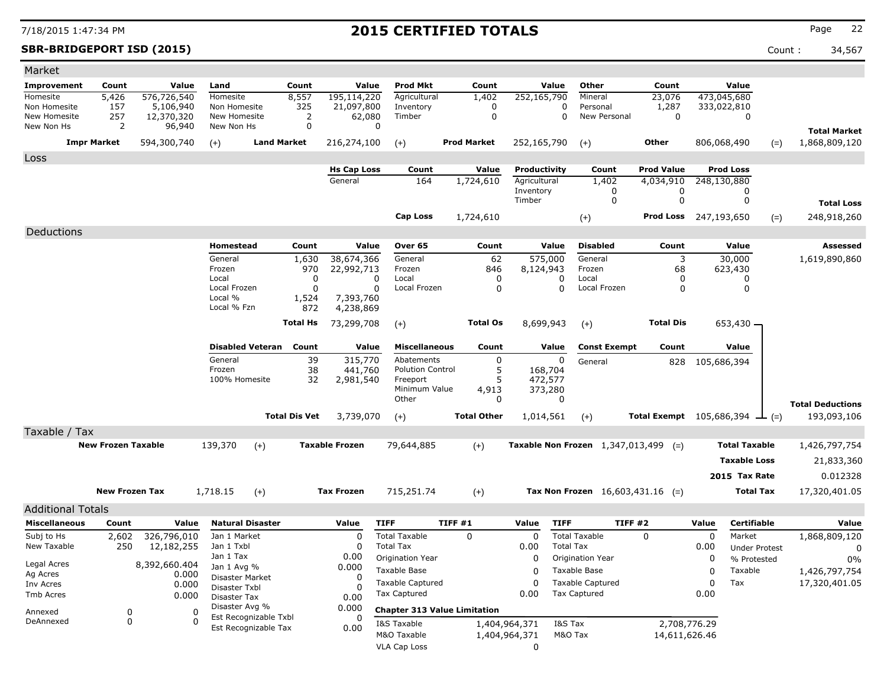# 2015 CERTIFIED TOTALS

7/18/2015 1:47:34 PM

**SBR-BRIDGEPORT ISD (2015)** Count : 34,567

## Market

| Improvement | Count | Value | Land | Count | Value | Prod Mkt | Count | Value | Other | Count | Value | | Total Market |
|---|---|---|---|---|---|---|---|---|---|---|---|---|---|
| Homesite | 5,426 | 576,726,540 | Homesite | 8,557 | 195,114,220 | Agricultural | 1,402 | 252,165,790 | Mineral | 23,076 | 473,045,680 | | |
| Non Homesite | 157 | 5,106,940 | Non Homesite | 325 | 21,097,800 | Inventory | 0 | 0 | Personal | 1,287 | 333,022,810 | | |
| New Homesite | 257 | 12,370,320 | New Homesite | 2 | 62,080 | Timber | 0 | 0 | New Personal | 0 | 0 | | |
| New Non Hs | 2 | 96,940 | New Non Hs | 0 | 0 | | | | | | | | |
| **Impr Market** | | 594,300,740 | (+) **Land Market** | | 216,274,100 | (+) **Prod Market** | | 252,165,790 | (+) **Other** | | 806,068,490 | (=) | 1,868,809,120 |

## Loss

| Hs Cap Loss | Count | Value | Productivity | Count | Prod Value | Prod Loss | | Total Loss |
|---|---|---|---|---|---|---|---|---|
| General | 164 | 1,724,610 | Agricultural | 1,402 | 4,034,910 | 248,130,880 | | |
| | | | Inventory | 0 | 0 | 0 | | |
| | | | Timber | 0 | 0 | 0 | | |
| **Cap Loss** | | 1,724,610 | (+) | | **Prod Loss** | 247,193,650 | (=) | 248,918,260 |

## Deductions

| Homestead | Count | Value | Over 65 | Count | Value | Disabled | Count | Value | Assessed |
|---|---|---|---|---|---|---|---|---|---|
| General | 1,630 | 38,674,366 | General | 62 | 575,000 | General | 3 | 30,000 | 1,619,890,860 |
| Frozen | 970 | 22,992,713 | Frozen | 846 | 8,124,943 | Frozen | 68 | 623,430 | |
| Local | 0 | 0 | Local | 0 | 0 | Local | 0 | 0 | |
| Local Frozen | 0 | 0 | Local Frozen | 0 | 0 | Local Frozen | 0 | 0 | |
| Local % | 1,524 | 7,393,760 | | | | | | | |
| Local % Fzn | 872 | 4,238,869 | | | | | | | |
| **Total Hs** | | 73,299,708 | (+) **Total Os** | | 8,699,943 | (+) **Total Dis** | | 653,430 | |

| Disabled Veteran | Count | Value | Miscellaneous | Count | Value | Const Exempt | Count | Value | | Total Deductions |
|---|---|---|---|---|---|---|---|---|---|---|
| General | 39 | 315,770 | Abatements | 0 | 0 | General | 828 | 105,686,394 | | |
| Frozen | 38 | 441,760 | Polution Control | 5 | 168,704 | | | | | |
| 100% Homesite | 32 | 2,981,540 | Freeport | 5 | 472,577 | | | | | |
| | | | Minimum Value | 4,913 | 373,280 | | | | | |
| | | | Other | 0 | 0 | | | | | |
| **Total Dis Vet** | | 3,739,070 | (+) **Total Other** | | 1,014,561 | (+) **Total Exempt** | | 105,686,394 | (=) | 193,093,106 |

## Taxable / Tax

| | | | | | | | | |
|---|---|---|---|---|---|---|---|---|
| **New Frozen Taxable** | 139,370 | (+) | **Taxable Frozen** | 79,644,885 | (+) | **Taxable Non Frozen** 1,347,013,499 | (=) **Total Taxable** | 1,426,797,754 |
| | | | | | | | **Taxable Loss** | 21,833,360 |
| | | | | | | | **2015 Tax Rate** | 0.012328 |
| **New Frozen Tax** | 1,718.15 | (+) | **Tax Frozen** | 715,251.74 | (+) | **Tax Non Frozen** 16,603,431.16 | (=) **Total Tax** | 17,320,401.05 |

## Additional Totals

| Miscellaneous | Count | Value |
|---|---|---|
| Subj to Hs | 2,602 | 326,796,010 |
| New Taxable | 250 | 12,182,255 |
| Legal Acres | | 8,392,660.404 |
| Ag Acres | | 0.000 |
| Inv Acres | | 0.000 |
| Tmb Acres | | 0.000 |
| Annexed | 0 | 0 |
| DeAnnexed | 0 | 0 |

| Natural Disaster | Value |
|---|---|
| Jan 1 Market | 0 |
| Jan 1 Txbl | 0 |
| Jan 1 Tax | 0.00 |
| Jan 1 Avg % | 0.000 |
| Disaster Market | 0 |
| Disaster Txbl | 0 |
| Disaster Tax | 0.00 |
| Disaster Avg % | 0.000 |
| Est Recognizable Txbl | 0 |
| Est Recognizable Tax | 0.00 |

| TIFF | TIFF #1 | Value | TIFF | TIFF #2 | Value |
|---|---|---|---|---|---|
| Total Taxable | 0 | 0 | Total Taxable | 0 | 0 |
| Total Tax | | 0.00 | Total Tax | | 0.00 |
| Origination Year | | 0 | Origination Year | | 0 |
| Taxable Base | | 0 | Taxable Base | | 0 |
| Taxable Captured | | 0 | Taxable Captured | | 0 |
| Tax Captured | | 0.00 | Tax Captured | | 0.00 |

**Chapter 313 Value Limitation**

| | | | |
|---|---|---|---|
| I&S Taxable | 1,404,964,371 | I&S Tax | 2,708,776.29 |
| M&O Taxable | 1,404,964,371 | M&O Tax | 14,611,626.46 |
| VLA Cap Loss | 0 | | |

| Certifiable | Value |
|---|---|
| Market | 1,868,809,120 |
| Under Protest | 0 |
| % Protested | 0% |
| Taxable | 1,426,797,754 |
| Tax | 17,320,401.05 |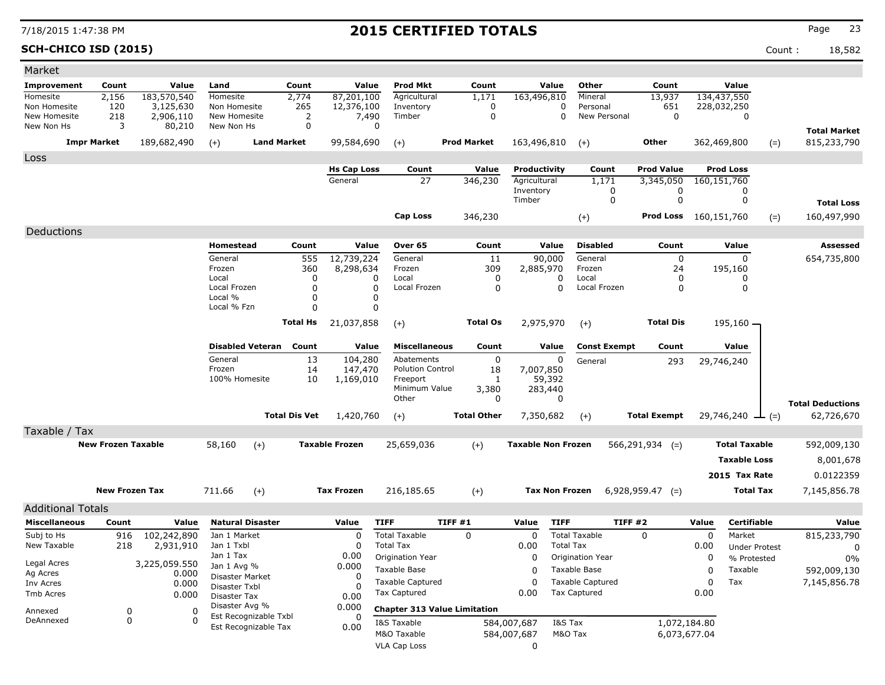# 2015 CERTIFIED TOTALS

**SCH-CHICO ISD (2015)**

Count : 18,582

## Market

| Improvement | Count | Value | Land | Count | Value | Prod Mkt | Count | Value | Other | Count | Value | | |
|---|---|---|---|---|---|---|---|---|---|---|---|---|---|
| Homesite | 2,156 | 183,570,540 | Homesite | 2,774 | 87,201,100 | Agricultural | 1,171 | 163,496,810 | Mineral | 13,937 | 134,437,550 | | |
| Non Homesite | 120 | 3,125,630 | Non Homesite | 265 | 12,376,100 | Inventory | 0 | 0 | Personal | 651 | 228,032,250 | | |
| New Homesite | 218 | 2,906,110 | New Homesite | 2 | 7,490 | Timber | 0 | 0 | New Personal | 0 | 0 | | |
| New Non Hs | 3 | 80,210 | New Non Hs | 0 | 0 | | | | | | | | **Total Market** |
| **Impr Market** | | 189,682,490 | (+) **Land Market** | | 99,584,690 | (+) **Prod Market** | | 163,496,810 | (+) **Other** | | 362,469,800 | (=) | 815,233,790 |

## Loss

| Hs Cap Loss | Count | Value | Productivity | Count | Prod Value | Prod Loss | | |
|---|---|---|---|---|---|---|---|---|
| General | 27 | 346,230 | Agricultural | 1,171 | 3,345,050 | 160,151,760 | | |
| | | | Inventory | 0 | 0 | 0 | | |
| | | | Timber | 0 | 0 | 0 | | **Total Loss** |
| **Cap Loss** | | 346,230 | (+) | | **Prod Loss** | 160,151,760 | (=) | 160,497,990 |

## Deductions

| Homestead | Count | Value | Over 65 | Count | Value | Disabled | Count | Value | Assessed |
|---|---|---|---|---|---|---|---|---|---|
| General | 555 | 12,739,224 | General | 11 | 90,000 | General | 0 | 0 | 654,735,800 |
| Frozen | 360 | 8,298,634 | Frozen | 309 | 2,885,970 | Frozen | 24 | 195,160 | |
| Local | 0 | 0 | Local | 0 | 0 | Local | 0 | 0 | |
| Local Frozen | 0 | 0 | Local Frozen | 0 | 0 | Local Frozen | 0 | 0 | |
| Local % | 0 | 0 | | | | | | | |
| Local % Fzn | 0 | 0 | | | | | | | |
| **Total Hs** | | 21,037,858 | (+) **Total Os** | | 2,975,970 | (+) **Total Dis** | | 195,160 | |

| Disabled Veteran | Count | Value | Miscellaneous | Count | Value | Const Exempt | Count | Value | |
|---|---|---|---|---|---|---|---|---|---|
| General | 13 | 104,280 | Abatements | 0 | 0 | General | 293 | 29,746,240 | |
| Frozen | 14 | 147,470 | Polution Control | 18 | 7,007,850 | | | | |
| 100% Homesite | 10 | 1,169,010 | Freeport | 1 | 59,392 | | | | |
| | | | Minimum Value | 3,380 | 283,440 | | | | |
| | | | Other | 0 | 0 | | | | **Total Deductions** |
| **Total Dis Vet** | | 1,420,760 | (+) **Total Other** | | 7,350,682 | (+) **Total Exempt** | | 29,746,240 (=) | 62,726,670 |

## Taxable / Tax

| New Frozen Taxable | | Taxable Frozen | | Taxable Non Frozen | | | |
|---|---|---|---|---|---|---|---|
| 58,160 | (+) | 25,659,036 | (+) | 566,291,934 | (=) | **Total Taxable** | 592,009,130 |
| | | | | | | **Taxable Loss** | 8,001,678 |
| | | | | | | **2015 Tax Rate** | 0.0122359 |
| **New Frozen Tax** 711.66 | (+) | **Tax Frozen** 216,185.65 | (+) | **Tax Non Frozen** 6,928,959.47 | (=) | **Total Tax** | 7,145,856.78 |

## Additional Totals

| Miscellaneous | Count | Value |
|---|---|---|
| Subj to Hs | 916 | 102,242,890 |
| New Taxable | 218 | 2,931,910 |
| Legal Acres | | 3,225,059.550 |
| Ag Acres | | 0.000 |
| Inv Acres | | 0.000 |
| Tmb Acres | | 0.000 |
| Annexed | 0 | 0 |
| DeAnnexed | 0 | 0 |

| Natural Disaster | Value |
|---|---|
| Jan 1 Market | 0 |
| Jan 1 Txbl | 0 |
| Jan 1 Tax | 0.00 |
| Jan 1 Avg % | 0.000 |
| Disaster Market | 0 |
| Disaster Txbl | 0 |
| Disaster Tax | 0.00 |
| Disaster Avg % | 0.000 |
| Est Recognizable Txbl | 0 |
| Est Recognizable Tax | 0.00 |

| TIFF | TIFF #1 | Value | TIFF | TIFF #2 | Value |
|---|---|---|---|---|---|
| Total Taxable | 0 | 0 | Total Taxable | 0 | 0 |
| Total Tax | | 0.00 | Total Tax | | 0.00 |
| Origination Year | | 0 | Origination Year | | 0 |
| Taxable Base | | 0 | Taxable Base | | 0 |
| Taxable Captured | | 0 | Taxable Captured | | 0 |
| Tax Captured | | 0.00 | Tax Captured | | 0.00 |

**Chapter 313 Value Limitation**

| | Value | | Value |
|---|---|---|---|
| I&S Taxable | 584,007,687 | I&S Tax | 1,072,184.80 |
| M&O Taxable | 584,007,687 | M&O Tax | 6,073,677.04 |
| VLA Cap Loss | 0 | | |

| Certifiable | Value |
|---|---|
| Market | 815,233,790 |
| Under Protest | 0 |
| % Protested | 0% |
| Taxable | 592,009,130 |
| Tax | 7,145,856.78 |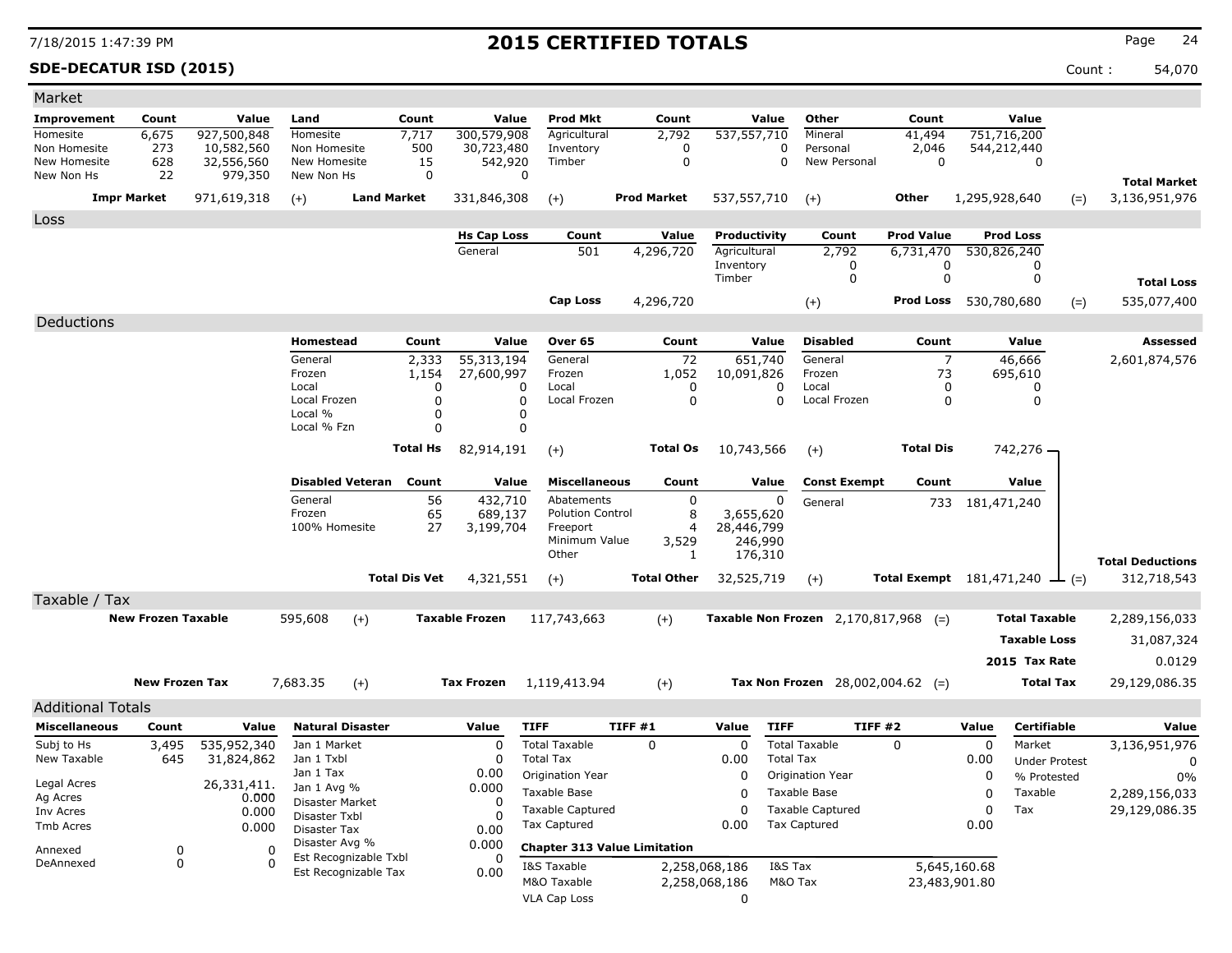# 2015 CERTIFIED TOTALS

**SDE-DECATUR ISD (2015)** Count : 54,070

## Market

| Improvement | Count | Value | Land | Count | Value | Prod Mkt | Count | Value | Other | Count | Value | | |
|---|---|---|---|---|---|---|---|---|---|---|---|---|---|
| Homesite | 6,675 | 927,500,848 | Homesite | 7,717 | 300,579,908 | Agricultural | 2,792 | 537,557,710 | Mineral | 41,494 | 751,716,200 | | |
| Non Homesite | 273 | 10,582,560 | Non Homesite | 500 | 30,723,480 | Inventory | 0 | 0 | Personal | 2,046 | 544,212,440 | | |
| New Homesite | 628 | 32,556,560 | New Homesite | 15 | 542,920 | Timber | 0 | 0 | New Personal | 0 | 0 | | |
| New Non Hs | 22 | 979,350 | New Non Hs | 0 | 0 | | | | | | | | **Total Market** |
| **Impr Market** | | 971,619,318 | (+) **Land Market** | | 331,846,308 | (+) **Prod Market** | | 537,557,710 | (+) **Other** | | 1,295,928,640 | (=) | 3,136,951,976 |

## Loss

| Hs Cap Loss | Count | Value | Productivity | Count | Prod Value | Prod Loss | | |
|---|---|---|---|---|---|---|---|---|
| General | 501 | 4,296,720 | Agricultural | 2,792 | 6,731,470 | 530,826,240 | | |
| | | | Inventory | 0 | 0 | 0 | | |
| | | | Timber | 0 | 0 | 0 | | **Total Loss** |
| **Cap Loss** | | 4,296,720 | (+) | | **Prod Loss** | 530,780,680 | (=) | 535,077,400 |

## Deductions

| Homestead | Count | Value | Over 65 | Count | Value | Disabled | Count | Value | Assessed |
|---|---|---|---|---|---|---|---|---|---|
| General | 2,333 | 55,313,194 | General | 72 | 651,740 | General | 7 | 46,666 | 2,601,874,576 |
| Frozen | 1,154 | 27,600,997 | Frozen | 1,052 | 10,091,826 | Frozen | 73 | 695,610 | |
| Local | 0 | 0 | Local | 0 | 0 | Local | 0 | 0 | |
| Local Frozen | 0 | 0 | Local Frozen | 0 | 0 | Local Frozen | 0 | 0 | |
| Local % | 0 | 0 | | | | | | | |
| Local % Fzn | 0 | 0 | | | | | | | |
| **Total Hs** | | 82,914,191 | (+) **Total Os** | | 10,743,566 | (+) **Total Dis** | | 742,276 | |

| Disabled Veteran | Count | Value | Miscellaneous | Count | Value | Const Exempt | Count | Value | | |
|---|---|---|---|---|---|---|---|---|---|---|
| General | 56 | 432,710 | Abatements | 0 | 0 | General | 733 | 181,471,240 | | |
| Frozen | 65 | 689,137 | Polution Control | 8 | 3,655,620 | | | | | |
| 100% Homesite | 27 | 3,199,704 | Freeport | 4 | 28,446,799 | | | | | |
| | | | Minimum Value | 3,529 | 246,990 | | | | | |
| | | | Other | 1 | 176,310 | | | | | **Total Deductions** |
| **Total Dis Vet** | | 4,321,551 | (+) **Total Other** | | 32,525,719 | (+) **Total Exempt** | | 181,471,240 | (=) | 312,718,543 |

## Taxable / Tax

| | | | | | | | | |
|---|---|---|---|---|---|---|---|---|
| **New Frozen Taxable** | 595,608 | (+) | **Taxable Frozen** | 117,743,663 | (+) | **Taxable Non Frozen** 2,170,817,968 | (=) **Total Taxable** | 2,289,156,033 |
| | | | | | | | **Taxable Loss** | 31,087,324 |
| | | | | | | | **2015 Tax Rate** | 0.0129 |
| **New Frozen Tax** | 7,683.35 | (+) | **Tax Frozen** | 1,119,413.94 | (+) | **Tax Non Frozen** 28,002,004.62 | (=) **Total Tax** | 29,129,086.35 |

## Additional Totals

| Miscellaneous | Count | Value |
|---|---|---|
| Subj to Hs | 3,495 | 535,952,340 |
| New Taxable | 645 | 31,824,862 |
| Legal Acres | | 26,331,411. |
| Ag Acres | | 0.000 |
| Inv Acres | | 0.000 |
| Tmb Acres | | 0.000 |
| Annexed | 0 | 0 |
| DeAnnexed | 0 | 0 |

| Natural Disaster | Value |
|---|---|
| Jan 1 Market | 0 |
| Jan 1 Txbl | 0 |
| Jan 1 Tax | 0.00 |
| Jan 1 Avg % | 0.000 |
| Disaster Market | 0 |
| Disaster Txbl | 0 |
| Disaster Tax | 0.00 |
| Disaster Avg % | 0.000 |
| Est Recognizable Txbl | 0 |
| Est Recognizable Tax | 0.00 |

| TIFF | TIFF #1 | Value | TIFF | TIFF #2 | Value |
|---|---|---|---|---|---|
| Total Taxable | 0 | 0 | Total Taxable | 0 | 0 |
| Total Tax | | 0.00 | Total Tax | | 0.00 |
| Origination Year | | 0 | Origination Year | | 0 |
| Taxable Base | | 0 | Taxable Base | | 0 |
| Taxable Captured | | 0 | Taxable Captured | | 0 |
| Tax Captured | | 0.00 | Tax Captured | | 0.00 |

**Chapter 313 Value Limitation**

| | | | |
|---|---|---|---|
| I&S Taxable | 2,258,068,186 | I&S Tax | 5,645,160.68 |
| M&O Taxable | 2,258,068,186 | M&O Tax | 23,483,901.80 |
| VLA Cap Loss | 0 | | |

| Certifiable | Value |
|---|---|
| Market | 3,136,951,976 |
| Under Protest | 0 |
| % Protested | 0% |
| Taxable | 2,289,156,033 |
| Tax | 29,129,086.35 |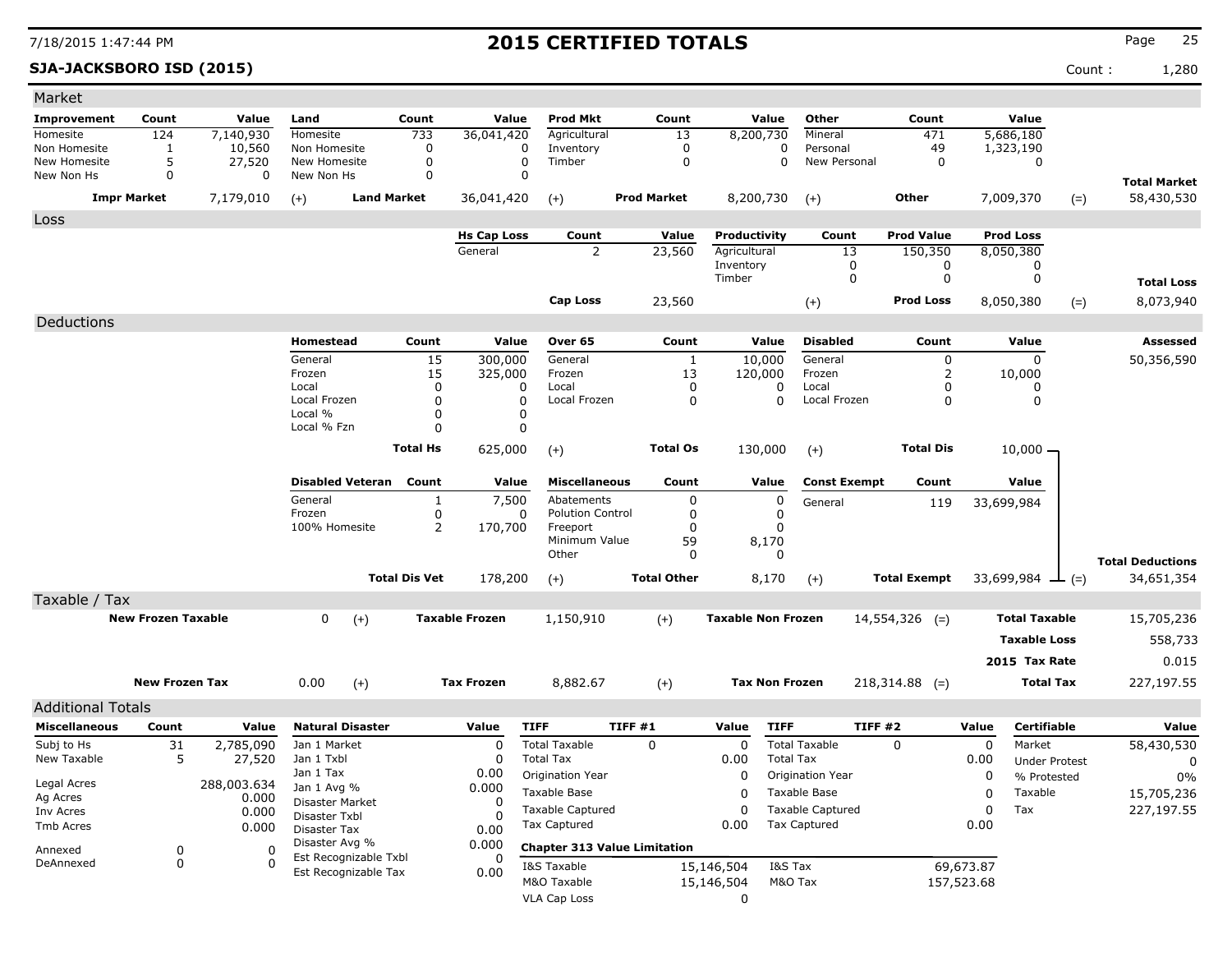# 2015 CERTIFIED TOTALS

**SJA-JACKSBORO ISD (2015)** Count : 1,280

## Market

| Improvement | Count | Value | Land | Count | Value | Prod Mkt | Count | Value | Other | Count | Value | | |
|---|---|---|---|---|---|---|---|---|---|---|---|---|---|
| Homesite | 124 | 7,140,930 | Homesite | 733 | 36,041,420 | Agricultural | 13 | 8,200,730 | Mineral | 471 | 5,686,180 | | |
| Non Homesite | 1 | 10,560 | Non Homesite | 0 | 0 | Inventory | 0 | 0 | Personal | 49 | 1,323,190 | | |
| New Homesite | 5 | 27,520 | New Homesite | 0 | 0 | Timber | 0 | 0 | New Personal | 0 | 0 | | |
| New Non Hs | 0 | 0 | New Non Hs | 0 | 0 | | | | | | | | **Total Market** |
| **Impr Market** | | 7,179,010 | (+) **Land Market** | | 36,041,420 | (+) **Prod Market** | | 8,200,730 | (+) **Other** | | 7,009,370 | (=) | 58,430,530 |

## Loss

| Hs Cap Loss | Count | Value | Productivity | Count | Prod Value | Prod Loss | | |
|---|---|---|---|---|---|---|---|---|
| General | 2 | 23,560 | Agricultural | 13 | 150,350 | 8,050,380 | | |
| | | | Inventory | 0 | 0 | 0 | | |
| | | | Timber | 0 | 0 | 0 | | **Total Loss** |
| **Cap Loss** | | 23,560 | (+) | | **Prod Loss** | 8,050,380 | (=) | 8,073,940 |

## Deductions

| Homestead | Count | Value | Over 65 | Count | Value | Disabled | Count | Value | Assessed |
|---|---|---|---|---|---|---|---|---|---|
| General | 15 | 300,000 | General | 1 | 10,000 | General | 0 | 0 | 50,356,590 |
| Frozen | 15 | 325,000 | Frozen | 13 | 120,000 | Frozen | 2 | 10,000 | |
| Local | 0 | 0 | Local | 0 | 0 | Local | 0 | 0 | |
| Local Frozen | 0 | 0 | Local Frozen | 0 | 0 | Local Frozen | 0 | 0 | |
| Local % | 0 | 0 | | | | | | | |
| Local % Fzn | 0 | 0 | | | | | | | |
| **Total Hs** | | 625,000 | (+) **Total Os** | | 130,000 | (+) **Total Dis** | | 10,000 | |

| Disabled Veteran | Count | Value | Miscellaneous | Count | Value | Const Exempt | Count | Value | | |
|---|---|---|---|---|---|---|---|---|---|---|
| General | 1 | 7,500 | Abatements | 0 | 0 | General | 119 | 33,699,984 | | |
| Frozen | 0 | 0 | Polution Control | 0 | 0 | | | | | |
| 100% Homesite | 2 | 170,700 | Freeport | 0 | 0 | | | | | |
| | | | Minimum Value | 59 | 8,170 | | | | | |
| | | | Other | 0 | 0 | | | | | **Total Deductions** |
| **Total Dis Vet** | | 178,200 | (+) **Total Other** | | 8,170 | (+) **Total Exempt** | | 33,699,984 | (=) | 34,651,354 |

## Taxable / Tax

| | | | | | | | |
|---|---|---|---|---|---|---|---|
| **New Frozen Taxable** | 0 | (+) **Taxable Frozen** | 1,150,910 | (+) **Taxable Non Frozen** | 14,554,326 | (=) **Total Taxable** | 15,705,236 |
| | | | | | | **Taxable Loss** | 558,733 |
| | | | | | | **2015 Tax Rate** | 0.015 |
| **New Frozen Tax** | 0.00 | (+) **Tax Frozen** | 8,882.67 | (+) **Tax Non Frozen** | 218,314.88 | (=) **Total Tax** | 227,197.55 |

## Additional Totals

| Miscellaneous | Count | Value | Natural Disaster | Value |
|---|---|---|---|---|
| Subj to Hs | 31 | 2,785,090 | Jan 1 Market | 0 |
| New Taxable | 5 | 27,520 | Jan 1 Txbl | 0 |
| Legal Acres | | 288,003.634 | Jan 1 Tax | 0.00 |
| Ag Acres | | 0.000 | Jan 1 Avg % | 0.000 |
| Inv Acres | | 0.000 | Disaster Market | 0 |
| Tmb Acres | | 0.000 | Disaster Txbl | 0 |
| Annexed | 0 | 0 | Disaster Tax | 0.00 |
| DeAnnexed | 0 | 0 | Disaster Avg % | 0.000 |
| | | | Est Recognizable Txbl | 0 |
| | | | Est Recognizable Tax | 0.00 |

| TIFF | TIFF #1 | Value | TIFF | TIFF #2 | Value |
|---|---|---|---|---|---|
| Total Taxable | 0 | 0 | Total Taxable | 0 | 0 |
| Total Tax | | 0.00 | Total Tax | | 0.00 |
| Origination Year | | 0 | Origination Year | | 0 |
| Taxable Base | | 0 | Taxable Base | | 0 |
| Taxable Captured | | 0 | Taxable Captured | | 0 |
| Tax Captured | | 0.00 | Tax Captured | | 0.00 |

**Chapter 313 Value Limitation**

| | | | |
|---|---|---|---|
| I&S Taxable | 15,146,504 | I&S Tax | 69,673.87 |
| M&O Taxable | 15,146,504 | M&O Tax | 157,523.68 |
| VLA Cap Loss | 0 | | |

| Certifiable | Value |
|---|---|
| Market | 58,430,530 |
| Under Protest | 0 |
| % Protested | 0% |
| Taxable | 15,705,236 |
| Tax | 227,197.55 |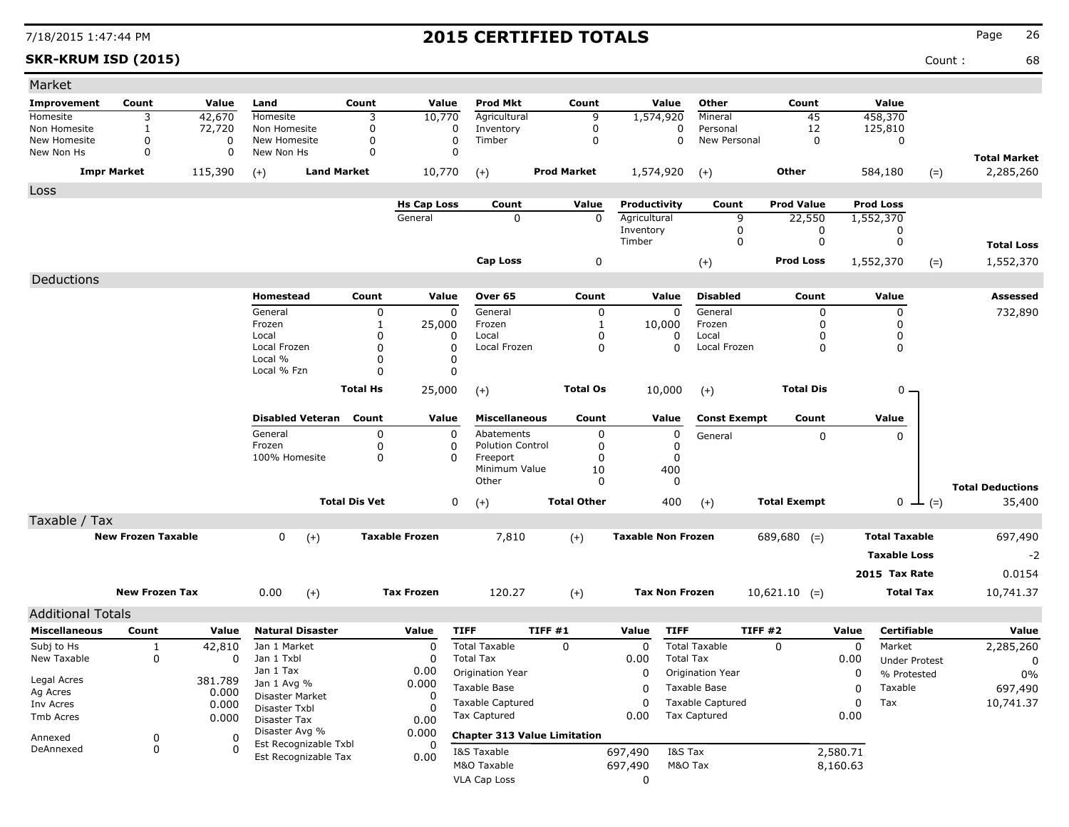# 2015 CERTIFIED TOTALS

**SKR-KRUM ISD (2015)** Count : 68

7/18/2015 1:47:44 PM

## Market

| Improvement | Count | Value | Land | Count | Value | Prod Mkt | Count | Value | Other | Count | Value | | |
|---|---|---|---|---|---|---|---|---|---|---|---|---|---|
| Homesite | 3 | 42,670 | Homesite | 3 | 10,770 | Agricultural | 9 | 1,574,920 | Mineral | 45 | 458,370 | | |
| Non Homesite | 1 | 72,720 | Non Homesite | 0 | 0 | Inventory | 0 | 0 | Personal | 12 | 125,810 | | |
| New Homesite | 0 | 0 | New Homesite | 0 | 0 | Timber | 0 | 0 | New Personal | 0 | 0 | | |
| New Non Hs | 0 | 0 | New Non Hs | 0 | 0 | | | | | | | | **Total Market** |
| **Impr Market** | | 115,390 | (+) **Land Market** | | 10,770 | (+) **Prod Market** | | 1,574,920 | (+) **Other** | | 584,180 | (=) | 2,285,260 |

## Loss

| Hs Cap Loss | Count | Value | Productivity | Count | Prod Value | Prod Loss | | |
|---|---|---|---|---|---|---|---|---|
| General | 0 | 0 | Agricultural | 9 | 22,550 | 1,552,370 | | |
| | | | Inventory | 0 | 0 | 0 | | |
| | | | Timber | 0 | 0 | 0 | | **Total Loss** |
| **Cap Loss** | | 0 | (+) | | **Prod Loss** | 1,552,370 | (=) | 1,552,370 |

## Deductions

| Homestead | Count | Value | Over 65 | Count | Value | Disabled | Count | Value | Assessed |
|---|---|---|---|---|---|---|---|---|---|
| General | 0 | 0 | General | 0 | 0 | General | 0 | 0 | 732,890 |
| Frozen | 1 | 25,000 | Frozen | 1 | 10,000 | Frozen | 0 | 0 | |
| Local | 0 | 0 | Local | 0 | 0 | Local | 0 | 0 | |
| Local Frozen | 0 | 0 | Local Frozen | 0 | 0 | Local Frozen | 0 | 0 | |
| Local % | 0 | 0 | | | | | | | |
| Local % Fzn | 0 | 0 | | | | | | | |
| **Total Hs** | | 25,000 | (+) **Total Os** | | 10,000 | (+) **Total Dis** | | 0 | |

| Disabled Veteran | Count | Value | Miscellaneous | Count | Value | Const Exempt | Count | Value | |
|---|---|---|---|---|---|---|---|---|---|
| General | 0 | 0 | Abatements | 0 | 0 | General | 0 | 0 | |
| Frozen | 0 | 0 | Polution Control | 0 | 0 | | | | |
| 100% Homesite | 0 | 0 | Freeport | 0 | 0 | | | | |
| | | | Minimum Value | 10 | 400 | | | | |
| | | | Other | 0 | 0 | | | | **Total Deductions** |
| **Total Dis Vet** | | 0 | (+) **Total Other** | | 400 | (+) **Total Exempt** | | 0 (=) | 35,400 |

## Taxable / Tax

| | | | | | | | |
|---|---|---|---|---|---|---|---|
| **New Frozen Taxable** | 0 (+) | **Taxable Frozen** | 7,810 (+) | **Taxable Non Frozen** | 689,680 (=) | **Total Taxable** | 697,490 |
| | | | | | | **Taxable Loss** | -2 |
| | | | | | | **2015 Tax Rate** | 0.0154 |
| **New Frozen Tax** | 0.00 (+) | **Tax Frozen** | 120.27 (+) | **Tax Non Frozen** | 10,621.10 (=) | **Total Tax** | 10,741.37 |

## Additional Totals

| Miscellaneous | Count | Value |
|---|---|---|
| Subj to Hs | 1 | 42,810 |
| New Taxable | 0 | 0 |
| Legal Acres | | 381.789 |
| Ag Acres | | 0.000 |
| Inv Acres | | 0.000 |
| Tmb Acres | | 0.000 |
| Annexed | 0 | 0 |
| DeAnnexed | 0 | 0 |

| Natural Disaster | Value |
|---|---|
| Jan 1 Market | 0 |
| Jan 1 Txbl | 0 |
| Jan 1 Tax | 0.00 |
| Jan 1 Avg % | 0.000 |
| Disaster Market | 0 |
| Disaster Txbl | 0 |
| Disaster Tax | 0.00 |
| Disaster Avg % | 0.000 |
| Est Recognizable Txbl | 0 |
| Est Recognizable Tax | 0.00 |

| TIFF | TIFF #1 | Value | TIFF | TIFF #2 | Value |
|---|---|---|---|---|---|
| Total Taxable | 0 | 0 | Total Taxable | 0 | 0 |
| Total Tax | | 0.00 | Total Tax | | 0.00 |
| Origination Year | | 0 | Origination Year | | 0 |
| Taxable Base | | 0 | Taxable Base | | 0 |
| Taxable Captured | | 0 | Taxable Captured | | 0 |
| Tax Captured | | 0.00 | Tax Captured | | 0.00 |

**Chapter 313 Value Limitation**

| | | | |
|---|---|---|---|
| I&S Taxable | 697,490 | I&S Tax | 2,580.71 |
| M&O Taxable | 697,490 | M&O Tax | 8,160.63 |
| VLA Cap Loss | 0 | | |

| Certifiable | Value |
|---|---|
| Market | 2,285,260 |
| Under Protest | 0 |
| % Protested | 0% |
| Taxable | 697,490 |
| Tax | 10,741.37 |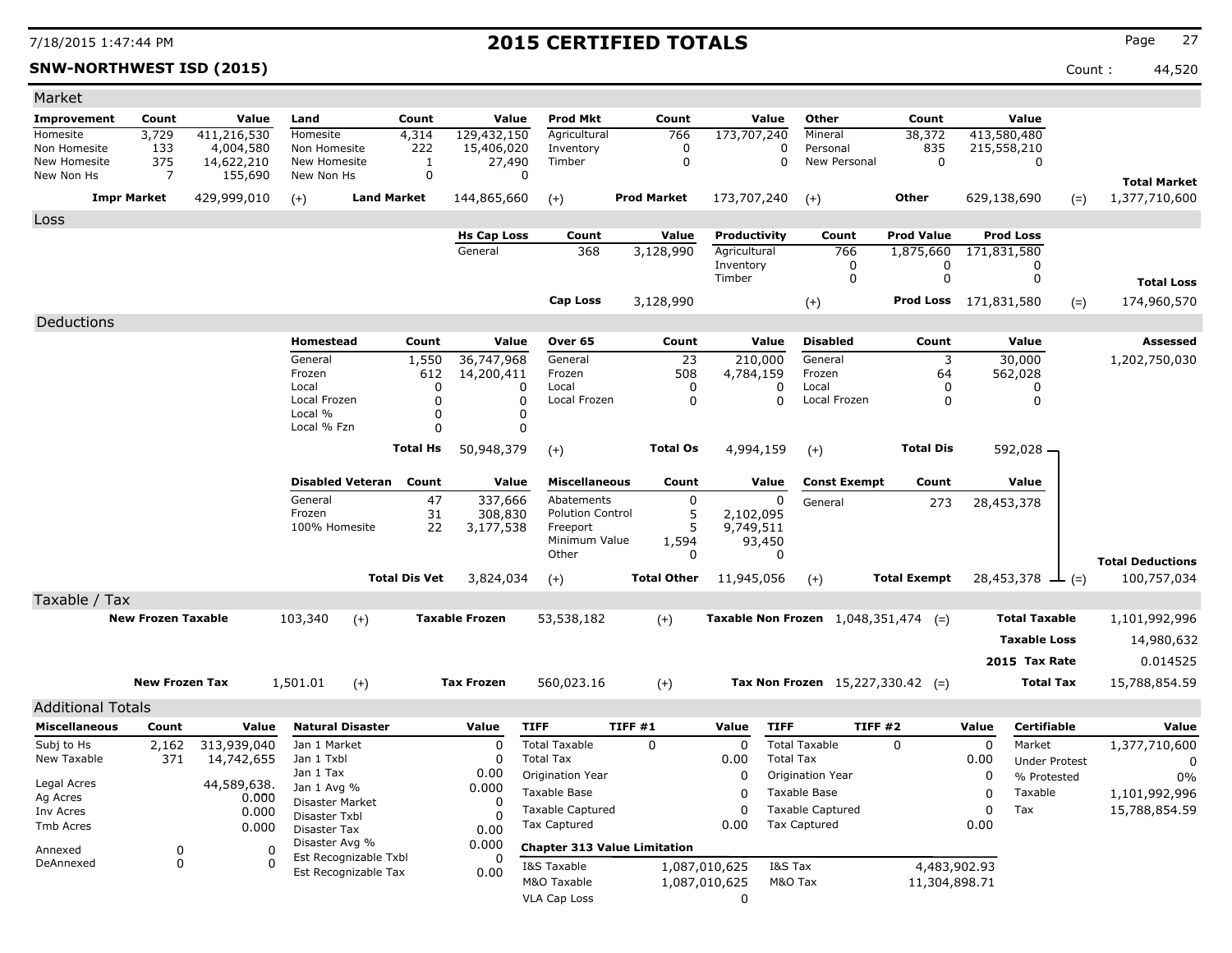# 2015 CERTIFIED TOTALS

**SNW-NORTHWEST ISD (2015)** Count : 44,520

## Market

| Improvement | Count | Value | Land | Count | Value | Prod Mkt | Count | Value | Other | Count | Value | | |
|---|---|---|---|---|---|---|---|---|---|---|---|---|---|
| Homesite | 3,729 | 411,216,530 | Homesite | 4,314 | 129,432,150 | Agricultural | 766 | 173,707,240 | Mineral | 38,372 | 413,580,480 | | |
| Non Homesite | 133 | 4,004,580 | Non Homesite | 222 | 15,406,020 | Inventory | 0 | 0 | Personal | 835 | 215,558,210 | | |
| New Homesite | 375 | 14,622,210 | New Homesite | 1 | 27,490 | Timber | 0 | 0 | New Personal | 0 | 0 | | |
| New Non Hs | 7 | 155,690 | New Non Hs | 0 | 0 | | | | | | | | **Total Market** |
| **Impr Market** | | 429,999,010 | (+) | **Land Market** | 144,865,660 | (+) | **Prod Market** | 173,707,240 | (+) | **Other** | 629,138,690 | (=) | 1,377,710,600 |

## Loss

| Hs Cap Loss | Count | Value | Productivity | Count | Prod Value | Prod Loss | | |
|---|---|---|---|---|---|---|---|---|
| General | 368 | 3,128,990 | Agricultural | 766 | 1,875,660 | 171,831,580 | | |
| | | | Inventory | 0 | 0 | 0 | | |
| | | | Timber | 0 | 0 | 0 | | **Total Loss** |
| **Cap Loss** | | 3,128,990 | (+) | | **Prod Loss** | 171,831,580 | (=) | 174,960,570 |

## Deductions

| Homestead | Count | Value | Over 65 | Count | Value | Disabled | Count | Value | Assessed |
|---|---|---|---|---|---|---|---|---|---|
| General | 1,550 | 36,747,968 | General | 23 | 210,000 | General | 3 | 30,000 | 1,202,750,030 |
| Frozen | 612 | 14,200,411 | Frozen | 508 | 4,784,159 | Frozen | 64 | 562,028 | |
| Local | 0 | 0 | Local | 0 | 0 | Local | 0 | 0 | |
| Local Frozen | 0 | 0 | Local Frozen | 0 | 0 | Local Frozen | 0 | 0 | |
| Local % | 0 | 0 | | | | | | | |
| Local % Fzn | 0 | 0 | | | | | | | |
| **Total Hs** | | 50,948,379 | (+) **Total Os** | | 4,994,159 | (+) **Total Dis** | | 592,028 | |

| Disabled Veteran | Count | Value | Miscellaneous | Count | Value | Const Exempt | Count | Value | |
|---|---|---|---|---|---|---|---|---|---|
| General | 47 | 337,666 | Abatements | 0 | 0 | General | 273 | 28,453,378 | |
| Frozen | 31 | 308,830 | Polution Control | 5 | 2,102,095 | | | | |
| 100% Homesite | 22 | 3,177,538 | Freeport | 5 | 9,749,511 | | | | |
| | | | Minimum Value | 1,594 | 93,450 | | | | |
| | | | Other | 0 | 0 | | | | **Total Deductions** |
| **Total Dis Vet** | | 3,824,034 | (+) **Total Other** | | 11,945,056 | (+) **Total Exempt** | | 28,453,378 | (=) 100,757,034 |

## Taxable / Tax

| New Frozen Taxable | | Taxable Frozen | | Taxable Non Frozen | | | |
|---|---|---|---|---|---|---|---|
| 103,340 | (+) | 53,538,182 | (+) | 1,048,351,474 | (=) | **Total Taxable** | 1,101,992,996 |
| | | | | | | **Taxable Loss** | 14,980,632 |
| | | | | | | **2015 Tax Rate** | 0.014525 |
| **New Frozen Tax** | | **Tax Frozen** | | **Tax Non Frozen** | | | |
| 1,501.01 | (+) | 560,023.16 | (+) | 15,227,330.42 | (=) | **Total Tax** | 15,788,854.59 |

## Additional Totals

| Miscellaneous | Count | Value |
|---|---|---|
| Subj to Hs | 2,162 | 313,939,040 |
| New Taxable | 371 | 14,742,655 |
| Legal Acres | | 44,589,638. |
| Ag Acres | | 0.000 |
| Inv Acres | | 0.000 |
| Tmb Acres | | 0.000 |
| Annexed | 0 | 0 |
| DeAnnexed | 0 | 0 |

| Natural Disaster | Value |
|---|---|
| Jan 1 Market | 0 |
| Jan 1 Txbl | 0 |
| Jan 1 Tax | 0.00 |
| Jan 1 Avg % | 0.000 |
| Disaster Market | 0 |
| Disaster Txbl | 0 |
| Disaster Tax | 0.00 |
| Disaster Avg % | 0.000 |
| Est Recognizable Txbl | 0 |
| Est Recognizable Tax | 0.00 |

| TIFF | TIFF #1 | Value | TIFF | TIFF #2 | Value |
|---|---|---|---|---|---|
| Total Taxable | 0 | 0 | Total Taxable | 0 | 0 |
| Total Tax | | 0.00 | Total Tax | | 0.00 |
| Origination Year | | 0 | Origination Year | | 0 |
| Taxable Base | | 0 | Taxable Base | | 0 |
| Taxable Captured | | 0 | Taxable Captured | | 0 |
| Tax Captured | | 0.00 | Tax Captured | | 0.00 |

**Chapter 313 Value Limitation**

| | | | |
|---|---|---|---|
| I&S Taxable | 1,087,010,625 | I&S Tax | 4,483,902.93 |
| M&O Taxable | 1,087,010,625 | M&O Tax | 11,304,898.71 |
| VLA Cap Loss | 0 | | |

| Certifiable | Value |
|---|---|
| Market | 1,377,710,600 |
| Under Protest | 0 |
| % Protested | 0% |
| Taxable | 1,101,992,996 |
| Tax | 15,788,854.59 |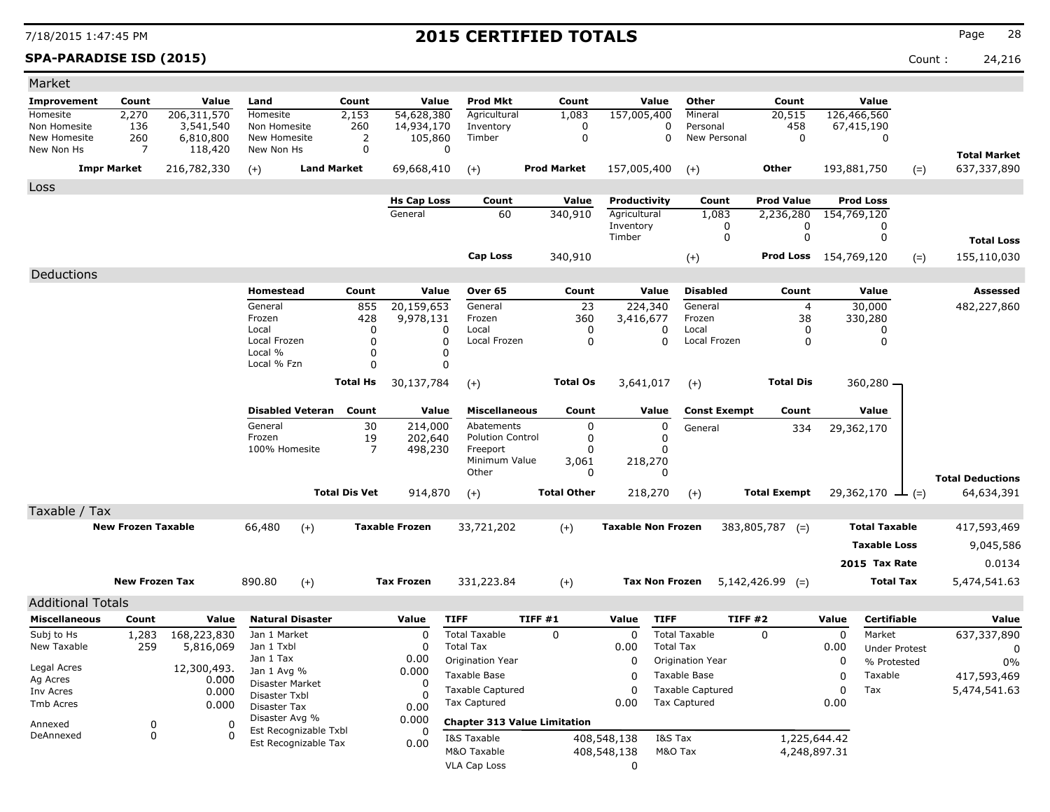# 2015 CERTIFIED TOTALS

**SPA-PARADISE ISD (2015)**

7/18/2015 1:47:45 PM

Count : 24,216

## Market

| Improvement | Count | Value | Land | Count | Value | Prod Mkt | Count | Value | Other | Count | Value | | |
|---|---|---|---|---|---|---|---|---|---|---|---|---|---|
| Homesite | 2,270 | 206,311,570 | Homesite | 2,153 | 54,628,380 | Agricultural | 1,083 | 157,005,400 | Mineral | 20,515 | 126,466,560 | | |
| Non Homesite | 136 | 3,541,540 | Non Homesite | 260 | 14,934,170 | Inventory | 0 | 0 | Personal | 458 | 67,415,190 | | |
| New Homesite | 260 | 6,810,800 | New Homesite | 2 | 105,860 | Timber | 0 | 0 | New Personal | 0 | 0 | | |
| New Non Hs | 7 | 118,420 | New Non Hs | 0 | 0 | | | | | | | | **Total Market** |
| **Impr Market** | | 216,782,330 | (+) **Land Market** | | 69,668,410 | (+) **Prod Market** | | 157,005,400 | (+) **Other** | | 193,881,750 | (=) | 637,337,890 |

## Loss

| Hs Cap Loss | Count | Value | Productivity | Count | Prod Value | Prod Loss | | |
|---|---|---|---|---|---|---|---|---|
| General | 60 | 340,910 | Agricultural | 1,083 | 2,236,280 | 154,769,120 | | |
| | | | Inventory | 0 | 0 | 0 | | |
| | | | Timber | 0 | 0 | 0 | | **Total Loss** |
| **Cap Loss** | | 340,910 | (+) | | **Prod Loss** | 154,769,120 | (=) | 155,110,030 |

## Deductions

| Homestead | Count | Value | Over 65 | Count | Value | Disabled | Count | Value | Assessed |
|---|---|---|---|---|---|---|---|---|---|
| General | 855 | 20,159,653 | General | 23 | 224,340 | General | 4 | 30,000 | 482,227,860 |
| Frozen | 428 | 9,978,131 | Frozen | 360 | 3,416,677 | Frozen | 38 | 330,280 | |
| Local | 0 | 0 | Local | 0 | 0 | Local | 0 | 0 | |
| Local Frozen | 0 | 0 | Local Frozen | 0 | 0 | Local Frozen | 0 | 0 | |
| Local % | 0 | 0 | | | | | | | |
| Local % Fzn | 0 | 0 | | | | | | | |
| **Total Hs** | | 30,137,784 | (+) **Total Os** | | 3,641,017 | (+) **Total Dis** | | 360,280 | |

| Disabled Veteran | Count | Value | Miscellaneous | Count | Value | Const Exempt | Count | Value | | |
|---|---|---|---|---|---|---|---|---|---|---|
| General | 30 | 214,000 | Abatements | 0 | 0 | General | 334 | 29,362,170 | | |
| Frozen | 19 | 202,640 | Polution Control | 0 | 0 | | | | | |
| 100% Homesite | 7 | 498,230 | Freeport | 0 | 0 | | | | | |
| | | | Minimum Value | 3,061 | 218,270 | | | | | |
| | | | Other | 0 | 0 | | | | | **Total Deductions** |
| **Total Dis Vet** | | 914,870 | (+) **Total Other** | | 218,270 | (+) **Total Exempt** | | 29,362,170 | (=) | 64,634,391 |

## Taxable / Tax

| | | | | | | | |
|---|---|---|---|---|---|---|---|
| **New Frozen Taxable** | 66,480 | (+) **Taxable Frozen** | 33,721,202 | (+) **Taxable Non Frozen** | 383,805,787 | (=) **Total Taxable** | 417,593,469 |
| | | | | | | **Taxable Loss** | 9,045,586 |
| | | | | | | **2015 Tax Rate** | 0.0134 |
| **New Frozen Tax** | 890.80 | (+) **Tax Frozen** | 331,223.84 | (+) **Tax Non Frozen** | 5,142,426.99 | (=) **Total Tax** | 5,474,541.63 |

## Additional Totals

| Miscellaneous | Count | Value |
|---|---|---|
| Subj to Hs | 1,283 | 168,223,830 |
| New Taxable | 259 | 5,816,069 |
| Legal Acres | | 12,300,493. |
| Ag Acres | | 0.000 |
| Inv Acres | | 0.000 |
| Tmb Acres | | 0.000 |
| Annexed | 0 | 0 |
| DeAnnexed | 0 | 0 |

| Natural Disaster | Value |
|---|---|
| Jan 1 Market | 0 |
| Jan 1 Txbl | 0 |
| Jan 1 Tax | 0.00 |
| Jan 1 Avg % | 0.000 |
| Disaster Market | 0 |
| Disaster Txbl | 0 |
| Disaster Tax | 0.00 |
| Disaster Avg % | 0.000 |
| Est Recognizable Txbl | 0 |
| Est Recognizable Tax | 0.00 |

| TIFF | TIFF #1 | Value | TIFF | TIFF #2 | Value |
|---|---|---|---|---|---|
| Total Taxable | 0 | 0 | Total Taxable | 0 | 0 |
| Total Tax | | 0.00 | Total Tax | | 0.00 |
| Origination Year | | 0 | Origination Year | | 0 |
| Taxable Base | | 0 | Taxable Base | | 0 |
| Taxable Captured | | 0 | Taxable Captured | | 0 |
| Tax Captured | | 0.00 | Tax Captured | | 0.00 |

**Chapter 313 Value Limitation**

| | | | |
|---|---|---|---|
| I&S Taxable | 408,548,138 | I&S Tax | 1,225,644.42 |
| M&O Taxable | 408,548,138 | M&O Tax | 4,248,897.31 |
| VLA Cap Loss | 0 | | |

| Certifiable | Value |
|---|---|
| Market | 637,337,890 |
| Under Protest | 0 |
| % Protested | 0% |
| Taxable | 417,593,469 |
| Tax | 5,474,541.63 |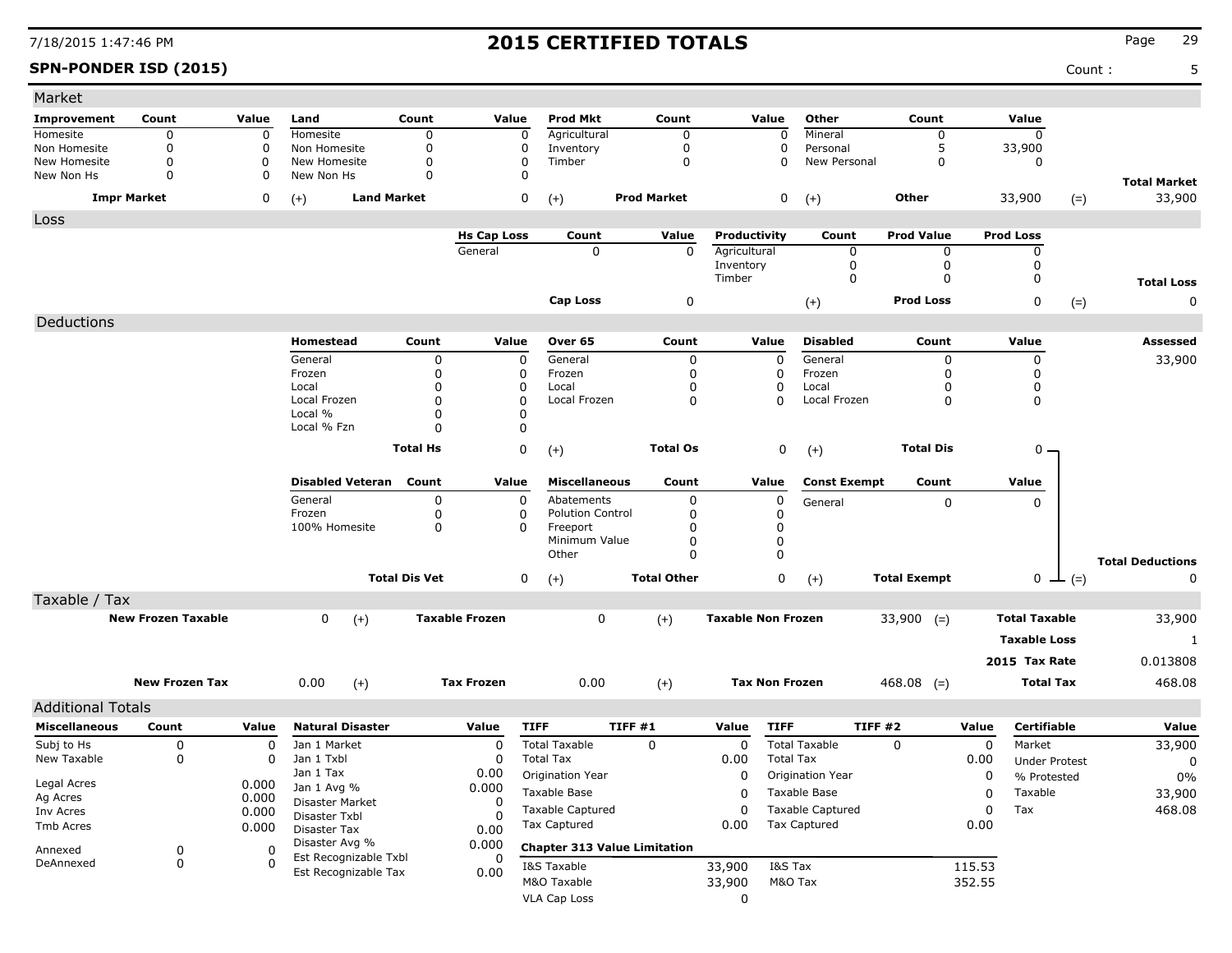# 2015 CERTIFIED TOTALS

**SPN-PONDER ISD (2015)**

Count : 5

## Market

| Improvement | Count | Value | Land | Count | Value | Prod Mkt | Count | Value | Other | Count | Value | |
|---|---|---|---|---|---|---|---|---|---|---|---|---|
| Homesite | 0 | 0 | Homesite | 0 | 0 | Agricultural | 0 | 0 | Mineral | 0 | 0 | |
| Non Homesite | 0 | 0 | Non Homesite | 0 | 0 | Inventory | 0 | 0 | Personal | 5 | 33,900 | |
| New Homesite | 0 | 0 | New Homesite | 0 | 0 | Timber | 0 | 0 | New Personal | 0 | 0 | |
| New Non Hs | 0 | 0 | New Non Hs | 0 | 0 | | | | | | | **Total Market** |
| **Impr Market** | | 0 | (+) **Land Market** | | 0 | (+) **Prod Market** | | 0 | (+) **Other** | | 33,900 | (=) 33,900 |

## Loss

| Hs Cap Loss | Count | Value | Productivity | Count | Prod Value | Prod Loss | |
|---|---|---|---|---|---|---|---|
| General | 0 | 0 | Agricultural | 0 | 0 | 0 | |
| | | | Inventory | 0 | 0 | 0 | |
| | | | Timber | 0 | 0 | 0 | **Total Loss** |
| **Cap Loss** | | 0 | (+) **Prod Loss** | | | 0 | (=) 0 |

## Deductions

| Homestead | Count | Value | Over 65 | Count | Value | Disabled | Count | Value | Assessed |
|---|---|---|---|---|---|---|---|---|---|
| General | 0 | 0 | General | 0 | 0 | General | 0 | 0 | 33,900 |
| Frozen | 0 | 0 | Frozen | 0 | 0 | Frozen | 0 | 0 | |
| Local | 0 | 0 | Local | 0 | 0 | Local | 0 | 0 | |
| Local Frozen | 0 | 0 | Local Frozen | 0 | 0 | Local Frozen | 0 | 0 | |
| Local % | 0 | 0 | | | | | | | |
| Local % Fzn | 0 | 0 | | | | | | | |
| **Total Hs** | | 0 | (+) **Total Os** | | 0 | (+) **Total Dis** | | 0 | |

| Disabled Veteran | Count | Value | Miscellaneous | Count | Value | Const Exempt | Count | Value | |
|---|---|---|---|---|---|---|---|---|---|
| General | 0 | 0 | Abatements | 0 | 0 | General | 0 | 0 | |
| Frozen | 0 | 0 | Polution Control | 0 | 0 | | | | |
| 100% Homesite | 0 | 0 | Freeport | 0 | 0 | | | | |
| | | | Minimum Value | 0 | 0 | | | | |
| | | | Other | 0 | 0 | | | | **Total Deductions** |
| **Total Dis Vet** | | 0 | (+) **Total Other** | | 0 | (+) **Total Exempt** | | 0 | (=) 0 |

## Taxable / Tax

| | | | | | | | |
|---|---|---|---|---|---|---|---|
| **New Frozen Taxable** | 0 | (+) **Taxable Frozen** | 0 | (+) **Taxable Non Frozen** | 33,900 (=) | **Total Taxable** | 33,900 |
| | | | | | | **Taxable Loss** | 1 |
| | | | | | | **2015 Tax Rate** | 0.013808 |
| **New Frozen Tax** | 0.00 | (+) **Tax Frozen** | 0.00 | (+) **Tax Non Frozen** | 468.08 (=) | **Total Tax** | 468.08 |

## Additional Totals

| Miscellaneous | Count | Value | Natural Disaster | Value |
|---|---|---|---|---|
| Subj to Hs | 0 | 0 | Jan 1 Market | 0 |
| New Taxable | 0 | 0 | Jan 1 Txbl | 0 |
| | | | Jan 1 Tax | 0.00 |
| Legal Acres | | 0.000 | Jan 1 Avg % | 0.000 |
| Ag Acres | | 0.000 | Disaster Market | 0 |
| Inv Acres | | 0.000 | Disaster Txbl | 0 |
| Tmb Acres | | 0.000 | Disaster Tax | 0.00 |
| Annexed | 0 | 0 | Disaster Avg % | 0.000 |
| DeAnnexed | 0 | 0 | Est Recognizable Txbl | 0 |
| | | | Est Recognizable Tax | 0.00 |

| TIFF | TIFF #1 | Value | TIFF | TIFF #2 | Value |
|---|---|---|---|---|---|
| Total Taxable | 0 | 0 | Total Taxable | 0 | 0 |
| Total Tax | | 0.00 | Total Tax | | 0.00 |
| Origination Year | | 0 | Origination Year | | 0 |
| Taxable Base | | 0 | Taxable Base | | 0 |
| Taxable Captured | | 0 | Taxable Captured | | 0 |
| Tax Captured | | 0.00 | Tax Captured | | 0.00 |

**Chapter 313 Value Limitation**

| | | | |
|---|---|---|---|
| I&S Taxable | 33,900 | I&S Tax | 115.53 |
| M&O Taxable | 33,900 | M&O Tax | 352.55 |
| VLA Cap Loss | 0 | | |

| Certifiable | Value |
|---|---|
| Market | 33,900 |
| Under Protest | 0 |
| % Protested | 0% |
| Taxable | 33,900 |
| Tax | 468.08 |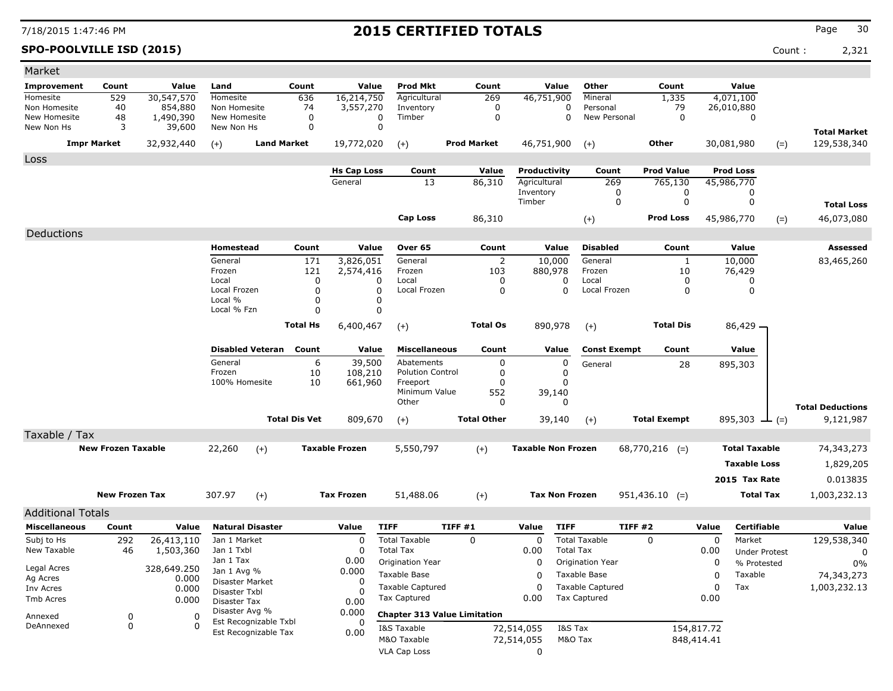7/18/2015 1:47:46 PM

# 2015 CERTIFIED TOTALS

**SPO-POOLVILLE ISD (2015)**

Count : 2,321

## Market

| Improvement | Count | Value | Land | Count | Value | Prod Mkt | Count | Value | Other | Count | Value | | |
|---|---|---|---|---|---|---|---|---|---|---|---|---|---|
| Homesite | 529 | 30,547,570 | Homesite | 636 | 16,214,750 | Agricultural | 269 | 46,751,900 | Mineral | 1,335 | 4,071,100 | | |
| Non Homesite | 40 | 854,880 | Non Homesite | 74 | 3,557,270 | Inventory | 0 | 0 | Personal | 79 | 26,010,880 | | |
| New Homesite | 48 | 1,490,390 | New Homesite | 0 | 0 | Timber | 0 | 0 | New Personal | 0 | 0 | | |
| New Non Hs | 3 | 39,600 | New Non Hs | 0 | 0 | | | | | | | | **Total Market** |
| **Impr Market** | | 32,932,440 | (+) **Land Market** | | 19,772,020 | (+) **Prod Market** | | 46,751,900 | (+) **Other** | | 30,081,980 | (=) | 129,538,340 |

## Loss

| Hs Cap Loss | Count | Value | Productivity | Count | Prod Value | Prod Loss | | |
|---|---|---|---|---|---|---|---|---|
| General | 13 | 86,310 | Agricultural | 269 | 765,130 | 45,986,770 | | |
| | | | Inventory | 0 | 0 | 0 | | |
| | | | Timber | 0 | 0 | 0 | | **Total Loss** |
| **Cap Loss** | | 86,310 | (+) | | **Prod Loss** | 45,986,770 | (=) | 46,073,080 |

## Deductions

| Homestead | Count | Value | Over 65 | Count | Value | Disabled | Count | Value | | Assessed |
|---|---|---|---|---|---|---|---|---|---|---|
| General | 171 | 3,826,051 | General | 2 | 10,000 | General | 1 | 10,000 | | 83,465,260 |
| Frozen | 121 | 2,574,416 | Frozen | 103 | 880,978 | Frozen | 10 | 76,429 | | |
| Local | 0 | 0 | Local | 0 | 0 | Local | 0 | 0 | | |
| Local Frozen | 0 | 0 | Local Frozen | 0 | 0 | Local Frozen | 0 | 0 | | |
| Local % | 0 | 0 | | | | | | | | |
| Local % Fzn | 0 | 0 | | | | | | | | |
| **Total Hs** | | 6,400,467 | (+) **Total Os** | | 890,978 | (+) **Total Dis** | | 86,429 | | |

| Disabled Veteran | Count | Value | Miscellaneous | Count | Value | Const Exempt | Count | Value | | |
|---|---|---|---|---|---|---|---|---|---|---|
| General | 6 | 39,500 | Abatements | 0 | 0 | General | 28 | 895,303 | | |
| Frozen | 10 | 108,210 | Polution Control | 0 | 0 | | | | | |
| 100% Homesite | 10 | 661,960 | Freeport | 0 | 0 | | | | | |
| | | | Minimum Value | 552 | 39,140 | | | | | |
| | | | Other | 0 | 0 | | | | | **Total Deductions** |
| **Total Dis Vet** | | 809,670 | (+) **Total Other** | | 39,140 | (+) **Total Exempt** | | 895,303 | (=) | 9,121,987 |

## Taxable / Tax

| | | | | | | | | |
|---|---|---|---|---|---|---|---|---|
| **New Frozen Taxable** | 22,260 | (+) **Taxable Frozen** | 5,550,797 | (+) **Taxable Non Frozen** | 68,770,216 | (=) | **Total Taxable** | 74,343,273 |
| | | | | | | | **Taxable Loss** | 1,829,205 |
| | | | | | | | **2015 Tax Rate** | 0.013835 |
| **New Frozen Tax** | 307.97 | (+) **Tax Frozen** | 51,488.06 | (+) **Tax Non Frozen** | 951,436.10 | (=) | **Total Tax** | 1,003,232.13 |

## Additional Totals

| Miscellaneous | Count | Value |
|---|---|---|
| Subj to Hs | 292 | 26,413,110 |
| New Taxable | 46 | 1,503,360 |
| Legal Acres | | 328,649.250 |
| Ag Acres | | 0.000 |
| Inv Acres | | 0.000 |
| Tmb Acres | | 0.000 |
| Annexed | 0 | 0 |
| DeAnnexed | 0 | 0 |

| Natural Disaster | Value |
|---|---|
| Jan 1 Market | 0 |
| Jan 1 Txbl | 0 |
| Jan 1 Tax | 0.00 |
| Jan 1 Avg % | 0.000 |
| Disaster Market | 0 |
| Disaster Txbl | 0 |
| Disaster Tax | 0.00 |
| Disaster Avg % | 0.000 |
| Est Recognizable Txbl | 0 |
| Est Recognizable Tax | 0.00 |

| TIFF | TIFF #1 | Value | TIFF | TIFF #2 | Value |
|---|---|---|---|---|---|
| Total Taxable | 0 | 0 | Total Taxable | 0 | 0 |
| Total Tax | | 0.00 | Total Tax | | 0.00 |
| Origination Year | | 0 | Origination Year | | 0 |
| Taxable Base | | 0 | Taxable Base | | 0 |
| Taxable Captured | | 0 | Taxable Captured | | 0 |
| Tax Captured | | 0.00 | Tax Captured | | 0.00 |

**Chapter 313 Value Limitation**

| | | | |
|---|---|---|---|
| I&S Taxable | 72,514,055 | I&S Tax | 154,817.72 |
| M&O Taxable | 72,514,055 | M&O Tax | 848,414.41 |
| VLA Cap Loss | 0 | | |

| Certifiable | Value |
|---|---|
| Market | 129,538,340 |
| Under Protest | 0 |
| % Protested | 0% |
| Taxable | 74,343,273 |
| Tax | 1,003,232.13 |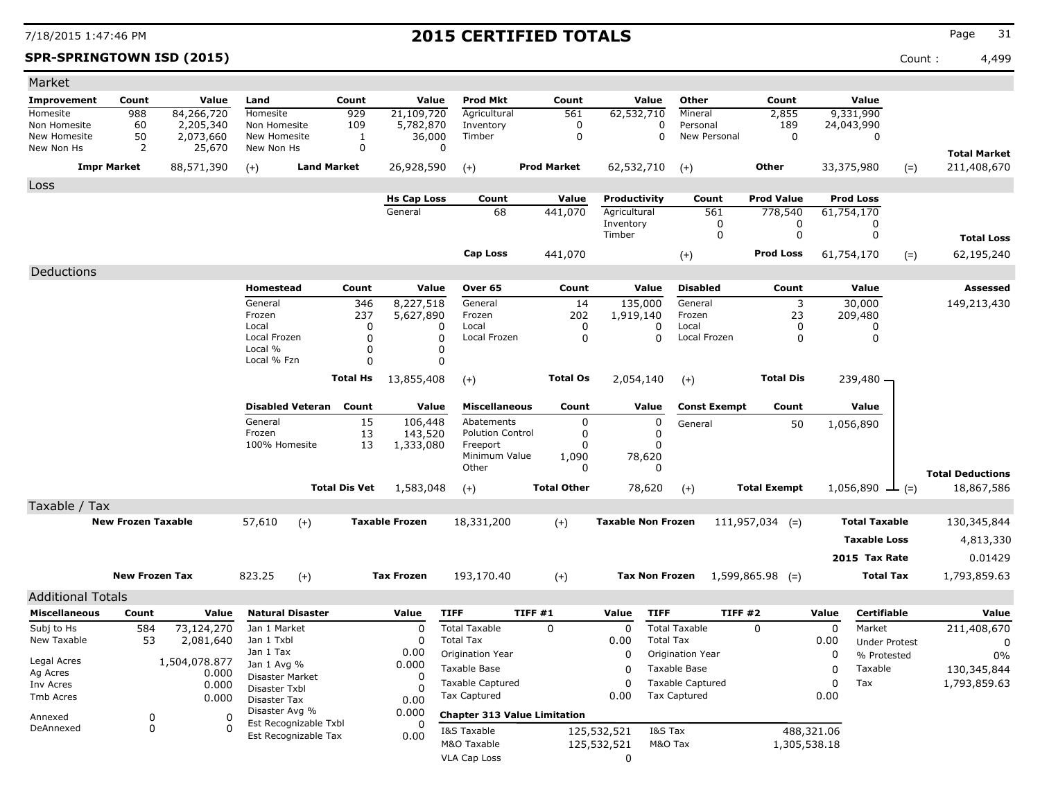# 2015 CERTIFIED TOTALS

**SPR-SPRINGTOWN ISD (2015)** Count : 4,499

## Market

| Improvement | Count | Value | Land | Count | Value | Prod Mkt | Count | Value | Other | Count | Value | | Total Market |
|---|---|---|---|---|---|---|---|---|---|---|---|---|---|
| Homesite | 988 | 84,266,720 | Homesite | 929 | 21,109,720 | Agricultural | 561 | 62,532,710 | Mineral | 2,855 | 9,331,990 | | |
| Non Homesite | 60 | 2,205,340 | Non Homesite | 109 | 5,782,870 | Inventory | 0 | 0 | Personal | 189 | 24,043,990 | | |
| New Homesite | 50 | 2,073,660 | New Homesite | 1 | 36,000 | Timber | 0 | 0 | New Personal | 0 | 0 | | |
| New Non Hs | 2 | 25,670 | New Non Hs | 0 | 0 | | | | | | | | |
| **Impr Market** | | 88,571,390 | (+) **Land Market** | | 26,928,590 | (+) **Prod Market** | | 62,532,710 | (+) **Other** | | 33,375,980 | (=) | 211,408,670 |

## Loss

| Hs Cap Loss | Count | Value | Productivity | Count | Prod Value | Prod Loss | | Total Loss |
|---|---|---|---|---|---|---|---|---|
| General | 68 | 441,070 | Agricultural | 561 | 778,540 | 61,754,170 | | |
| | | | Inventory | 0 | 0 | 0 | | |
| | | | Timber | 0 | 0 | 0 | | |
| **Cap Loss** | | 441,070 | (+) | | **Prod Loss** | 61,754,170 | (=) | 62,195,240 |

## Deductions

| Homestead | Count | Value | Over 65 | Count | Value | Disabled | Count | Value | Assessed |
|---|---|---|---|---|---|---|---|---|---|
| General | 346 | 8,227,518 | General | 14 | 135,000 | General | 3 | 30,000 | 149,213,430 |
| Frozen | 237 | 5,627,890 | Frozen | 202 | 1,919,140 | Frozen | 23 | 209,480 | |
| Local | 0 | 0 | Local | 0 | 0 | Local | 0 | 0 | |
| Local Frozen | 0 | 0 | Local Frozen | 0 | 0 | Local Frozen | 0 | 0 | |
| Local % | 0 | 0 | | | | | | | |
| Local % Fzn | 0 | 0 | | | | | | | |
| **Total Hs** | | 13,855,408 | (+) **Total Os** | | 2,054,140 | (+) **Total Dis** | | 239,480 | |

| Disabled Veteran | Count | Value | Miscellaneous | Count | Value | Const Exempt | Count | Value | | Total Deductions |
|---|---|---|---|---|---|---|---|---|---|---|
| General | 15 | 106,448 | Abatements | 0 | 0 | General | 50 | 1,056,890 | | |
| Frozen | 13 | 143,520 | Polution Control | 0 | 0 | | | | | |
| 100% Homesite | 13 | 1,333,080 | Freeport | 0 | 0 | | | | | |
| | | | Minimum Value | 1,090 | 78,620 | | | | | |
| | | | Other | 0 | 0 | | | | | |
| **Total Dis Vet** | | 1,583,048 | (+) **Total Other** | | 78,620 | (+) **Total Exempt** | | 1,056,890 | (=) | 18,867,586 |

## Taxable / Tax

| New Frozen Taxable | | Taxable Frozen | | Taxable Non Frozen | | Total Taxable |
|---|---|---|---|---|---|---|
| 57,610 | (+) | 18,331,200 | (+) | 111,957,034 | (=) | 130,345,844 |
| | | | | | Taxable Loss | 4,813,330 |
| | | | | | 2015 Tax Rate | 0.01429 |

| New Frozen Tax | | Tax Frozen | | Tax Non Frozen | | Total Tax |
|---|---|---|---|---|---|---|
| 823.25 | (+) | 193,170.40 | (+) | 1,599,865.98 | (=) | 1,793,859.63 |

## Additional Totals

| Miscellaneous | Count | Value |
|---|---|---|
| Subj to Hs | 584 | 73,124,270 |
| New Taxable | 53 | 2,081,640 |
| Legal Acres | | 1,504,078.877 |
| Ag Acres | | 0.000 |
| Inv Acres | | 0.000 |
| Tmb Acres | | 0.000 |
| Annexed | 0 | 0 |
| DeAnnexed | 0 | 0 |

| Natural Disaster | Value |
|---|---|
| Jan 1 Market | 0 |
| Jan 1 Txbl | 0 |
| Jan 1 Tax | 0.00 |
| Jan 1 Avg % | 0.000 |
| Disaster Market | 0 |
| Disaster Txbl | 0 |
| Disaster Tax | 0.00 |
| Disaster Avg % | 0.000 |
| Est Recognizable Txbl | 0 |
| Est Recognizable Tax | 0.00 |

| TIFF | TIFF #1 | Value | TIFF | TIFF #2 | Value |
|---|---|---|---|---|---|
| Total Taxable | 0 | 0 | Total Taxable | 0 | 0 |
| Total Tax | | 0.00 | Total Tax | | 0.00 |
| Origination Year | | 0 | Origination Year | | 0 |
| Taxable Base | | 0 | Taxable Base | | 0 |
| Taxable Captured | | 0 | Taxable Captured | | 0 |
| Tax Captured | | 0.00 | Tax Captured | | 0.00 |

**Chapter 313 Value Limitation**

| | | | |
|---|---|---|---|
| I&S Taxable | 125,532,521 | I&S Tax | 488,321.06 |
| M&O Taxable | 125,532,521 | M&O Tax | 1,305,538.18 |
| VLA Cap Loss | 0 | | |

| Certifiable | Value |
|---|---|
| Market | 211,408,670 |
| Under Protest | 0 |
| % Protested | 0% |
| Taxable | 130,345,844 |
| Tax | 1,793,859.63 |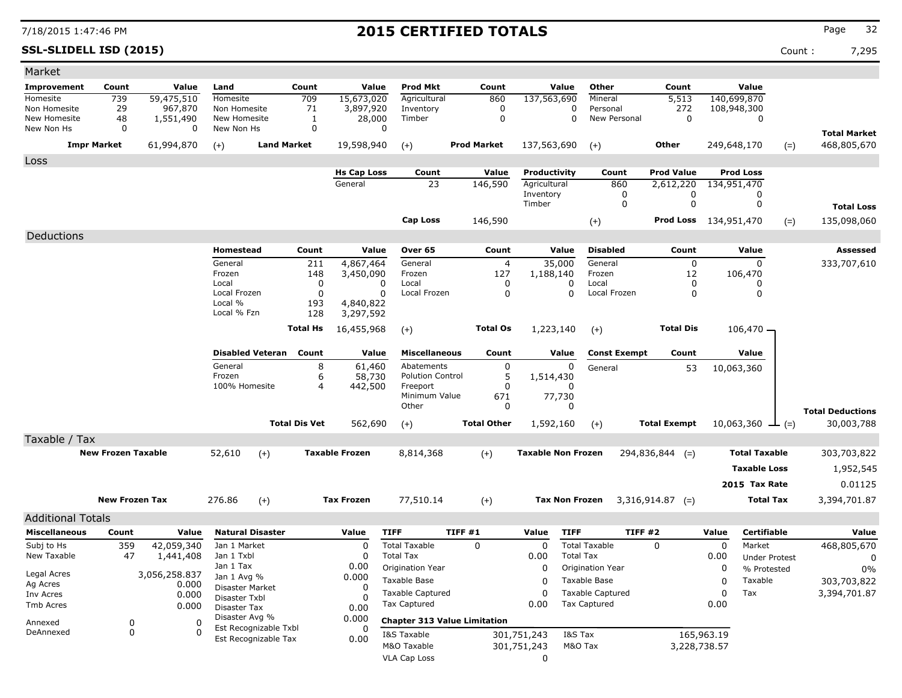# 2015 CERTIFIED TOTALS

**SSL-SLIDELL ISD (2015)** Count : 7,295

## Market

| Improvement | Count | Value | Land | Count | Value | Prod Mkt | Count | Value | Other | Count | Value | | |
|---|---|---|---|---|---|---|---|---|---|---|---|---|---|
| Homesite | 739 | 59,475,510 | Homesite | 709 | 15,673,020 | Agricultural | 860 | 137,563,690 | Mineral | 5,513 | 140,699,870 | | |
| Non Homesite | 29 | 967,870 | Non Homesite | 71 | 3,897,920 | Inventory | 0 | 0 | Personal | 272 | 108,948,300 | | |
| New Homesite | 48 | 1,551,490 | New Homesite | 1 | 28,000 | Timber | 0 | 0 | New Personal | 0 | 0 | | |
| New Non Hs | 0 | 0 | New Non Hs | 0 | 0 | | | | | | | | **Total Market** |
| **Impr Market** | | 61,994,870 | (+) **Land Market** | | 19,598,940 | (+) **Prod Market** | | 137,563,690 | (+) **Other** | | 249,648,170 | (=) | 468,805,670 |

## Loss

| Hs Cap Loss | Count | Value | Productivity | Count | Prod Value | Prod Loss | | |
|---|---|---|---|---|---|---|---|---|
| General | 23 | 146,590 | Agricultural | 860 | 2,612,220 | 134,951,470 | | |
| | | | Inventory | 0 | 0 | 0 | | |
| | | | Timber | 0 | 0 | 0 | | **Total Loss** |
| **Cap Loss** | | 146,590 | (+) | | **Prod Loss** | 134,951,470 | (=) | 135,098,060 |

## Deductions

| Homestead | Count | Value | Over 65 | Count | Value | Disabled | Count | Value | Assessed |
|---|---|---|---|---|---|---|---|---|---|
| General | 211 | 4,867,464 | General | 4 | 35,000 | General | 0 | 0 | 333,707,610 |
| Frozen | 148 | 3,450,090 | Frozen | 127 | 1,188,140 | Frozen | 12 | 106,470 | |
| Local | 0 | 0 | Local | 0 | 0 | Local | 0 | 0 | |
| Local Frozen | 0 | 0 | Local Frozen | 0 | 0 | Local Frozen | 0 | 0 | |
| Local % | 193 | 4,840,822 | | | | | | | |
| Local % Fzn | 128 | 3,297,592 | | | | | | | |
| **Total Hs** | | 16,455,968 | (+) **Total Os** | | 1,223,140 | (+) **Total Dis** | | 106,470 | |

| Disabled Veteran | Count | Value | Miscellaneous | Count | Value | Const Exempt | Count | Value | |
|---|---|---|---|---|---|---|---|---|---|
| General | 8 | 61,460 | Abatements | 0 | 0 | General | 53 | 10,063,360 | |
| Frozen | 6 | 58,730 | Polution Control | 5 | 1,514,430 | | | | |
| 100% Homesite | 4 | 442,500 | Freeport | 0 | 0 | | | | |
| | | | Minimum Value | 671 | 77,730 | | | | |
| | | | Other | 0 | 0 | | | | **Total Deductions** |
| **Total Dis Vet** | | 562,690 | (+) **Total Other** | | 1,592,160 | (+) **Total Exempt** | | 10,063,360 | (=) 30,003,788 |

## Taxable / Tax

| | | | | | | | |
|---|---|---|---|---|---|---|---|
| **New Frozen Taxable** | 52,610 | (+) **Taxable Frozen** | 8,814,368 | (+) **Taxable Non Frozen** | 294,836,844 (=) | **Total Taxable** | 303,703,822 |
| | | | | | | **Taxable Loss** | 1,952,545 |
| | | | | | | **2015 Tax Rate** | 0.01125 |
| **New Frozen Tax** | 276.86 | (+) **Tax Frozen** | 77,510.14 | (+) **Tax Non Frozen** | 3,316,914.87 (=) | **Total Tax** | 3,394,701.87 |

## Additional Totals

| Miscellaneous | Count | Value |
|---|---|---|
| Subj to Hs | 359 | 42,059,340 |
| New Taxable | 47 | 1,441,408 |
| Legal Acres | | 3,056,258.837 |
| Ag Acres | | 0.000 |
| Inv Acres | | 0.000 |
| Tmb Acres | | 0.000 |
| Annexed | 0 | 0 |
| DeAnnexed | 0 | 0 |

| Natural Disaster | Value |
|---|---|
| Jan 1 Market | 0 |
| Jan 1 Txbl | 0 |
| Jan 1 Tax | 0.00 |
| Jan 1 Avg % | 0.000 |
| Disaster Market | 0 |
| Disaster Txbl | 0 |
| Disaster Tax | 0.00 |
| Disaster Avg % | 0.000 |
| Est Recognizable Txbl | 0 |
| Est Recognizable Tax | 0.00 |

| TIFF | TIFF #1 | Value | TIFF | TIFF #2 | Value |
|---|---|---|---|---|---|
| Total Taxable | 0 | 0 | Total Taxable | 0 | 0 |
| Total Tax | | 0.00 | Total Tax | | 0.00 |
| Origination Year | | 0 | Origination Year | | 0 |
| Taxable Base | | 0 | Taxable Base | | 0 |
| Taxable Captured | | 0 | Taxable Captured | | 0 |
| Tax Captured | | 0.00 | Tax Captured | | 0.00 |

**Chapter 313 Value Limitation**

| | | | |
|---|---|---|---|
| I&S Taxable | 301,751,243 | I&S Tax | 165,963.19 |
| M&O Taxable | 301,751,243 | M&O Tax | 3,228,738.57 |
| VLA Cap Loss | 0 | | |

| Certifiable | Value |
|---|---|
| Market | 468,805,670 |
| Under Protest | 0 |
| % Protested | 0% |
| Taxable | 303,703,822 |
| Tax | 3,394,701.87 |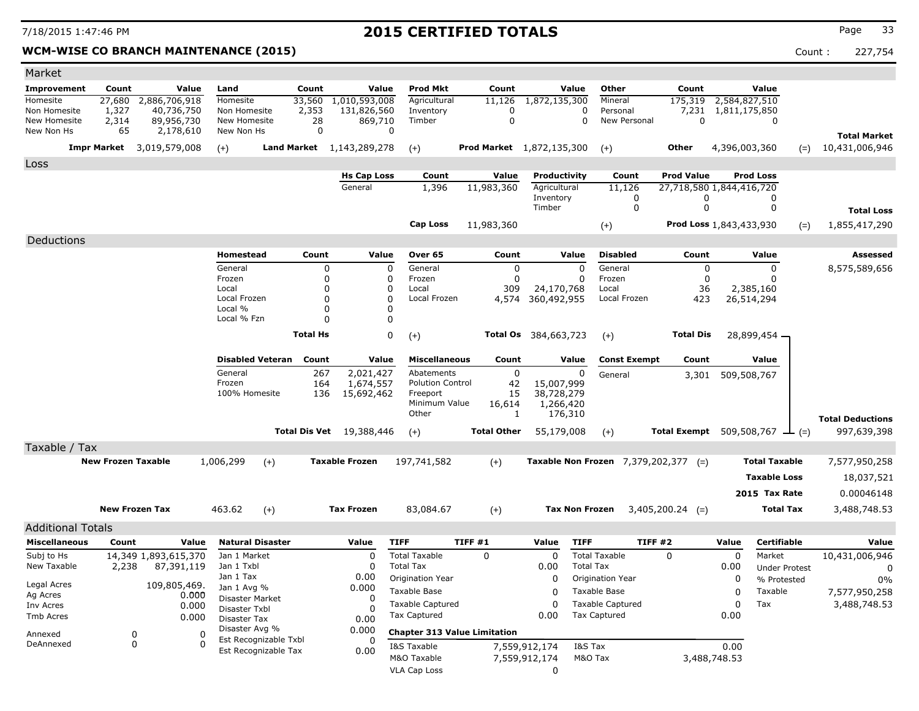7/18/2015 1:47:46 PM

# 2015 CERTIFIED TOTALS

**WCM-WISE CO BRANCH MAINTENANCE (2015)**

Count : 227,754

## Market

| Improvement | Count | Value | Land | Count | Value | Prod Mkt | Count | Value | Other | Count | Value | | |
|---|---|---|---|---|---|---|---|---|---|---|---|---|---|
| Homesite | 27,680 | 2,886,706,918 | Homesite | 33,560 | 1,010,593,008 | Agricultural | 11,126 | 1,872,135,300 | Mineral | 175,319 | 2,584,827,510 | | |
| Non Homesite | 1,327 | 40,736,750 | Non Homesite | 2,353 | 131,826,560 | Inventory | 0 | 0 | Personal | 7,231 | 1,811,175,850 | | |
| New Homesite | 2,314 | 89,956,730 | New Homesite | 28 | 869,710 | Timber | 0 | 0 | New Personal | 0 | 0 | | |
| New Non Hs | 65 | 2,178,610 | New Non Hs | 0 | 0 | | | | | | | | **Total Market** |
| **Impr Market** | | 3,019,579,008 | (+) **Land Market** | | 1,143,289,278 | (+) **Prod Market** | | 1,872,135,300 | (+) **Other** | | 4,396,003,360 | (=) | 10,431,006,946 |

## Loss

| Hs Cap Loss | Count | Value | Productivity | Count | Prod Value | Prod Loss | | |
|---|---|---|---|---|---|---|---|---|
| General | 1,396 | 11,983,360 | Agricultural | 11,126 | 27,718,580 | 1,844,416,720 | | |
| | | | Inventory | 0 | 0 | 0 | | |
| | | | Timber | 0 | 0 | 0 | | **Total Loss** |
| **Cap Loss** | | 11,983,360 | (+) | | **Prod Loss** | 1,843,433,930 | (=) | 1,855,417,290 |

## Deductions

| Homestead | Count | Value | Over 65 | Count | Value | Disabled | Count | Value | Assessed |
|---|---|---|---|---|---|---|---|---|---|
| General | 0 | 0 | General | 0 | 0 | General | 0 | 0 | 8,575,589,656 |
| Frozen | 0 | 0 | Frozen | 0 | 0 | Frozen | 0 | 0 | |
| Local | 0 | 0 | Local | 309 | 24,170,768 | Local | 36 | 2,385,160 | |
| Local Frozen | 0 | 0 | Local Frozen | 4,574 | 360,492,955 | Local Frozen | 423 | 26,514,294 | |
| Local % | 0 | 0 | | | | | | | |
| Local % Fzn | 0 | 0 | | | | | | | |
| **Total Hs** | | 0 | (+) **Total Os** | | 384,663,723 | (+) **Total Dis** | | 28,899,454 | |

| Disabled Veteran | Count | Value | Miscellaneous | Count | Value | Const Exempt | Count | Value | | |
|---|---|---|---|---|---|---|---|---|---|---|
| General | 267 | 2,021,427 | Abatements | 0 | 0 | General | 3,301 | 509,508,767 | | |
| Frozen | 164 | 1,674,557 | Polution Control | 42 | 15,007,999 | | | | | |
| 100% Homesite | 136 | 15,692,462 | Freeport | 15 | 38,728,279 | | | | | |
| | | | Minimum Value | 16,614 | 1,266,420 | | | | | |
| | | | Other | 1 | 176,310 | | | | | **Total Deductions** |
| **Total Dis Vet** | | 19,388,446 | (+) **Total Other** | | 55,179,008 | (+) **Total Exempt** | | 509,508,767 | (=) | 997,639,398 |

## Taxable / Tax

| New Frozen Taxable | | Taxable Frozen | | Taxable Non Frozen | | | |
|---|---|---|---|---|---|---|---|
| 1,006,299 | (+) | 197,741,582 | (+) | 7,379,202,377 | (=) | **Total Taxable** | 7,577,950,258 |
| | | | | | | **Taxable Loss** | 18,037,521 |
| | | | | | | **2015 Tax Rate** | 0.00046148 |

| New Frozen Tax | | Tax Frozen | | Tax Non Frozen | | | |
|---|---|---|---|---|---|---|---|
| 463.62 | (+) | 83,084.67 | (+) | 3,405,200.24 | (=) | **Total Tax** | 3,488,748.53 |

## Additional Totals

| Miscellaneous | Count | Value |
|---|---|---|
| Subj to Hs | 14,349 | 1,893,615,370 |
| New Taxable | 2,238 | 87,391,119 |
| Legal Acres | | 109,805,469. |
| Ag Acres | | 0.000 |
| Inv Acres | | 0.000 |
| Tmb Acres | | 0.000 |
| Annexed | 0 | 0 |
| DeAnnexed | 0 | 0 |

| Natural Disaster | Value |
|---|---|
| Jan 1 Market | 0 |
| Jan 1 Txbl | 0 |
| Jan 1 Tax | 0.00 |
| Jan 1 Avg % | 0.000 |
| Disaster Market | 0 |
| Disaster Txbl | 0 |
| Disaster Tax | 0.00 |
| Disaster Avg % | 0.000 |
| Est Recognizable Txbl | 0 |
| Est Recognizable Tax | 0.00 |

| TIFF | TIFF #1 | Value | TIFF | TIFF #2 | Value |
|---|---|---|---|---|---|
| Total Taxable | 0 | 0 | Total Taxable | 0 | 0 |
| Total Tax | | 0.00 | Total Tax | | 0.00 |
| Origination Year | | 0 | Origination Year | | 0 |
| Taxable Base | | 0 | Taxable Base | | 0 |
| Taxable Captured | | 0 | Taxable Captured | | 0 |
| Tax Captured | | 0.00 | Tax Captured | | 0.00 |

**Chapter 313 Value Limitation**

| | | | |
|---|---|---|---|
| I&S Taxable | 7,559,912,174 | I&S Tax | 0.00 |
| M&O Taxable | 7,559,912,174 | M&O Tax | 3,488,748.53 |
| VLA Cap Loss | 0 | | |

| Certifiable | Value |
|---|---|
| Market | 10,431,006,946 |
| Under Protest | 0 |
| % Protested | 0% |
| Taxable | 7,577,950,258 |
| Tax | 3,488,748.53 |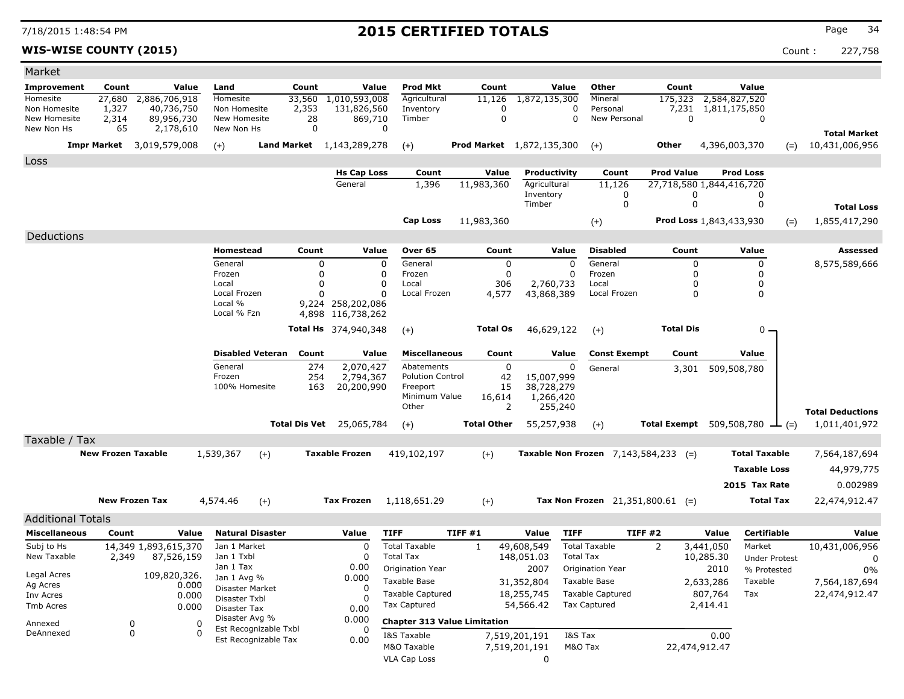# 2015 CERTIFIED TOTALS

**WIS-WISE COUNTY (2015)**

Count : 227,758

## Market

| Improvement | Count | Value | Land | Count | Value | Prod Mkt | Count | Value | Other | Count | Value | | |
|---|---|---|---|---|---|---|---|---|---|---|---|---|---|
| Homesite | 27,680 | 2,886,706,918 | Homesite | 33,560 | 1,010,593,008 | Agricultural | 11,126 | 1,872,135,300 | Mineral | 175,323 | 2,584,827,520 | | |
| Non Homesite | 1,327 | 40,736,750 | Non Homesite | 2,353 | 131,826,560 | Inventory | 0 | 0 | Personal | 7,231 | 1,811,175,850 | | |
| New Homesite | 2,314 | 89,956,730 | New Homesite | 28 | 869,710 | Timber | 0 | 0 | New Personal | 0 | 0 | | |
| New Non Hs | 65 | 2,178,610 | New Non Hs | 0 | 0 | | | | | | | | **Total Market** |
| **Impr Market** | | 3,019,579,008 | (+) **Land Market** | | 1,143,289,278 | (+) **Prod Market** | | 1,872,135,300 | (+) **Other** | | 4,396,003,370 | (=) | 10,431,006,956 |

## Loss

| Hs Cap Loss | Count | Value | Productivity | Count | Prod Value | Prod Loss | | |
|---|---|---|---|---|---|---|---|---|
| General | 1,396 | 11,983,360 | Agricultural | 11,126 | 27,718,580 | 1,844,416,720 | | |
| | | | Inventory | 0 | 0 | 0 | | |
| | | | Timber | 0 | 0 | 0 | | **Total Loss** |
| **Cap Loss** | | 11,983,360 | (+) | | **Prod Loss** | 1,843,433,930 | (=) | 1,855,417,290 |

## Deductions

| Homestead | Count | Value | Over 65 | Count | Value | Disabled | Count | Value | Assessed |
|---|---|---|---|---|---|---|---|---|---|
| General | 0 | 0 | General | 0 | 0 | General | 0 | 0 | 8,575,589,666 |
| Frozen | 0 | 0 | Frozen | 0 | 0 | Frozen | 0 | 0 | |
| Local | 0 | 0 | Local | 306 | 2,760,733 | Local | 0 | 0 | |
| Local Frozen | 0 | 0 | Local Frozen | 4,577 | 43,868,389 | Local Frozen | 0 | 0 | |
| Local % | 9,224 | 258,202,086 | | | | | | | |
| Local % Fzn | 4,898 | 116,738,262 | | | | | | | |
| **Total Hs** | | 374,940,348 | (+) **Total Os** | | 46,629,122 | (+) **Total Dis** | | 0 | |

| Disabled Veteran | Count | Value | Miscellaneous | Count | Value | Const Exempt | Count | Value | | |
|---|---|---|---|---|---|---|---|---|---|---|
| General | 274 | 2,070,427 | Abatements | 0 | 0 | General | 3,301 | 509,508,780 | | |
| Frozen | 254 | 2,794,367 | Polution Control | 42 | 15,007,999 | | | | | |
| 100% Homesite | 163 | 20,200,990 | Freeport | 15 | 38,728,279 | | | | | |
| | | | Minimum Value | 16,614 | 1,266,420 | | | | | |
| | | | Other | 2 | 255,240 | | | | | **Total Deductions** |
| **Total Dis Vet** | | 25,065,784 | (+) **Total Other** | | 55,257,938 | (+) **Total Exempt** | | 509,508,780 | (=) | 1,011,401,972 |

## Taxable / Tax

| | | | | | | | | |
|---|---|---|---|---|---|---|---|---|
| **New Frozen Taxable** | 1,539,367 | (+) | **Taxable Frozen** | 419,102,197 | (+) | **Taxable Non Frozen** 7,143,584,233 | (=) | **Total Taxable** 7,564,187,694 |
| | | | | | | | | **Taxable Loss** 44,979,775 |
| | | | | | | | | **2015 Tax Rate** 0.002989 |
| **New Frozen Tax** | 4,574.46 | (+) | **Tax Frozen** | 1,118,651.29 | (+) | **Tax Non Frozen** 21,351,800.61 | (=) | **Total Tax** 22,474,912.47 |

## Additional Totals

| Miscellaneous | Count | Value |
|---|---|---|
| Subj to Hs | 14,349 | 1,893,615,370 |
| New Taxable | 2,349 | 87,526,159 |
| Legal Acres | | 109,820,326. |
| Ag Acres | | 0.000 |
| Inv Acres | | 0.000 |
| Tmb Acres | | 0.000 |
| Annexed | 0 | 0 |
| DeAnnexed | 0 | 0 |

| Natural Disaster | Value |
|---|---|
| Jan 1 Market | 0 |
| Jan 1 Txbl | 0 |
| Jan 1 Tax | 0.00 |
| Jan 1 Avg % | 0.000 |
| Disaster Market | 0 |
| Disaster Txbl | 0 |
| Disaster Tax | 0.00 |
| Disaster Avg % | 0.000 |
| Est Recognizable Txbl | 0 |
| Est Recognizable Tax | 0.00 |

| TIFF | TIFF #1 | Value | TIFF | TIFF #2 | Value |
|---|---|---|---|---|---|
| Total Taxable | 1 | 49,608,549 | Total Taxable | 2 | 3,441,050 |
| Total Tax | | 148,051.03 | Total Tax | | 10,285.30 |
| Origination Year | | 2007 | Origination Year | | 2010 |
| Taxable Base | | 31,352,804 | Taxable Base | | 2,633,286 |
| Taxable Captured | | 18,255,745 | Taxable Captured | | 807,764 |
| Tax Captured | | 54,566.42 | Tax Captured | | 2,414.41 |

**Chapter 313 Value Limitation**

| | | | |
|---|---|---|---|
| I&S Taxable | 7,519,201,191 | I&S Tax | 0.00 |
| M&O Taxable | 7,519,201,191 | M&O Tax | 22,474,912.47 |
| VLA Cap Loss | 0 | | |

| Certifiable | Value |
|---|---|
| Market | 10,431,006,956 |
| Under Protest | 0 |
| % Protested | 0% |
| Taxable | 7,564,187,694 |
| Tax | 22,474,912.47 |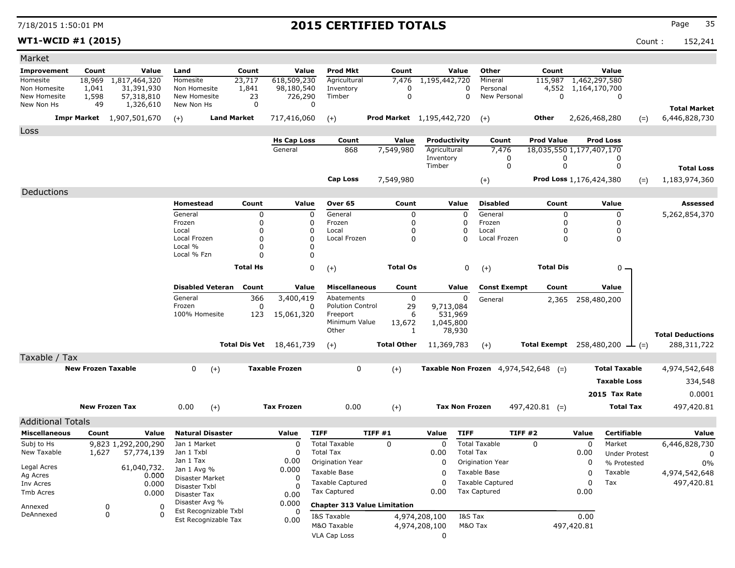# 2015 CERTIFIED TOTALS

**WT1-WCID #1 (2015)**

Count : 152,241

## Market

| Improvement | Count | Value | Land | Count | Value | Prod Mkt | Count | Value | Other | Count | Value | | |
|---|---|---|---|---|---|---|---|---|---|---|---|---|---|
| Homesite | 18,969 | 1,817,464,320 | Homesite | 23,717 | 618,509,230 | Agricultural | 7,476 | 1,195,442,720 | Mineral | 115,987 | 1,462,297,580 | | |
| Non Homesite | 1,041 | 31,391,930 | Non Homesite | 1,841 | 98,180,540 | Inventory | 0 | 0 | Personal | 4,552 | 1,164,170,700 | | |
| New Homesite | 1,598 | 57,318,810 | New Homesite | 23 | 726,290 | Timber | 0 | 0 | New Personal | 0 | 0 | | |
| New Non Hs | 49 | 1,326,610 | New Non Hs | 0 | 0 | | | | | | | | **Total Market** |
| **Impr Market** | | 1,907,501,670 | (+) **Land Market** | | 717,416,060 | (+) **Prod Market** | | 1,195,442,720 | (+) **Other** | | 2,626,468,280 | (=) | 6,446,828,730 |

## Loss

| Hs Cap Loss | Count | Value | Productivity | Count | Prod Value | Prod Loss | | |
|---|---|---|---|---|---|---|---|---|
| General | 868 | 7,549,980 | Agricultural | 7,476 | 18,035,550 | 1,177,407,170 | | |
| | | | Inventory | 0 | 0 | 0 | | |
| | | | Timber | 0 | 0 | 0 | | **Total Loss** |
| **Cap Loss** | | 7,549,980 | (+) | | **Prod Loss** | 1,176,424,380 | (=) | 1,183,974,360 |

## Deductions

| Homestead | Count | Value | Over 65 | Count | Value | Disabled | Count | Value | Assessed |
|---|---|---|---|---|---|---|---|---|---|
| General | 0 | 0 | General | 0 | 0 | General | 0 | 0 | 5,262,854,370 |
| Frozen | 0 | 0 | Frozen | 0 | 0 | Frozen | 0 | 0 | |
| Local | 0 | 0 | Local | 0 | 0 | Local | 0 | 0 | |
| Local Frozen | 0 | 0 | Local Frozen | 0 | 0 | Local Frozen | 0 | 0 | |
| Local % | 0 | 0 | | | | | | | |
| Local % Fzn | 0 | 0 | | | | | | | |
| **Total Hs** | | 0 | (+) **Total Os** | | 0 | (+) **Total Dis** | | 0 | |

| Disabled Veteran | Count | Value | Miscellaneous | Count | Value | Const Exempt | Count | Value | |
|---|---|---|---|---|---|---|---|---|---|
| General | 366 | 3,400,419 | Abatements | 0 | 0 | General | 2,365 | 258,480,200 | |
| Frozen | 0 | 0 | Polution Control | 29 | 9,713,084 | | | | |
| 100% Homesite | 123 | 15,061,320 | Freeport | 6 | 531,969 | | | | |
| | | | Minimum Value | 13,672 | 1,045,800 | | | | |
| | | | Other | 1 | 78,930 | | | | **Total Deductions** |
| **Total Dis Vet** | | 18,461,739 | (+) **Total Other** | | 11,369,783 | (+) **Total Exempt** | | 258,480,200 | (=) 288,311,722 |

## Taxable / Tax

| | | | | | | | |
|---|---|---|---|---|---|---|---|
| **New Frozen Taxable** | 0 | (+) **Taxable Frozen** | 0 | (+) **Taxable Non Frozen** | 4,974,542,648 | (=) **Total Taxable** | 4,974,542,648 |
| | | | | | | **Taxable Loss** | 334,548 |
| | | | | | | **2015 Tax Rate** | 0.0001 |
| **New Frozen Tax** | 0.00 | (+) **Tax Frozen** | 0.00 | (+) **Tax Non Frozen** | 497,420.81 | (=) **Total Tax** | 497,420.81 |

## Additional Totals

| Miscellaneous | Count | Value |
|---|---|---|
| Subj to Hs | 9,823 | 1,292,200,290 |
| New Taxable | 1,627 | 57,774,139 |
| Legal Acres | | 61,040,732. |
| Ag Acres | | 0.000 |
| Inv Acres | | 0.000 |
| Tmb Acres | | 0.000 |
| Annexed | 0 | 0 |
| DeAnnexed | 0 | 0 |

| Natural Disaster | Value |
|---|---|
| Jan 1 Market | 0 |
| Jan 1 Txbl | 0 |
| Jan 1 Tax | 0.00 |
| Jan 1 Avg % | 0.000 |
| Disaster Market | 0 |
| Disaster Txbl | 0 |
| Disaster Tax | 0.00 |
| Disaster Avg % | 0.000 |
| Est Recognizable Txbl | 0 |
| Est Recognizable Tax | 0.00 |

| TIFF | TIFF #1 | Value | TIFF | TIFF #2 | Value |
|---|---|---|---|---|---|
| Total Taxable | 0 | 0 | Total Taxable | 0 | 0 |
| Total Tax | | 0.00 | Total Tax | | 0.00 |
| Origination Year | | 0 | Origination Year | | 0 |
| Taxable Base | | 0 | Taxable Base | | 0 |
| Taxable Captured | | 0 | Taxable Captured | | 0 |
| Tax Captured | | 0.00 | Tax Captured | | 0.00 |

**Chapter 313 Value Limitation**

| | | | |
|---|---|---|---|
| I&S Taxable | 4,974,208,100 | I&S Tax | 0.00 |
| M&O Taxable | 4,974,208,100 | M&O Tax | 497,420.81 |
| VLA Cap Loss | 0 | | |

| Certifiable | Value |
|---|---|
| Market | 6,446,828,730 |
| Under Protest | 0 |
| % Protested | 0% |
| Taxable | 4,974,542,648 |
| Tax | 497,420.81 |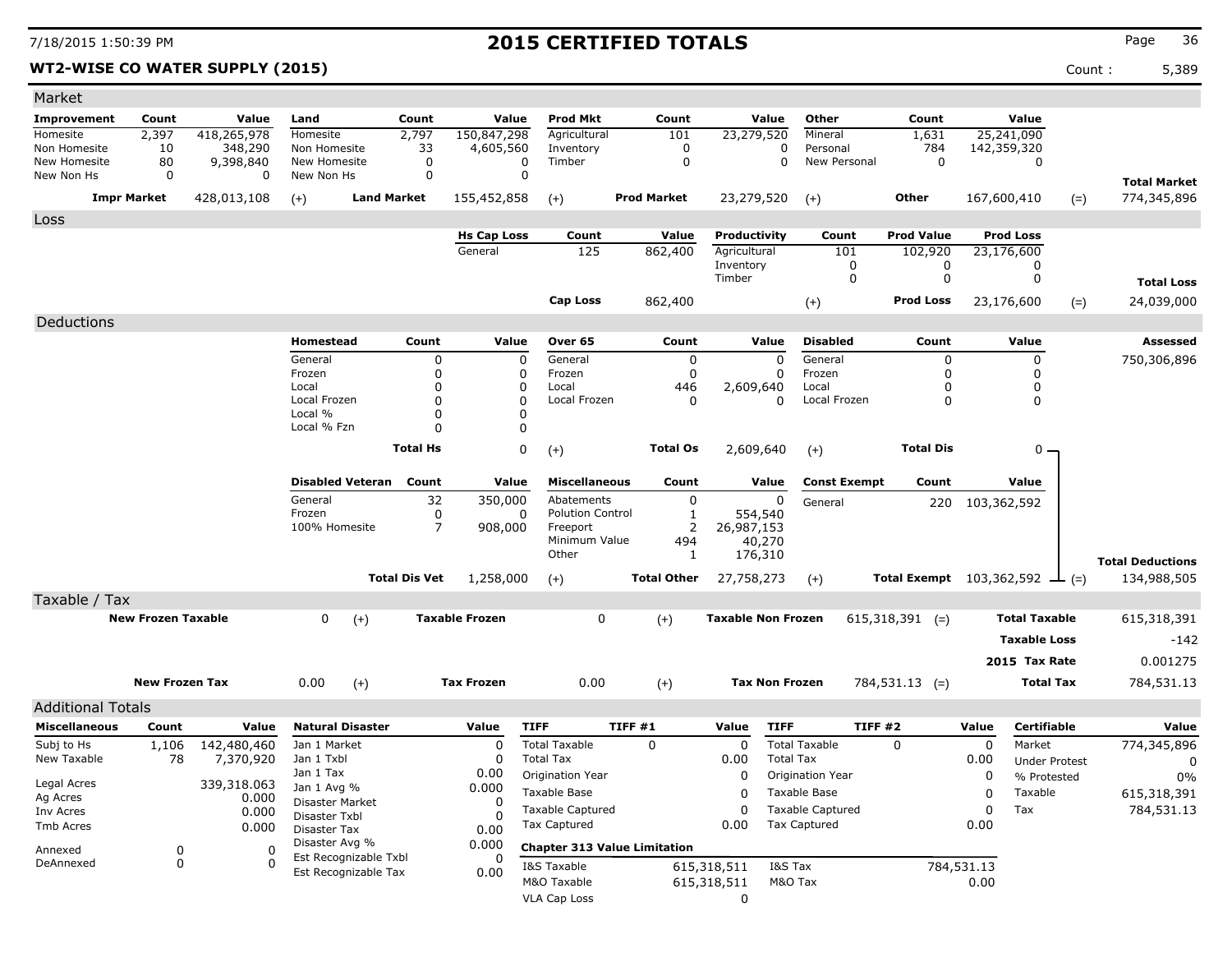# 2015 CERTIFIED TOTALS

**WT2-WISE CO WATER SUPPLY (2015)** Count : 5,389

## Market

| Improvement | Count | Value | Land | Count | Value | Prod Mkt | Count | Value | Other | Count | Value | | |
|---|---|---|---|---|---|---|---|---|---|---|---|---|---|
| Homesite | 2,397 | 418,265,978 | Homesite | 2,797 | 150,847,298 | Agricultural | 101 | 23,279,520 | Mineral | 1,631 | 25,241,090 | | |
| Non Homesite | 10 | 348,290 | Non Homesite | 33 | 4,605,560 | Inventory | 0 | 0 | Personal | 784 | 142,359,320 | | |
| New Homesite | 80 | 9,398,840 | New Homesite | 0 | 0 | Timber | 0 | 0 | New Personal | 0 | 0 | | |
| New Non Hs | 0 | 0 | New Non Hs | 0 | 0 | | | | | | | | **Total Market** |
| **Impr Market** | | 428,013,108 | (+) **Land Market** | | 155,452,858 | (+) **Prod Market** | | 23,279,520 | (+) **Other** | | 167,600,410 | (=) | 774,345,896 |

## Loss

| Hs Cap Loss | Count | Value | Productivity | Count | Prod Value | Prod Loss | | |
|---|---|---|---|---|---|---|---|---|
| General | 125 | 862,400 | Agricultural | 101 | 102,920 | 23,176,600 | | |
| | | | Inventory | 0 | 0 | 0 | | |
| | | | Timber | 0 | 0 | 0 | | **Total Loss** |
| **Cap Loss** | | 862,400 | (+) | | **Prod Loss** | 23,176,600 | (=) | 24,039,000 |

## Deductions

| Homestead | Count | Value | Over 65 | Count | Value | Disabled | Count | Value | Assessed |
|---|---|---|---|---|---|---|---|---|---|
| General | 0 | 0 | General | 0 | 0 | General | 0 | 0 | 750,306,896 |
| Frozen | 0 | 0 | Frozen | 0 | 0 | Frozen | 0 | 0 | |
| Local | 0 | 0 | Local | 446 | 2,609,640 | Local | 0 | 0 | |
| Local Frozen | 0 | 0 | Local Frozen | 0 | 0 | Local Frozen | 0 | 0 | |
| Local % | 0 | 0 | | | | | | | |
| Local % Fzn | 0 | 0 | | | | | | | |
| **Total Hs** | | 0 | (+) **Total Os** | | 2,609,640 | (+) **Total Dis** | | 0 | |

| Disabled Veteran | Count | Value | Miscellaneous | Count | Value | Const Exempt | Count | Value | |
|---|---|---|---|---|---|---|---|---|---|
| General | 32 | 350,000 | Abatements | 0 | 0 | General | 220 | 103,362,592 | |
| Frozen | 0 | 0 | Polution Control | 1 | 554,540 | | | | |
| 100% Homesite | 7 | 908,000 | Freeport | 2 | 26,987,153 | | | | |
| | | | Minimum Value | 494 | 40,270 | | | | |
| | | | Other | 1 | 176,310 | | | | **Total Deductions** |
| **Total Dis Vet** | | 1,258,000 | (+) **Total Other** | | 27,758,273 | (+) **Total Exempt** | | 103,362,592 (=) | 134,988,505 |

## Taxable / Tax

| New Frozen Taxable | | Taxable Frozen | | Taxable Non Frozen | | | |
|---|---|---|---|---|---|---|---|
| 0 | (+) | 0 | (+) | 615,318,391 | (=) | **Total Taxable** | 615,318,391 |
| | | | | | | **Taxable Loss** | -142 |
| | | | | | | **2015 Tax Rate** | 0.001275 |
| **New Frozen Tax** 0.00 | (+) | **Tax Frozen** 0.00 | (+) | **Tax Non Frozen** 784,531.13 | (=) | **Total Tax** | 784,531.13 |

## Additional Totals

| Miscellaneous | Count | Value |
|---|---|---|
| Subj to Hs | 1,106 | 142,480,460 |
| New Taxable | 78 | 7,370,920 |
| Legal Acres | | 339,318.063 |
| Ag Acres | | 0.000 |
| Inv Acres | | 0.000 |
| Tmb Acres | | 0.000 |
| Annexed | 0 | 0 |
| DeAnnexed | 0 | 0 |

| Natural Disaster | Value |
|---|---|
| Jan 1 Market | 0 |
| Jan 1 Txbl | 0 |
| Jan 1 Tax | 0.00 |
| Jan 1 Avg % | 0.000 |
| Disaster Market | 0 |
| Disaster Txbl | 0 |
| Disaster Tax | 0.00 |
| Disaster Avg % | 0.000 |
| Est Recognizable Txbl | 0 |
| Est Recognizable Tax | 0.00 |

| TIFF | TIFF #1 | Value | TIFF | TIFF #2 | Value |
|---|---|---|---|---|---|
| Total Taxable | 0 | 0 | Total Taxable | 0 | 0 |
| Total Tax | | 0.00 | Total Tax | | 0.00 |
| Origination Year | | 0 | Origination Year | | 0 |
| Taxable Base | | 0 | Taxable Base | | 0 |
| Taxable Captured | | 0 | Taxable Captured | | 0 |
| Tax Captured | | 0.00 | Tax Captured | | 0.00 |

**Chapter 313 Value Limitation**

| | | | |
|---|---|---|---|
| I&S Taxable | 615,318,511 | I&S Tax | 784,531.13 |
| M&O Taxable | 615,318,511 | M&O Tax | 0.00 |
| VLA Cap Loss | 0 | | |

| Certifiable | Value |
|---|---|
| Market | 774,345,896 |
| Under Protest | 0 |
| % Protested | 0% |
| Taxable | 615,318,391 |
| Tax | 784,531.13 |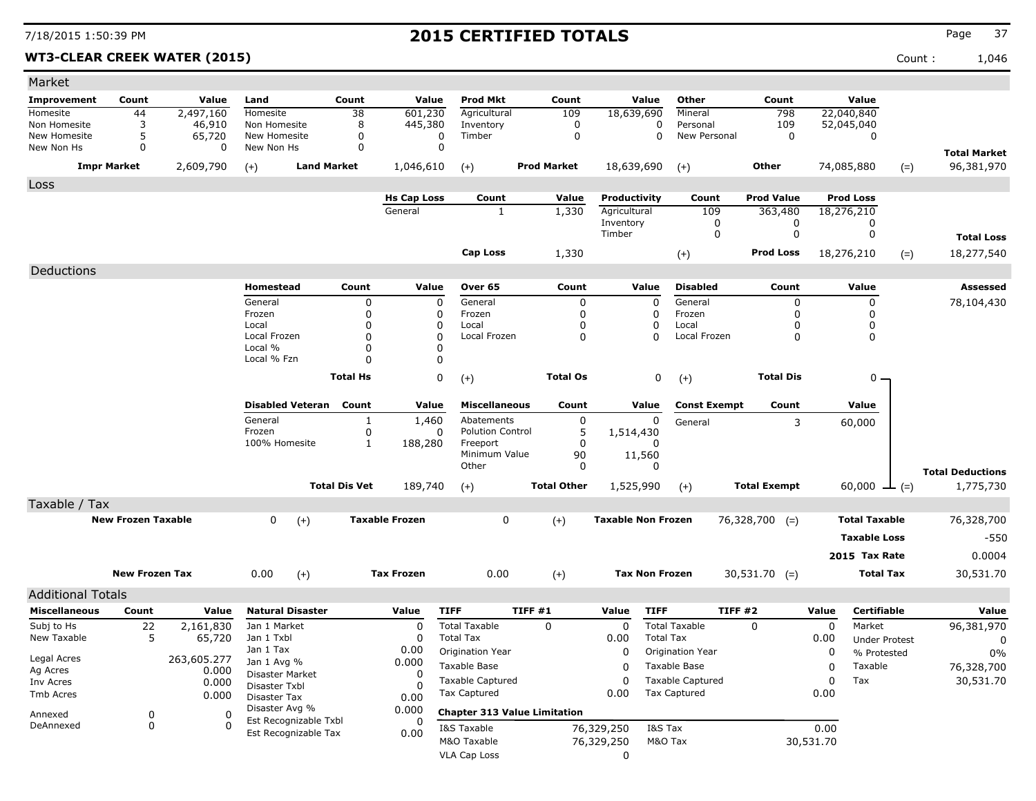# 2015 CERTIFIED TOTALS

7/18/2015 1:50:39 PM

**WT3-CLEAR CREEK WATER (2015)** Count : 1,046

## Market

| Improvement | Count | Value | Land | Count | Value | Prod Mkt | Count | Value | Other | Count | Value | | |
|---|---|---|---|---|---|---|---|---|---|---|---|---|---|
| Homesite | 44 | 2,497,160 | Homesite | 38 | 601,230 | Agricultural | 109 | 18,639,690 | Mineral | 798 | 22,040,840 | | |
| Non Homesite | 3 | 46,910 | Non Homesite | 8 | 445,380 | Inventory | 0 | 0 | Personal | 109 | 52,045,040 | | |
| New Homesite | 5 | 65,720 | New Homesite | 0 | 0 | Timber | 0 | 0 | New Personal | 0 | 0 | | |
| New Non Hs | 0 | 0 | New Non Hs | 0 | 0 | | | | | | | | **Total Market** |
| **Impr Market** | | 2,609,790 | (+) **Land Market** | | 1,046,610 | (+) **Prod Market** | | 18,639,690 | (+) **Other** | | 74,085,880 | (=) | 96,381,970 |

## Loss

| Hs Cap Loss | Count | Value | Productivity | Count | Prod Value | Prod Loss | | |
|---|---|---|---|---|---|---|---|---|
| General | 1 | 1,330 | Agricultural | 109 | 363,480 | 18,276,210 | | |
| | | | Inventory | 0 | 0 | 0 | | |
| | | | Timber | 0 | 0 | 0 | | **Total Loss** |
| **Cap Loss** | | 1,330 | (+) | | **Prod Loss** | 18,276,210 | (=) | 18,277,540 |

## Deductions

| Homestead | Count | Value | Over 65 | Count | Value | Disabled | Count | Value | | **Assessed** |
|---|---|---|---|---|---|---|---|---|---|---|
| General | 0 | 0 | General | 0 | 0 | General | 0 | 0 | | 78,104,430 |
| Frozen | 0 | 0 | Frozen | 0 | 0 | Frozen | 0 | 0 | | |
| Local | 0 | 0 | Local | 0 | 0 | Local | 0 | 0 | | |
| Local Frozen | 0 | 0 | Local Frozen | 0 | 0 | Local Frozen | 0 | 0 | | |
| Local % | 0 | 0 | | | | | | | | |
| Local % Fzn | 0 | 0 | | | | | | | | |
| **Total Hs** | | 0 | (+) **Total Os** | | 0 | (+) **Total Dis** | | 0 | | |

| Disabled Veteran | Count | Value | Miscellaneous | Count | Value | Const Exempt | Count | Value | | |
|---|---|---|---|---|---|---|---|---|---|---|
| General | 1 | 1,460 | Abatements | 0 | 0 | General | 3 | 60,000 | | |
| Frozen | 0 | 0 | Polution Control | 5 | 1,514,430 | | | | | |
| 100% Homesite | 1 | 188,280 | Freeport | 0 | 0 | | | | | |
| | | | Minimum Value | 90 | 11,560 | | | | | |
| | | | Other | 0 | 0 | | | | | **Total Deductions** |
| **Total Dis Vet** | | 189,740 | (+) **Total Other** | | 1,525,990 | (+) **Total Exempt** | | 60,000 | (=) | 1,775,730 |

## Taxable / Tax

| | | | | | | | |
|---|---|---|---|---|---|---|---|
| **New Frozen Taxable** | 0 | (+) **Taxable Frozen** | 0 | (+) **Taxable Non Frozen** | 76,328,700 | (=) **Total Taxable** | 76,328,700 |
| | | | | | | **Taxable Loss** | -550 |
| | | | | | | **2015 Tax Rate** | 0.0004 |
| **New Frozen Tax** | 0.00 | (+) **Tax Frozen** | 0.00 | (+) **Tax Non Frozen** | 30,531.70 | (=) **Total Tax** | 30,531.70 |

## Additional Totals

| Miscellaneous | Count | Value | Natural Disaster | Value | TIFF | TIFF #1 | Value | TIFF | TIFF #2 | Value | Certifiable | Value |
|---|---|---|---|---|---|---|---|---|---|---|---|---|
| Subj to Hs | 22 | 2,161,830 | Jan 1 Market | 0 | Total Taxable | 0 | 0 | Total Taxable | 0 | 0 | Market | 96,381,970 |
| New Taxable | 5 | 65,720 | Jan 1 Txbl | 0 | Total Tax | | 0.00 | Total Tax | | 0.00 | Under Protest | 0 |
| | | | Jan 1 Tax | 0.00 | Origination Year | | 0 | Origination Year | | 0 | % Protested | 0% |
| Legal Acres | | 263,605.277 | Jan 1 Avg % | 0.000 | Taxable Base | | 0 | Taxable Base | | 0 | Taxable | 76,328,700 |
| Ag Acres | | 0.000 | Disaster Market | 0 | Taxable Captured | | 0 | Taxable Captured | | 0 | Tax | 30,531.70 |
| Inv Acres | | 0.000 | Disaster Txbl | 0 | Tax Captured | | 0.00 | Tax Captured | | 0.00 | | |
| Tmb Acres | | 0.000 | Disaster Tax | 0.00 | | | | | | | | |
| Annexed | 0 | 0 | Disaster Avg % | 0.000 | | | | | | | | |
| DeAnnexed | 0 | 0 | Est Recognizable Txbl | 0 | | | | | | | | |
| | | | Est Recognizable Tax | 0.00 | | | | | | | | |

**Chapter 313 Value Limitation**

| | | | |
|---|---|---|---|
| I&S Taxable | 76,329,250 | I&S Tax | 0.00 |
| M&O Taxable | 76,329,250 | M&O Tax | 30,531.70 |
| VLA Cap Loss | 0 | | |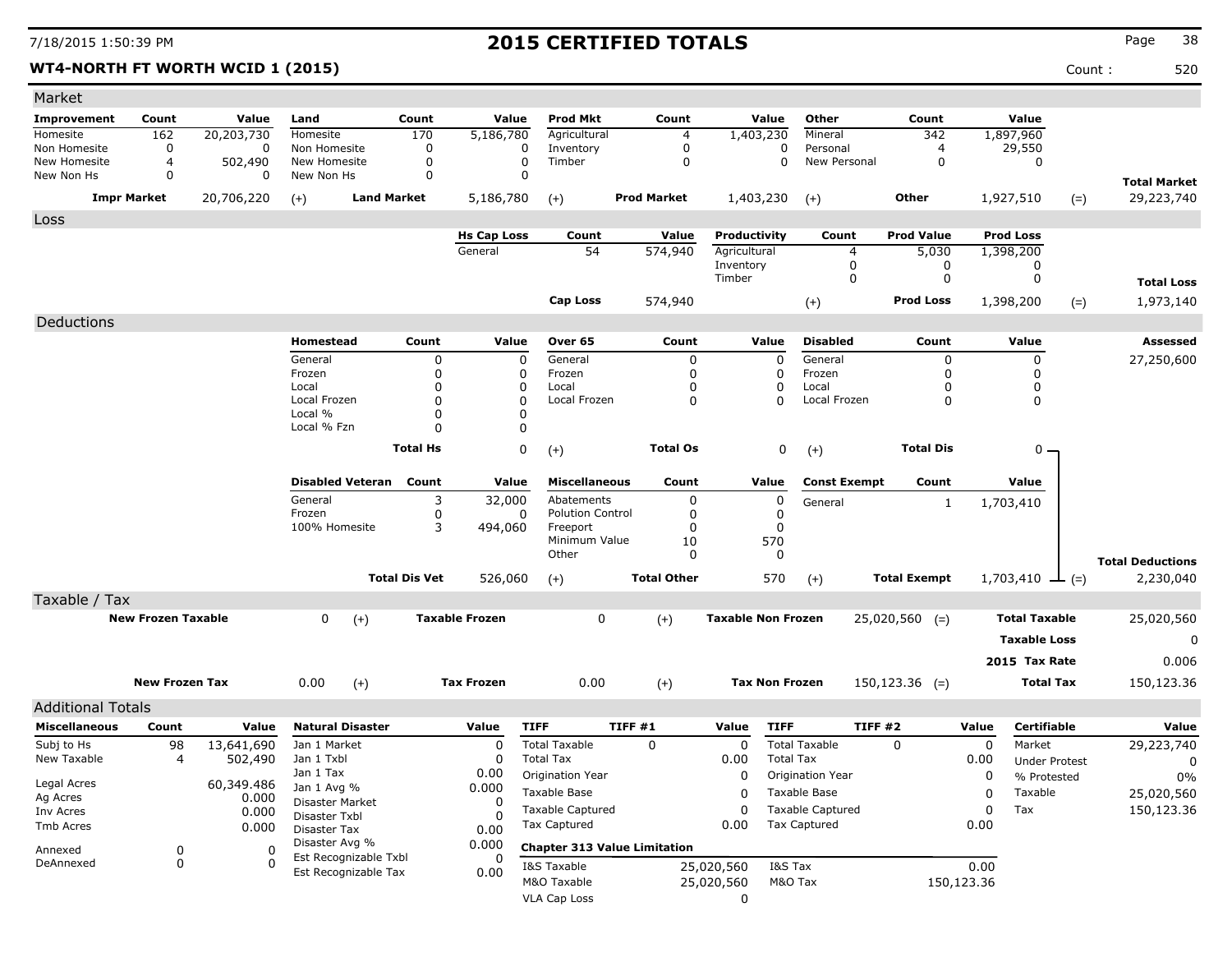# 2015 CERTIFIED TOTALS

7/18/2015 1:50:39 PM

**WT4-NORTH FT WORTH WCID 1 (2015)** Count : 520

## Market

| Improvement | Count | Value | Land | Count | Value | Prod Mkt | Count | Value | Other | Count | Value | | |
|---|---|---|---|---|---|---|---|---|---|---|---|---|---|
| Homesite | 162 | 20,203,730 | Homesite | 170 | 5,186,780 | Agricultural | 4 | 1,403,230 | Mineral | 342 | 1,897,960 | | |
| Non Homesite | 0 | 0 | Non Homesite | 0 | 0 | Inventory | 0 | 0 | Personal | 4 | 29,550 | | |
| New Homesite | 4 | 502,490 | New Homesite | 0 | 0 | Timber | 0 | 0 | New Personal | 0 | 0 | | |
| New Non Hs | 0 | 0 | New Non Hs | 0 | 0 | | | | | | | | **Total Market** |
| **Impr Market** | | 20,706,220 | (+) | **Land Market** | 5,186,780 | (+) | **Prod Market** | 1,403,230 | (+) | **Other** | 1,927,510 | (=) | 29,223,740 |

## Loss

| Hs Cap Loss | Count | Value | Productivity | Count | Prod Value | Prod Loss | | |
|---|---|---|---|---|---|---|---|---|
| General | 54 | 574,940 | Agricultural | 4 | 5,030 | 1,398,200 | | |
| | | | Inventory | 0 | 0 | 0 | | |
| | | | Timber | 0 | 0 | 0 | | **Total Loss** |
| | **Cap Loss** | 574,940 | | (+) | **Prod Loss** | 1,398,200 | (=) | 1,973,140 |

## Deductions

| Homestead | Count | Value | Over 65 | Count | Value | Disabled | Count | Value | Assessed |
|---|---|---|---|---|---|---|---|---|---|
| General | 0 | 0 | General | 0 | 0 | General | 0 | 0 | 27,250,600 |
| Frozen | 0 | 0 | Frozen | 0 | 0 | Frozen | 0 | 0 | |
| Local | 0 | 0 | Local | 0 | 0 | Local | 0 | 0 | |
| Local Frozen | 0 | 0 | Local Frozen | 0 | 0 | Local Frozen | 0 | 0 | |
| Local % | 0 | 0 | | | | | | | |
| Local % Fzn | 0 | 0 | | | | | | | |
| | **Total Hs** | 0 | (+) | **Total Os** | 0 | (+) | **Total Dis** | 0 | |

| Disabled Veteran | Count | Value | Miscellaneous | Count | Value | Const Exempt | Count | Value | | |
|---|---|---|---|---|---|---|---|---|---|---|
| General | 3 | 32,000 | Abatements | 0 | 0 | General | 1 | 1,703,410 | | |
| Frozen | 0 | 0 | Polution Control | 0 | 0 | | | | | |
| 100% Homesite | 3 | 494,060 | Freeport | 0 | 0 | | | | | |
| | | | Minimum Value | 10 | 570 | | | | | |
| | | | Other | 0 | 0 | | | | | **Total Deductions** |
| | **Total Dis Vet** | 526,060 | (+) | **Total Other** | 570 | (+) | **Total Exempt** | 1,703,410 | (=) | 2,230,040 |

## Taxable / Tax

| New Frozen Taxable | | | Taxable Frozen | | | Taxable Non Frozen | | | | |
|---|---|---|---|---|---|---|---|---|---|---|
| **New Frozen Taxable** | 0 | (+) | **Taxable Frozen** | 0 | (+) | **Taxable Non Frozen** | 25,020,560 | (=) | **Total Taxable** | 25,020,560 |
| | | | | | | | | | **Taxable Loss** | 0 |
| | | | | | | | | | **2015 Tax Rate** | 0.006 |
| **New Frozen Tax** | 0.00 | (+) | **Tax Frozen** | 0.00 | (+) | **Tax Non Frozen** | 150,123.36 | (=) | **Total Tax** | 150,123.36 |

## Additional Totals

| Miscellaneous | Count | Value |
|---|---|---|
| Subj to Hs | 98 | 13,641,690 |
| New Taxable | 4 | 502,490 |
| Legal Acres | | 60,349.486 |
| Ag Acres | | 0.000 |
| Inv Acres | | 0.000 |
| Tmb Acres | | 0.000 |
| Annexed | 0 | 0 |
| DeAnnexed | 0 | 0 |

| Natural Disaster | Value |
|---|---|
| Jan 1 Market | 0 |
| Jan 1 Txbl | 0 |
| Jan 1 Tax | 0.00 |
| Jan 1 Avg % | 0.000 |
| Disaster Market | 0 |
| Disaster Txbl | 0 |
| Disaster Tax | 0.00 |
| Disaster Avg % | 0.000 |
| Est Recognizable Txbl | 0 |
| Est Recognizable Tax | 0.00 |

| TIFF | TIFF #1 | Value | TIFF | TIFF #2 | Value |
|---|---|---|---|---|---|
| Total Taxable | 0 | 0 | Total Taxable | 0 | 0 |
| Total Tax | | 0.00 | Total Tax | | 0.00 |
| Origination Year | | 0 | Origination Year | | 0 |
| Taxable Base | | 0 | Taxable Base | | 0 |
| Taxable Captured | | 0 | Taxable Captured | | 0 |
| Tax Captured | | 0.00 | Tax Captured | | 0.00 |

**Chapter 313 Value Limitation**

| | | | |
|---|---|---|---|
| I&S Taxable | 25,020,560 | I&S Tax | 0.00 |
| M&O Taxable | 25,020,560 | M&O Tax | 150,123.36 |
| VLA Cap Loss | 0 | | |

| Certifiable | Value |
|---|---|
| Market | 29,223,740 |
| Under Protest | 0 |
| % Protested | 0% |
| Taxable | 25,020,560 |
| Tax | 150,123.36 |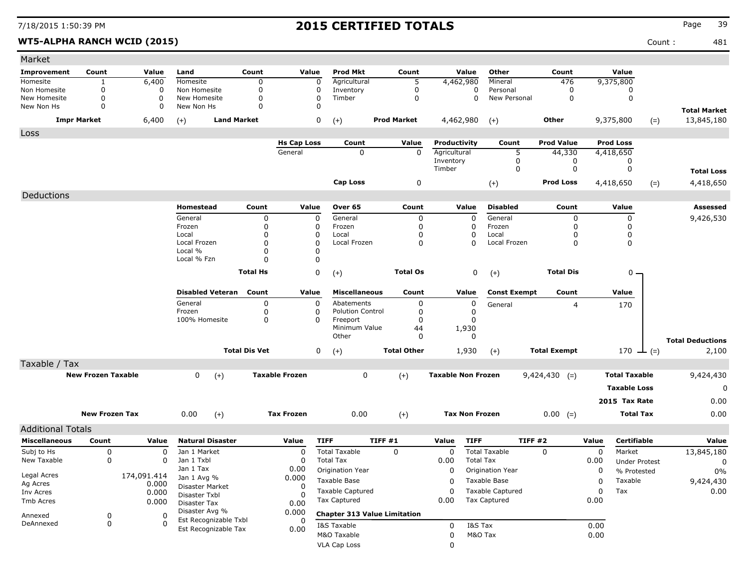# 2015 CERTIFIED TOTALS

**WT5-ALPHA RANCH WCID (2015)** Count : 481

## Market

| Improvement | Count | Value | Land | Count | Value | Prod Mkt | Count | Value | Other | Count | Value | | |
|---|---|---|---|---|---|---|---|---|---|---|---|---|---|
| Homesite | 1 | 6,400 | Homesite | 0 | 0 | Agricultural | 5 | 4,462,980 | Mineral | 476 | 9,375,800 | | |
| Non Homesite | 0 | 0 | Non Homesite | 0 | 0 | Inventory | 0 | 0 | Personal | 0 | 0 | | |
| New Homesite | 0 | 0 | New Homesite | 0 | 0 | Timber | 0 | 0 | New Personal | 0 | 0 | | |
| New Non Hs | 0 | 0 | New Non Hs | 0 | 0 | | | | | | | | **Total Market** |
| **Impr Market** | | 6,400 | (+) **Land Market** | | 0 | (+) **Prod Market** | | 4,462,980 | (+) **Other** | | 9,375,800 | (=) | 13,845,180 |

## Loss

| Hs Cap Loss | Count | Value | Productivity | Count | Prod Value | Prod Loss | | |
|---|---|---|---|---|---|---|---|---|
| General | 0 | 0 | Agricultural | 5 | 44,330 | 4,418,650 | | |
| | | | Inventory | 0 | 0 | 0 | | |
| | | | Timber | 0 | 0 | 0 | | **Total Loss** |
| **Cap Loss** | | 0 | (+) | | **Prod Loss** | 4,418,650 | (=) | 4,418,650 |

## Deductions

| Homestead | Count | Value | Over 65 | Count | Value | Disabled | Count | Value | | Assessed |
|---|---|---|---|---|---|---|---|---|---|---|
| General | 0 | 0 | General | 0 | 0 | General | 0 | 0 | | 9,426,530 |
| Frozen | 0 | 0 | Frozen | 0 | 0 | Frozen | 0 | 0 | | |
| Local | 0 | 0 | Local | 0 | 0 | Local | 0 | 0 | | |
| Local Frozen | 0 | 0 | Local Frozen | 0 | 0 | Local Frozen | 0 | 0 | | |
| Local % | 0 | 0 | | | | | | | | |
| Local % Fzn | 0 | 0 | | | | | | | | |
| **Total Hs** | | 0 | (+) **Total Os** | | 0 | (+) **Total Dis** | | 0 | | |

| Disabled Veteran | Count | Value | Miscellaneous | Count | Value | Const Exempt | Count | Value | | |
|---|---|---|---|---|---|---|---|---|---|---|
| General | 0 | 0 | Abatements | 0 | 0 | General | 4 | 170 | | |
| Frozen | 0 | 0 | Polution Control | 0 | 0 | | | | | |
| 100% Homesite | 0 | 0 | Freeport | 0 | 0 | | | | | |
| | | | Minimum Value | 44 | 1,930 | | | | | |
| | | | Other | 0 | 0 | | | | | **Total Deductions** |
| **Total Dis Vet** | | 0 | (+) **Total Other** | | 1,930 | (+) **Total Exempt** | | 170 | (=) | 2,100 |

## Taxable / Tax

| | | | | | | | | |
|---|---|---|---|---|---|---|---|---|
| **New Frozen Taxable** | 0 | (+) | **Taxable Frozen** | 0 | (+) | **Taxable Non Frozen** | 9,424,430 (=) | **Total Taxable** 9,424,430 |
| | | | | | | | | **Taxable Loss** 0 |
| | | | | | | | | **2015 Tax Rate** 0.00 |
| **New Frozen Tax** | 0.00 | (+) | **Tax Frozen** | 0.00 | (+) | **Tax Non Frozen** | 0.00 (=) | **Total Tax** 0.00 |

## Additional Totals

| Miscellaneous | Count | Value |
|---|---|---|
| Subj to Hs | 0 | 0 |
| New Taxable | 0 | 0 |
| Legal Acres | | 174,091.414 |
| Ag Acres | | 0.000 |
| Inv Acres | | 0.000 |
| Tmb Acres | | 0.000 |
| Annexed | 0 | 0 |
| DeAnnexed | 0 | 0 |

| Natural Disaster | Value |
|---|---|
| Jan 1 Market | 0 |
| Jan 1 Txbl | 0 |
| Jan 1 Tax | 0.00 |
| Jan 1 Avg % | 0.000 |
| Disaster Market | 0 |
| Disaster Txbl | 0 |
| Disaster Tax | 0.00 |
| Disaster Avg % | 0.000 |
| Est Recognizable Txbl | 0 |
| Est Recognizable Tax | 0.00 |

| TIFF | TIFF #1 | Value | TIFF | TIFF #2 | Value |
|---|---|---|---|---|---|
| Total Taxable | 0 | 0 | Total Taxable | 0 | 0 |
| Total Tax | | 0.00 | Total Tax | | 0.00 |
| Origination Year | | 0 | Origination Year | | 0 |
| Taxable Base | | 0 | Taxable Base | | 0 |
| Taxable Captured | | 0 | Taxable Captured | | 0 |
| Tax Captured | | 0.00 | Tax Captured | | 0.00 |

**Chapter 313 Value Limitation**

| | | | |
|---|---|---|---|
| I&S Taxable | 0 | I&S Tax | 0.00 |
| M&O Taxable | 0 | M&O Tax | 0.00 |
| VLA Cap Loss | 0 | | |

| Certifiable | Value |
|---|---|
| Market | 13,845,180 |
| Under Protest | 0 |
| % Protested | 0% |
| Taxable | 9,424,430 |
| Tax | 0.00 |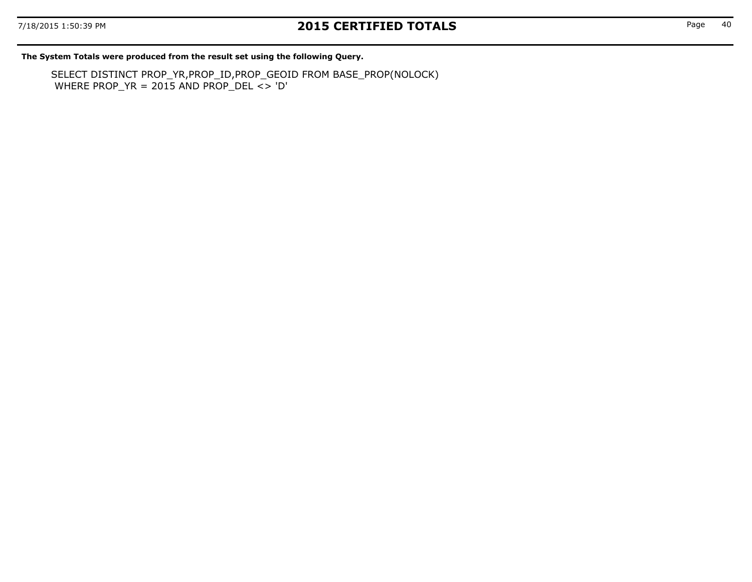**The System Totals were produced from the result set using the following Query.**

```
SELECT DISTINCT PROP_YR,PROP_ID,PROP_GEOID FROM BASE_PROP(NOLOCK)
 WHERE PROP_YR = 2015 AND PROP_DEL <> 'D'
```